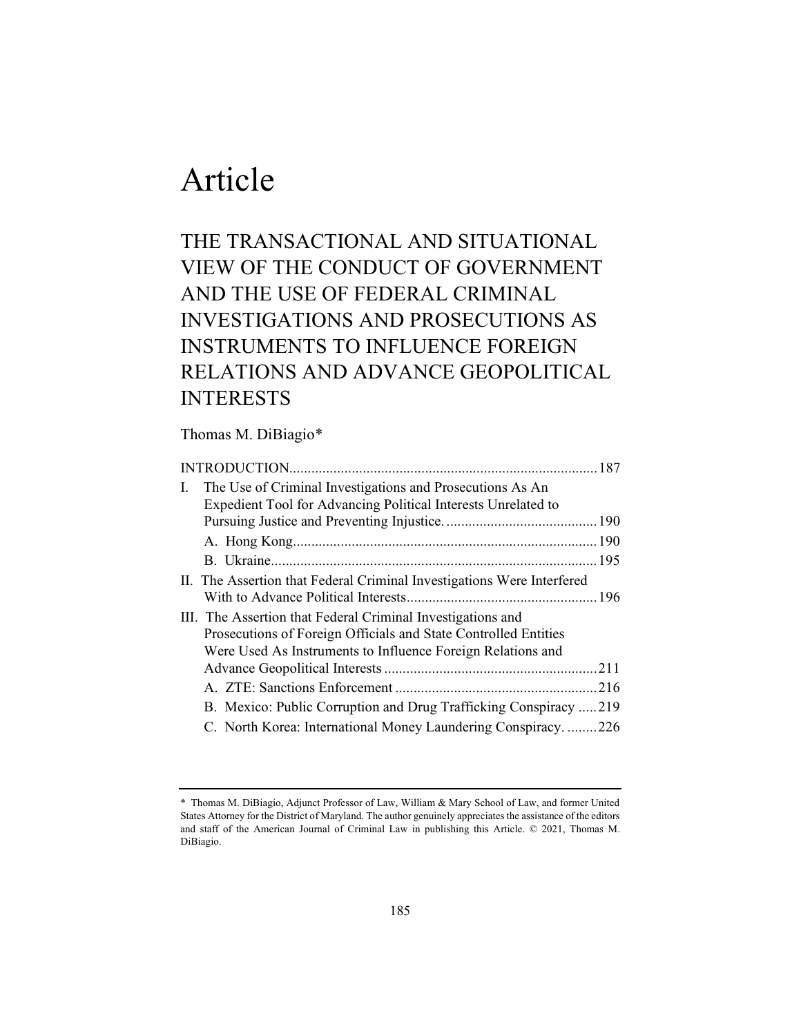# Article

## THE TRANSACTIONAL AND SITUATIONAL VIEW OF THE CONDUCT OF GOVERNMENT AND THE USE OF FEDERAL CRIMINAL INVESTIGATIONS AND PROSECUTIONS AS INSTRUMENTS TO INFLUENCE FOREIGN RELATIONS AND ADVANCE GEOPOLITICAL INTERESTS

Thomas M. DiBiagio*

| | |
|---|---|
| INTRODUCTION | 187 |
| I. The Use of Criminal Investigations and Prosecutions As An Expedient Tool for Advancing Political Interests Unrelated to Pursuing Justice and Preventing Injustice. | 190 |
| A. Hong Kong | 190 |
| B. Ukraine | 195 |
| II. The Assertion that Federal Criminal Investigations Were Interfered With to Advance Political Interests | 196 |
| III. The Assertion that Federal Criminal Investigations and Prosecutions of Foreign Officials and State Controlled Entities Were Used As Instruments to Influence Foreign Relations and Advance Geopolitical Interests | 211 |
| A. ZTE: Sanctions Enforcement | 216 |
| B. Mexico: Public Corruption and Drug Trafficking Conspiracy | 219 |
| C. North Korea: International Money Laundering Conspiracy. | 226 |

---

\* Thomas M. DiBiagio, Adjunct Professor of Law, William & Mary School of Law, and former United States Attorney for the District of Maryland. The author genuinely appreciates the assistance of the editors and staff of the American Journal of Criminal Law in publishing this Article. © 2021, Thomas M. DiBiagio.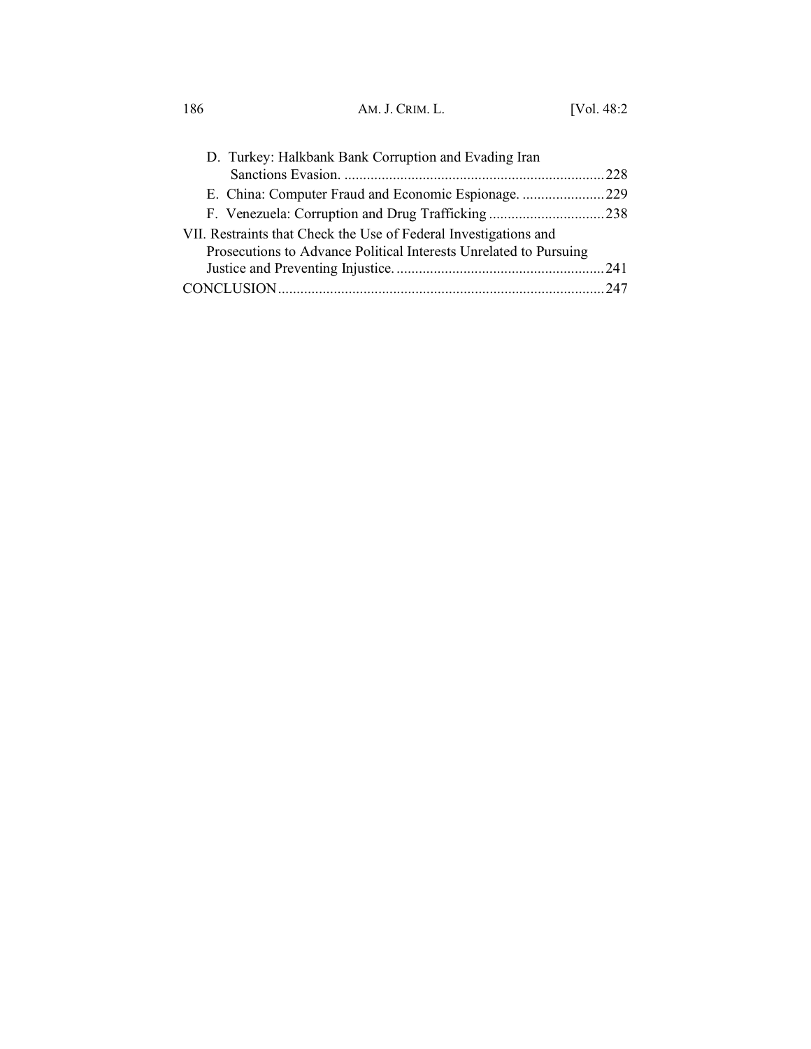- D. Turkey: Halkbank Bank Corruption and Evading Iran Sanctions Evasion. ......................................................................228
- E. China: Computer Fraud and Economic Espionage. ......................229
- F. Venezuela: Corruption and Drug Trafficking ...............................238

VII. Restraints that Check the Use of Federal Investigations and Prosecutions to Advance Political Interests Unrelated to Pursuing Justice and Preventing Injustice. ........................................................241

CONCLUSION........................................................................................247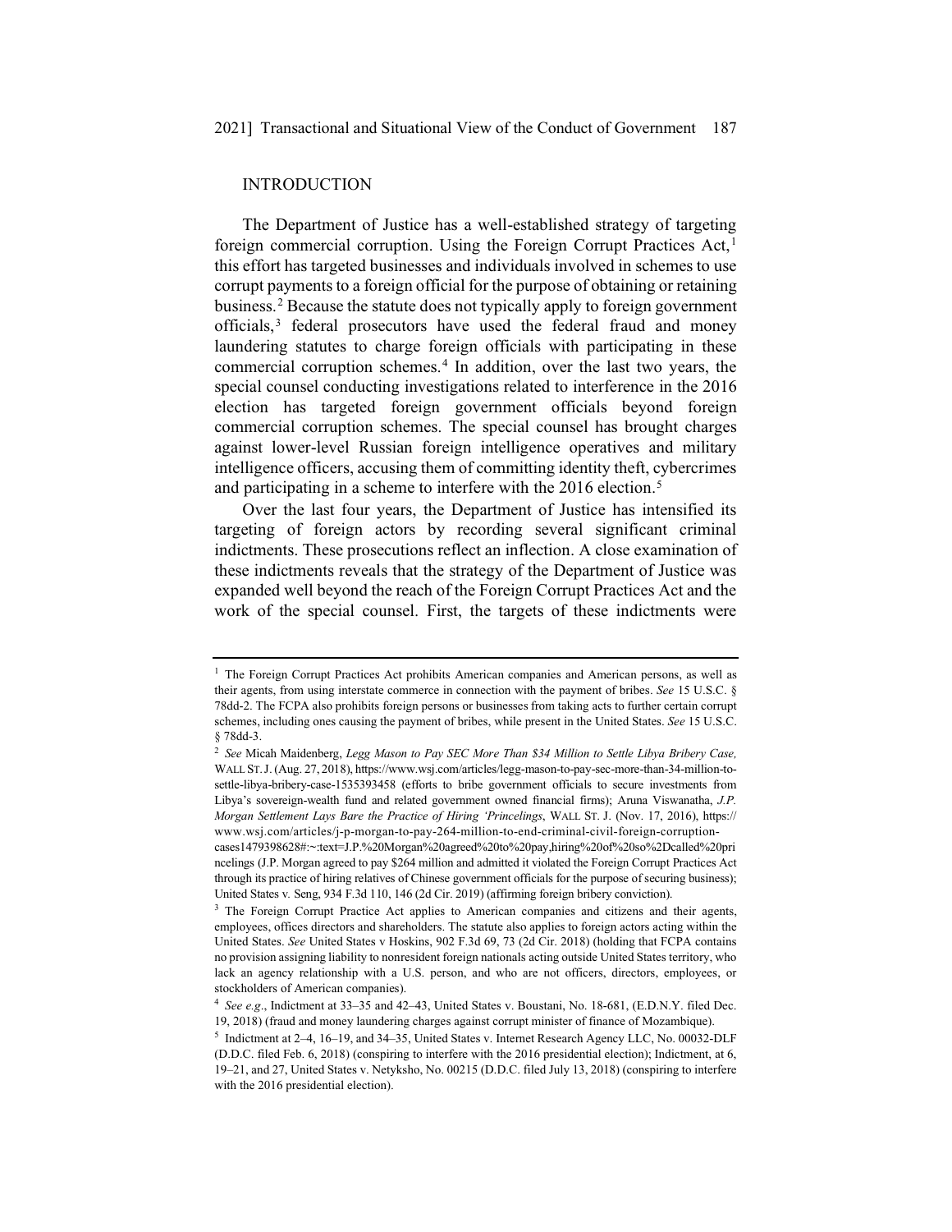## INTRODUCTION

The Department of Justice has a well-established strategy of targeting foreign commercial corruption. Using the Foreign Corrupt Practices Act,[1] this effort has targeted businesses and individuals involved in schemes to use corrupt payments to a foreign official for the purpose of obtaining or retaining business.[2] Because the statute does not typically apply to foreign government officials,[3] federal prosecutors have used the federal fraud and money laundering statutes to charge foreign officials with participating in these commercial corruption schemes.[4] In addition, over the last two years, the special counsel conducting investigations related to interference in the 2016 election has targeted foreign government officials beyond foreign commercial corruption schemes. The special counsel has brought charges against lower-level Russian foreign intelligence operatives and military intelligence officers, accusing them of committing identity theft, cybercrimes and participating in a scheme to interfere with the 2016 election.[5]

Over the last four years, the Department of Justice has intensified its targeting of foreign actors by recording several significant criminal indictments. These prosecutions reflect an inflection. A close examination of these indictments reveals that the strategy of the Department of Justice was expanded well beyond the reach of the Foreign Corrupt Practices Act and the work of the special counsel. First, the targets of these indictments were

---

[1] The Foreign Corrupt Practices Act prohibits American companies and American persons, as well as their agents, from using interstate commerce in connection with the payment of bribes. *See* 15 U.S.C. § 78dd-2. The FCPA also prohibits foreign persons or businesses from taking acts to further certain corrupt schemes, including ones causing the payment of bribes, while present in the United States. *See* 15 U.S.C. § 78dd-3.

[2] *See* Micah Maidenberg, *Legg Mason to Pay SEC More Than $34 Million to Settle Libya Bribery Case,* WALL ST. J. (Aug. 27, 2018), https://www.wsj.com/articles/legg-mason-to-pay-sec-more-than-34-million-to-settle-libya-bribery-case-1535393458 (efforts to bribe government officials to secure investments from Libya's sovereign-wealth fund and related government owned financial firms); Aruna Viswanatha, *J.P. Morgan Settlement Lays Bare the Practice of Hiring 'Princelings*, WALL ST. J. (Nov. 17, 2016), https://www.wsj.com/articles/j-p-morgan-to-pay-264-million-to-end-criminal-civil-foreign-corruption-cases1479398628#:~:text=J.P.%20Morgan%20agreed%20to%20pay,hiring%20of%20so%2Dcalled%20princelings (J.P. Morgan agreed to pay $264 million and admitted it violated the Foreign Corrupt Practices Act through its practice of hiring relatives of Chinese government officials for the purpose of securing business); United States v. Seng, 934 F.3d 110, 146 (2d Cir. 2019) (affirming foreign bribery conviction).

[3] The Foreign Corrupt Practice Act applies to American companies and citizens and their agents, employees, offices directors and shareholders. The statute also applies to foreign actors acting within the United States. *See* United States v Hoskins, 902 F.3d 69, 73 (2d Cir. 2018) (holding that FCPA contains no provision assigning liability to nonresident foreign nationals acting outside United States territory, who lack an agency relationship with a U.S. person, and who are not officers, directors, employees, or stockholders of American companies).

[4] *See e.g*., Indictment at 33–35 and 42–43, United States v. Boustani, No. 18-681, (E.D.N.Y. filed Dec. 19, 2018) (fraud and money laundering charges against corrupt minister of finance of Mozambique).

[5] Indictment at 2–4, 16–19, and 34–35, United States v. Internet Research Agency LLC, No. 00032-DLF (D.D.C. filed Feb. 6, 2018) (conspiring to interfere with the 2016 presidential election); Indictment, at 6, 19–21, and 27, United States v. Netyksho, No. 00215 (D.D.C. filed July 13, 2018) (conspiring to interfere with the 2016 presidential election).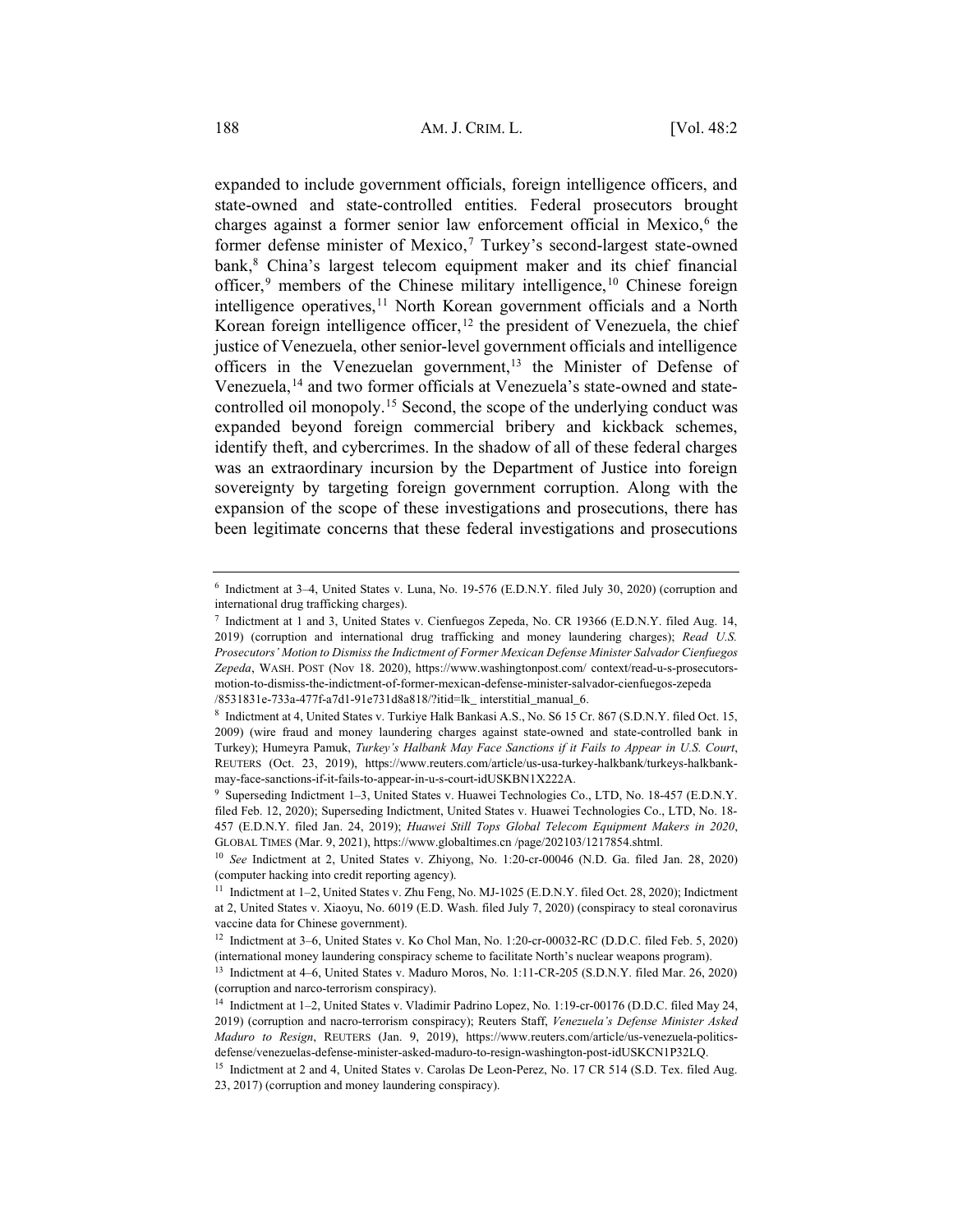expanded to include government officials, foreign intelligence officers, and state-owned and state-controlled entities. Federal prosecutors brought charges against a former senior law enforcement official in Mexico,[6] the former defense minister of Mexico,[7] Turkey's second-largest state-owned bank,[8] China's largest telecom equipment maker and its chief financial officer,[9] members of the Chinese military intelligence,[10] Chinese foreign intelligence operatives,[11] North Korean government officials and a North Korean foreign intelligence officer,[12] the president of Venezuela, the chief justice of Venezuela, other senior-level government officials and intelligence officers in the Venezuelan government,[13] the Minister of Defense of Venezuela,[14] and two former officials at Venezuela's state-owned and state-controlled oil monopoly.[15] Second, the scope of the underlying conduct was expanded beyond foreign commercial bribery and kickback schemes, identify theft, and cybercrimes. In the shadow of all of these federal charges was an extraordinary incursion by the Department of Justice into foreign sovereignty by targeting foreign government corruption. Along with the expansion of the scope of these investigations and prosecutions, there has been legitimate concerns that these federal investigations and prosecutions

---

[6] Indictment at 3–4, United States v. Luna, No. 19-576 (E.D.N.Y. filed July 30, 2020) (corruption and international drug trafficking charges).

[7] Indictment at 1 and 3, United States v. Cienfuegos Zepeda, No. CR 19366 (E.D.N.Y. filed Aug. 14, 2019) (corruption and international drug trafficking and money laundering charges); *Read U.S. Prosecutors' Motion to Dismiss the Indictment of Former Mexican Defense Minister Salvador Cienfuegos Zepeda*, WASH. POST (Nov 18. 2020), https://www.washingtonpost.com/ context/read-u-s-prosecutors-motion-to-dismiss-the-indictment-of-former-mexican-defense-minister-salvador-cienfuegos-zepeda /8531831e-733a-477f-a7d1-91e731d8a818/?itid=lk_ interstitial_manual_6.

[8] Indictment at 4, United States v. Turkiye Halk Bankasi A.S., No. S6 15 Cr. 867 (S.D.N.Y. filed Oct. 15, 2009) (wire fraud and money laundering charges against state-owned and state-controlled bank in Turkey); Humeyra Pamuk, *Turkey's Halbank May Face Sanctions if it Fails to Appear in U.S. Court*, REUTERS (Oct. 23, 2019), https://www.reuters.com/article/us-usa-turkey-halkbank/turkeys-halkbank-may-face-sanctions-if-it-fails-to-appear-in-u-s-court-idUSKBN1X222A.

[9] Superseding Indictment 1–3, United States v. Huawei Technologies Co., LTD, No. 18-457 (E.D.N.Y. filed Feb. 12, 2020); Superseding Indictment, United States v. Huawei Technologies Co., LTD, No. 18-457 (E.D.N.Y. filed Jan. 24, 2019); *Huawei Still Tops Global Telecom Equipment Makers in 2020*, GLOBAL TIMES (Mar. 9, 2021), https://www.globaltimes.cn /page/202103/1217854.shtml.

[10] *See* Indictment at 2, United States v. Zhiyong, No. 1:20-cr-00046 (N.D. Ga. filed Jan. 28, 2020) (computer hacking into credit reporting agency).

[11] Indictment at 1–2, United States v. Zhu Feng, No. MJ-1025 (E.D.N.Y. filed Oct. 28, 2020); Indictment at 2, United States v. Xiaoyu, No. 6019 (E.D. Wash. filed July 7, 2020) (conspiracy to steal coronavirus vaccine data for Chinese government).

[12] Indictment at 3–6, United States v. Ko Chol Man, No. 1:20-cr-00032-RC (D.D.C. filed Feb. 5, 2020) (international money laundering conspiracy scheme to facilitate North's nuclear weapons program).

[13] Indictment at 4–6, United States v. Maduro Moros, No. 1:11-CR-205 (S.D.N.Y. filed Mar. 26, 2020) (corruption and narco-terrorism conspiracy).

[14] Indictment at 1–2, United States v. Vladimir Padrino Lopez, No. 1:19-cr-00176 (D.D.C. filed May 24, 2019) (corruption and nacro-terrorism conspiracy); Reuters Staff, *Venezuela's Defense Minister Asked Maduro to Resign*, REUTERS (Jan. 9, 2019), https://www.reuters.com/article/us-venezuela-politics-defense/venezuelas-defense-minister-asked-maduro-to-resign-washington-post-idUSKCN1P32LQ.

[15] Indictment at 2 and 4, United States v. Carolas De Leon-Perez, No. 17 CR 514 (S.D. Tex. filed Aug. 23, 2017) (corruption and money laundering conspiracy).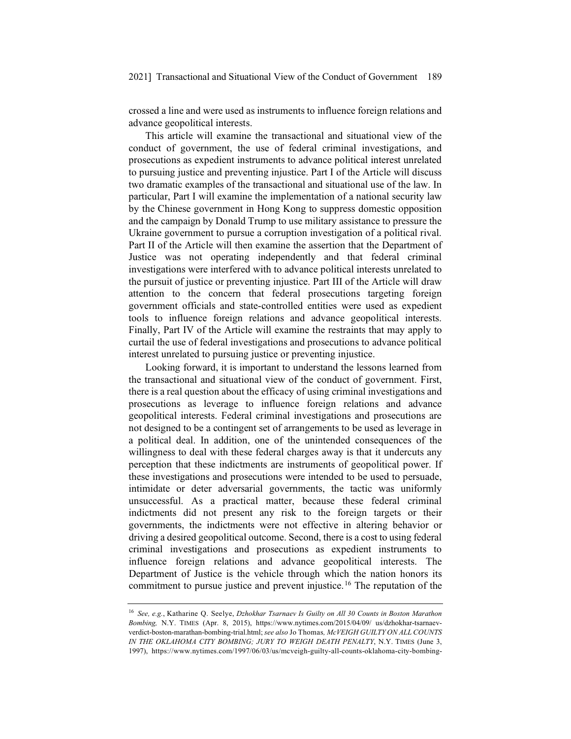crossed a line and were used as instruments to influence foreign relations and advance geopolitical interests.

This article will examine the transactional and situational view of the conduct of government, the use of federal criminal investigations, and prosecutions as expedient instruments to advance political interest unrelated to pursuing justice and preventing injustice. Part I of the Article will discuss two dramatic examples of the transactional and situational use of the law. In particular, Part I will examine the implementation of a national security law by the Chinese government in Hong Kong to suppress domestic opposition and the campaign by Donald Trump to use military assistance to pressure the Ukraine government to pursue a corruption investigation of a political rival. Part II of the Article will then examine the assertion that the Department of Justice was not operating independently and that federal criminal investigations were interfered with to advance political interests unrelated to the pursuit of justice or preventing injustice. Part III of the Article will draw attention to the concern that federal prosecutions targeting foreign government officials and state-controlled entities were used as expedient tools to influence foreign relations and advance geopolitical interests. Finally, Part IV of the Article will examine the restraints that may apply to curtail the use of federal investigations and prosecutions to advance political interest unrelated to pursuing justice or preventing injustice.

Looking forward, it is important to understand the lessons learned from the transactional and situational view of the conduct of government. First, there is a real question about the efficacy of using criminal investigations and prosecutions as leverage to influence foreign relations and advance geopolitical interests. Federal criminal investigations and prosecutions are not designed to be a contingent set of arrangements to be used as leverage in a political deal. In addition, one of the unintended consequences of the willingness to deal with these federal charges away is that it undercuts any perception that these indictments are instruments of geopolitical power. If these investigations and prosecutions were intended to be used to persuade, intimidate or deter adversarial governments, the tactic was uniformly unsuccessful. As a practical matter, because these federal criminal indictments did not present any risk to the foreign targets or their governments, the indictments were not effective in altering behavior or driving a desired geopolitical outcome. Second, there is a cost to using federal criminal investigations and prosecutions as expedient instruments to influence foreign relations and advance geopolitical interests. The Department of Justice is the vehicle through which the nation honors its commitment to pursue justice and prevent injustice.[16] The reputation of the

---

[16] *See, e.g.*, Katharine Q. Seelye, *Dzhokhar Tsarnaev Is Guilty on All 30 Counts in Boston Marathon Bombing,* N.Y. TIMES (Apr. 8, 2015), https://www.nytimes.com/2015/04/09/ us/dzhokhar-tsarnaev-verdict-boston-marathon-bombing-trial.html; *see also* Jo Thomas, *McVEIGH GUILTY ON ALL COUNTS IN THE OKLAHOMA CITY BOMBING; JURY TO WEIGH DEATH PENALTY*, N.Y. TIMES (June 3, 1997), https://www.nytimes.com/1997/06/03/us/mcveigh-guilty-all-counts-oklahoma-city-bombing-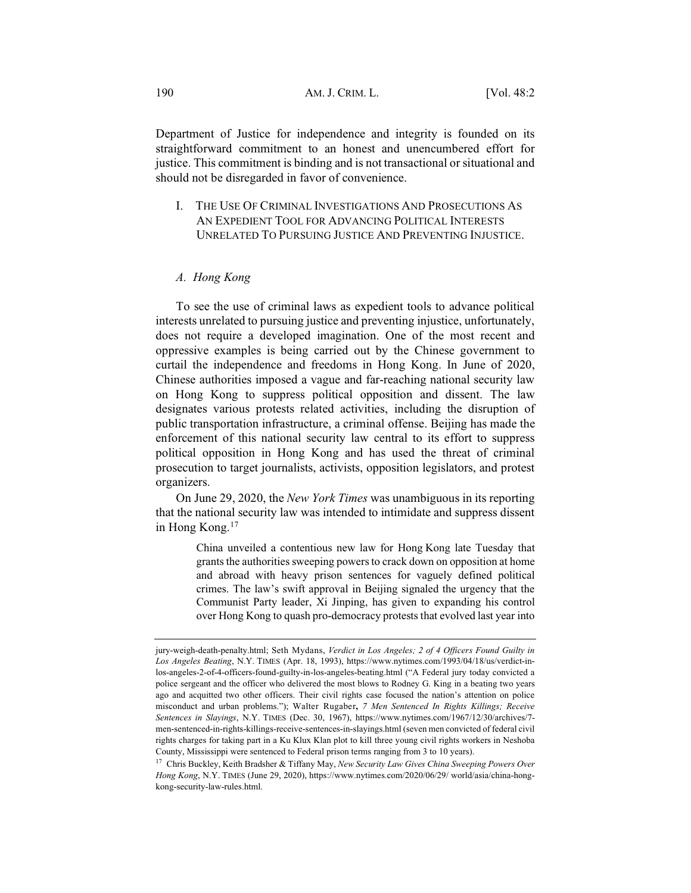Department of Justice for independence and integrity is founded on its straightforward commitment to an honest and unencumbered effort for justice. This commitment is binding and is not transactional or situational and should not be disregarded in favor of convenience.

## I. The Use Of Criminal Investigations And Prosecutions As An Expedient Tool for Advancing Political Interests Unrelated To Pursuing Justice And Preventing Injustice.

### *A. Hong Kong*

To see the use of criminal laws as expedient tools to advance political interests unrelated to pursuing justice and preventing injustice, unfortunately, does not require a developed imagination. One of the most recent and oppressive examples is being carried out by the Chinese government to curtail the independence and freedoms in Hong Kong. In June of 2020, Chinese authorities imposed a vague and far-reaching national security law on Hong Kong to suppress political opposition and dissent. The law designates various protests related activities, including the disruption of public transportation infrastructure, a criminal offense. Beijing has made the enforcement of this national security law central to its effort to suppress political opposition in Hong Kong and has used the threat of criminal prosecution to target journalists, activists, opposition legislators, and protest organizers.

On June 29, 2020, the *New York Times* was unambiguous in its reporting that the national security law was intended to intimidate and suppress dissent in Hong Kong.[17]

> China unveiled a contentious new law for Hong Kong late Tuesday that grants the authorities sweeping powers to crack down on opposition at home and abroad with heavy prison sentences for vaguely defined political crimes. The law's swift approval in Beijing signaled the urgency that the Communist Party leader, Xi Jinping, has given to expanding his control over Hong Kong to quash pro-democracy protests that evolved last year into

---

jury-weigh-death-penalty.html; Seth Mydans, *Verdict in Los Angeles; 2 of 4 Officers Found Guilty in Los Angeles Beating*, N.Y. TIMES (Apr. 18, 1993), https://www.nytimes.com/1993/04/18/us/verdict-in-los-angeles-2-of-4-officers-found-guilty-in-los-angeles-beating.html ("A Federal jury today convicted a police sergeant and the officer who delivered the most blows to Rodney G. King in a beating two years ago and acquitted two other officers. Their civil rights case focused the nation's attention on police misconduct and urban problems."); Walter Rugaber, *7 Men Sentenced In Rights Killings; Receive Sentences in Slayings*, N.Y. TIMES (Dec. 30, 1967), https://www.nytimes.com/1967/12/30/archives/7-men-sentenced-in-rights-killings-receive-sentences-in-slayings.html (seven men convicted of federal civil rights charges for taking part in a Ku Klux Klan plot to kill three young civil rights workers in Neshoba County, Mississippi were sentenced to Federal prison terms ranging from 3 to 10 years).

[17] Chris Buckley, Keith Bradsher & Tiffany May, *New Security Law Gives China Sweeping Powers Over Hong Kong*, N.Y. TIMES (June 29, 2020), https://www.nytimes.com/2020/06/29/ world/asia/china-hong-kong-security-law-rules.html.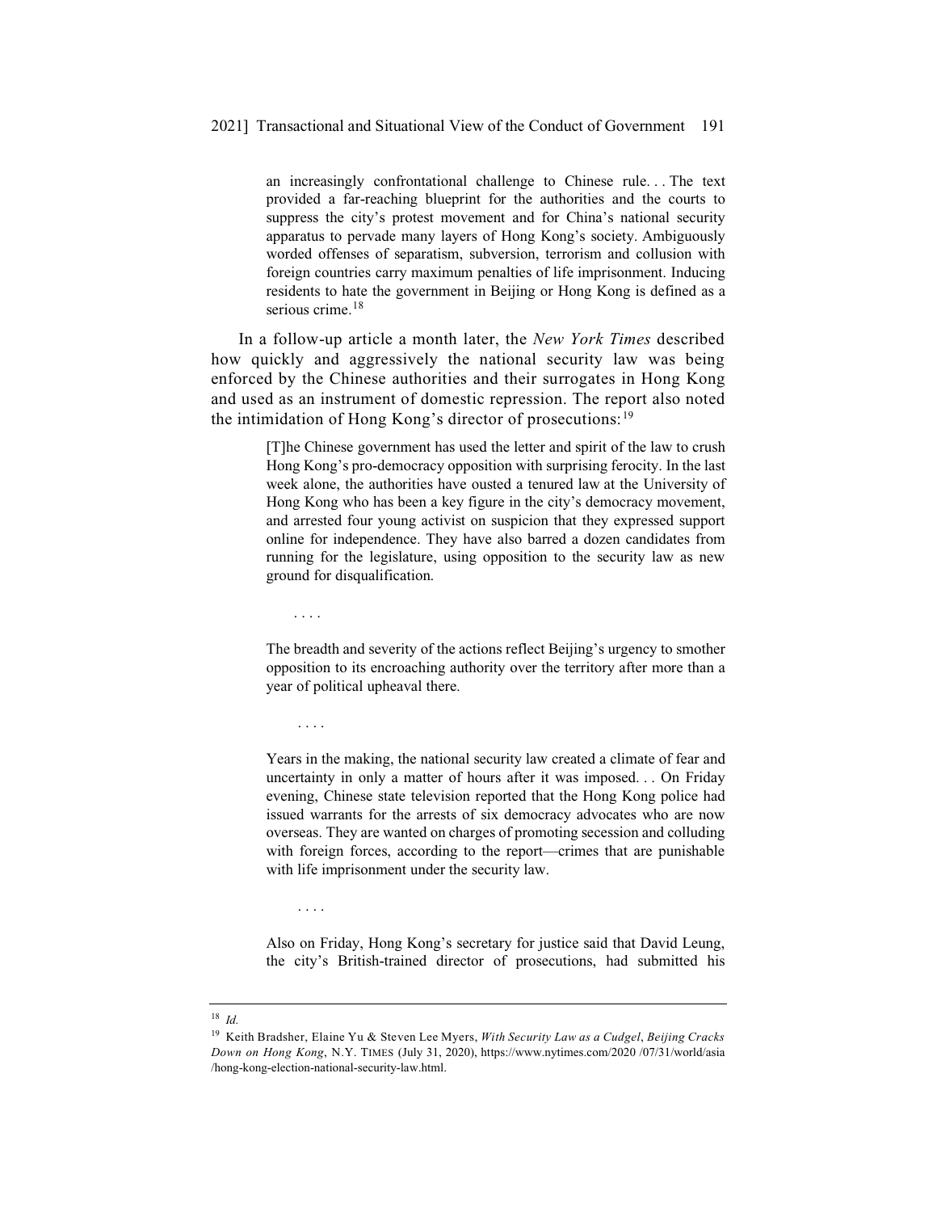> an increasingly confrontational challenge to Chinese rule. . . The text provided a far-reaching blueprint for the authorities and the courts to suppress the city's protest movement and for China's national security apparatus to pervade many layers of Hong Kong's society. Ambiguously worded offenses of separatism, subversion, terrorism and collusion with foreign countries carry maximum penalties of life imprisonment. Inducing residents to hate the government in Beijing or Hong Kong is defined as a serious crime.[18]

In a follow-up article a month later, the *New York Times* described how quickly and aggressively the national security law was being enforced by the Chinese authorities and their surrogates in Hong Kong and used as an instrument of domestic repression. The report also noted the intimidation of Hong Kong's director of prosecutions:[19]

> [T]he Chinese government has used the letter and spirit of the law to crush Hong Kong's pro-democracy opposition with surprising ferocity. In the last week alone, the authorities have ousted a tenured law at the University of Hong Kong who has been a key figure in the city's democracy movement, and arrested four young activist on suspicion that they expressed support online for independence. They have also barred a dozen candidates from running for the legislature, using opposition to the security law as new ground for disqualification.
>
> . . . .
>
> The breadth and severity of the actions reflect Beijing's urgency to smother opposition to its encroaching authority over the territory after more than a year of political upheaval there.
>
> . . . .
>
> Years in the making, the national security law created a climate of fear and uncertainty in only a matter of hours after it was imposed. . . On Friday evening, Chinese state television reported that the Hong Kong police had issued warrants for the arrests of six democracy advocates who are now overseas. They are wanted on charges of promoting secession and colluding with foreign forces, according to the report—crimes that are punishable with life imprisonment under the security law.
>
> . . . .
>
> Also on Friday, Hong Kong's secretary for justice said that David Leung, the city's British-trained director of prosecutions, had submitted his

---

[18] *Id.*

[19] Keith Bradsher, Elaine Yu & Steven Lee Myers, *With Security Law as a Cudgel, Beijing Cracks Down on Hong Kong*, N.Y. TIMES (July 31, 2020), https://www.nytimes.com/2020 /07/31/world/asia /hong-kong-election-national-security-law.html.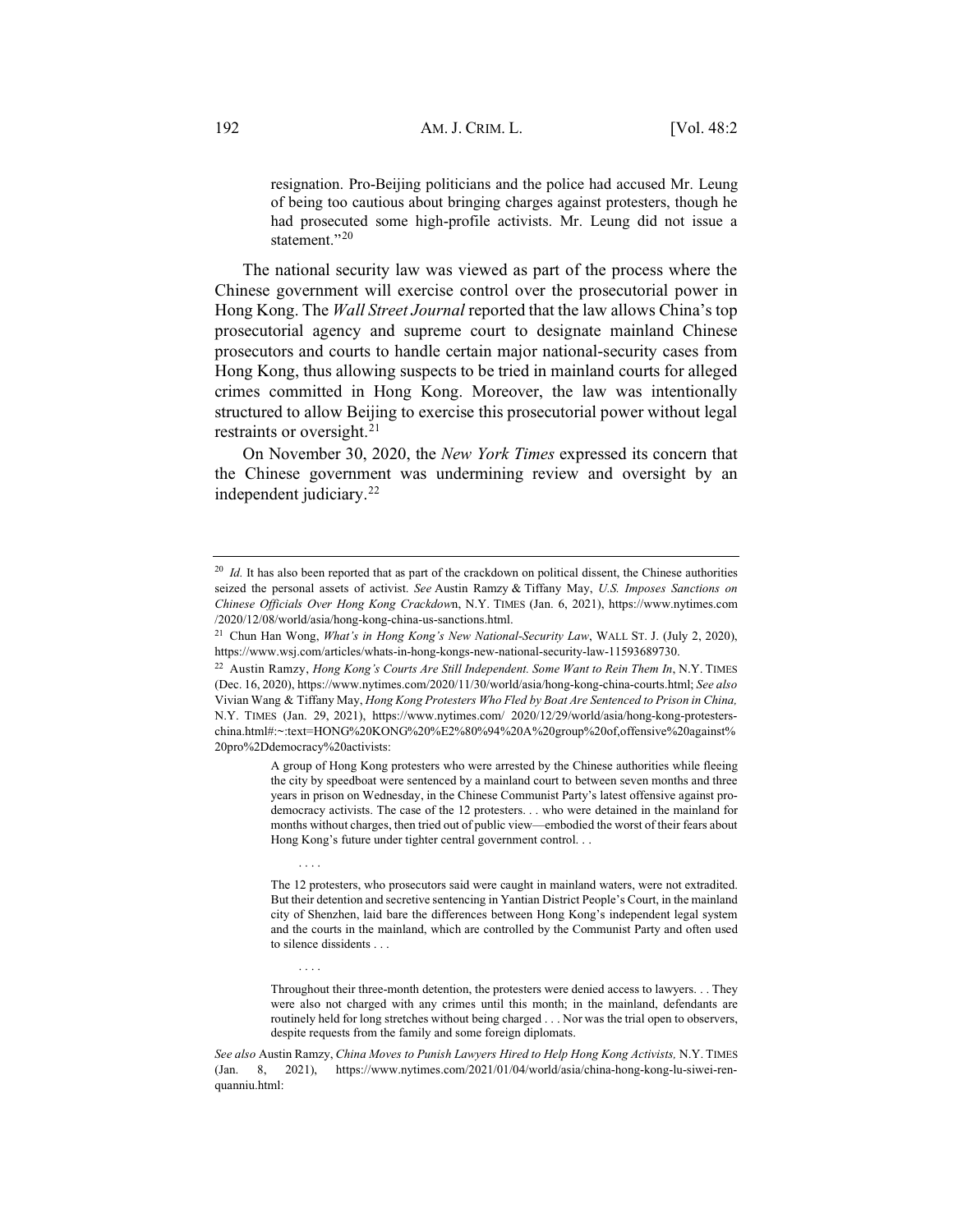> resignation. Pro-Beijing politicians and the police had accused Mr. Leung of being too cautious about bringing charges against protesters, though he had prosecuted some high-profile activists. Mr. Leung did not issue a statement."[20]

The national security law was viewed as part of the process where the Chinese government will exercise control over the prosecutorial power in Hong Kong. The *Wall Street Journal* reported that the law allows China's top prosecutorial agency and supreme court to designate mainland Chinese prosecutors and courts to handle certain major national-security cases from Hong Kong, thus allowing suspects to be tried in mainland courts for alleged crimes committed in Hong Kong. Moreover, the law was intentionally structured to allow Beijing to exercise this prosecutorial power without legal restraints or oversight.[21]

On November 30, 2020, the *New York Times* expressed its concern that the Chinese government was undermining review and oversight by an independent judiciary.[22]

---

[20] *Id.* It has also been reported that as part of the crackdown on political dissent, the Chinese authorities seized the personal assets of activist. *See* Austin Ramzy & Tiffany May, *U.S. Imposes Sanctions on Chinese Officials Over Hong Kong Crackdow*n, N.Y. TIMES (Jan. 6, 2021), https://www.nytimes.com/2020/12/08/world/asia/hong-kong-china-us-sanctions.html.

[21] Chun Han Wong, *What's in Hong Kong's New National-Security Law*, WALL ST. J. (July 2, 2020), https://www.wsj.com/articles/whats-in-hong-kongs-new-national-security-law-11593689730.

[22] Austin Ramzy, *Hong Kong's Courts Are Still Independent. Some Want to Rein Them In*, N.Y. TIMES (Dec. 16, 2020), https://www.nytimes.com/2020/11/30/world/asia/hong-kong-china-courts.html; *See also* Vivian Wang & Tiffany May, *Hong Kong Protesters Who Fled by Boat Are Sentenced to Prison in China,* N.Y. TIMES (Jan. 29, 2021), https://www.nytimes.com/ 2020/12/29/world/asia/hong-kong-protesters-china.html#:~:text=HONG%20KONG%20%E2%80%94%20A%20group%20of,offensive%20against%20pro%2Ddemocracy%20activists:

> A group of Hong Kong protesters who were arrested by the Chinese authorities while fleeing the city by speedboat were sentenced by a mainland court to between seven months and three years in prison on Wednesday, in the Chinese Communist Party's latest offensive against pro-democracy activists. The case of the 12 protesters. . . who were detained in the mainland for months without charges, then tried out of public view—embodied the worst of their fears about Hong Kong's future under tighter central government control. . .
>
> . . . .
>
> The 12 protesters, who prosecutors said were caught in mainland waters, were not extradited. But their detention and secretive sentencing in Yantian District People's Court, in the mainland city of Shenzhen, laid bare the differences between Hong Kong's independent legal system and the courts in the mainland, which are controlled by the Communist Party and often used to silence dissidents . . .
>
> . . . .
>
> Throughout their three-month detention, the protesters were denied access to lawyers. . . They were also not charged with any crimes until this month; in the mainland, defendants are routinely held for long stretches without being charged . . . Nor was the trial open to observers, despite requests from the family and some foreign diplomats.

*See also* Austin Ramzy, *China Moves to Punish Lawyers Hired to Help Hong Kong Activists,* N.Y. TIMES (Jan. 8, 2021), https://www.nytimes.com/2021/01/04/world/asia/china-hong-kong-lu-siwei-ren-quanniu.html: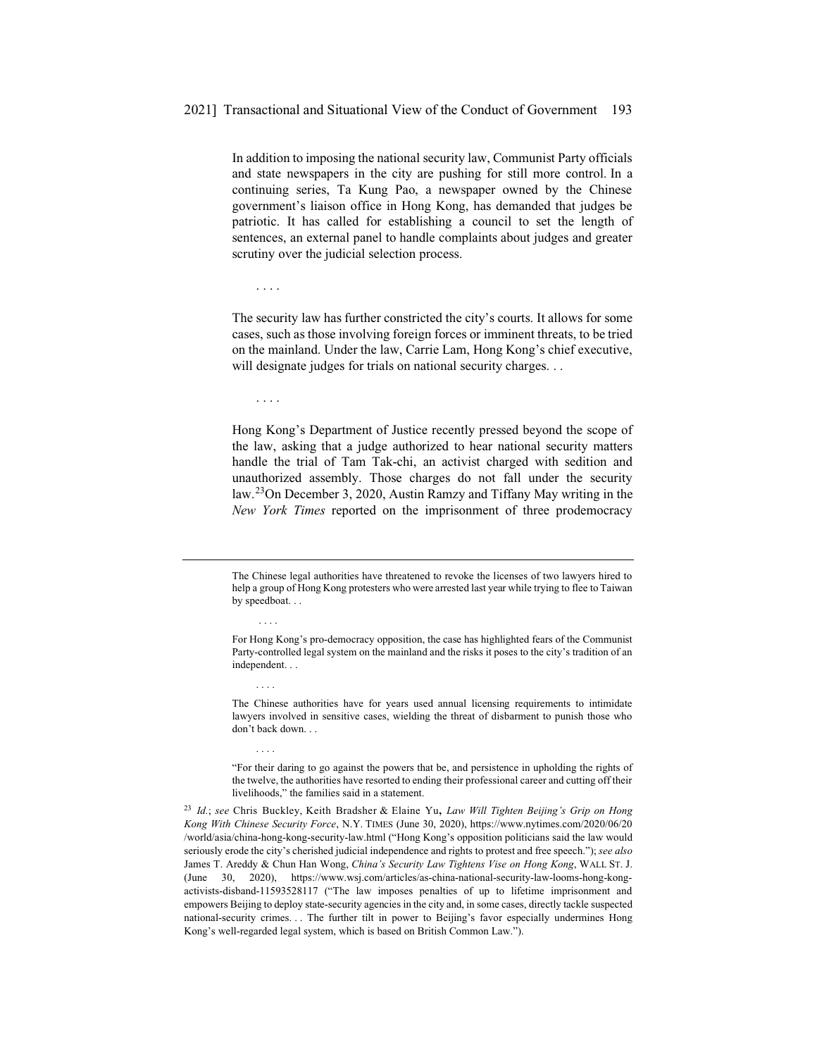> In addition to imposing the national security law, Communist Party officials and state newspapers in the city are pushing for still more control. In a continuing series, Ta Kung Pao, a newspaper owned by the Chinese government's liaison office in Hong Kong, has demanded that judges be patriotic. It has called for establishing a council to set the length of sentences, an external panel to handle complaints about judges and greater scrutiny over the judicial selection process.
>
> . . . .
>
> The security law has further constricted the city's courts. It allows for some cases, such as those involving foreign forces or imminent threats, to be tried on the mainland. Under the law, Carrie Lam, Hong Kong's chief executive, will designate judges for trials on national security charges. . .
>
> . . . .
>
> Hong Kong's Department of Justice recently pressed beyond the scope of the law, asking that a judge authorized to hear national security matters handle the trial of Tam Tak-chi, an activist charged with sedition and unauthorized assembly. Those charges do not fall under the security law.[23]

On December 3, 2020, Austin Ramzy and Tiffany May writing in the *New York Times* reported on the imprisonment of three prodemocracy

---

> The Chinese legal authorities have threatened to revoke the licenses of two lawyers hired to help a group of Hong Kong protesters who were arrested last year while trying to flee to Taiwan by speedboat. . .
>
> . . . .
>
> For Hong Kong's pro-democracy opposition, the case has highlighted fears of the Communist Party-controlled legal system on the mainland and the risks it poses to the city's tradition of an independent. . .
>
> . . . .
>
> The Chinese authorities have for years used annual licensing requirements to intimidate lawyers involved in sensitive cases, wielding the threat of disbarment to punish those who don't back down. . .
>
> . . . .
>
> "For their daring to go against the powers that be, and persistence in upholding the rights of the twelve, the authorities have resorted to ending their professional career and cutting off their livelihoods," the families said in a statement.

[23] *Id.*; *see* Chris Buckley, Keith Bradsher & Elaine Yu, *Law Will Tighten Beijing's Grip on Hong Kong With Chinese Security Force*, N.Y. TIMES (June 30, 2020), https://www.nytimes.com/2020/06/20/world/asia/china-hong-kong-security-law.html ("Hong Kong's opposition politicians said the law would seriously erode the city's cherished judicial independence and rights to protest and free speech."); *see also* James T. Areddy & Chun Han Wong, *China's Security Law Tightens Vise on Hong Kong*, WALL ST. J. (June 30, 2020), https://www.wsj.com/articles/as-china-national-security-law-looms-hong-kong-activists-disband-11593528117 ("The law imposes penalties of up to lifetime imprisonment and empowers Beijing to deploy state-security agencies in the city and, in some cases, directly tackle suspected national-security crimes. . . The further tilt in power to Beijing's favor especially undermines Hong Kong's well-regarded legal system, which is based on British Common Law.").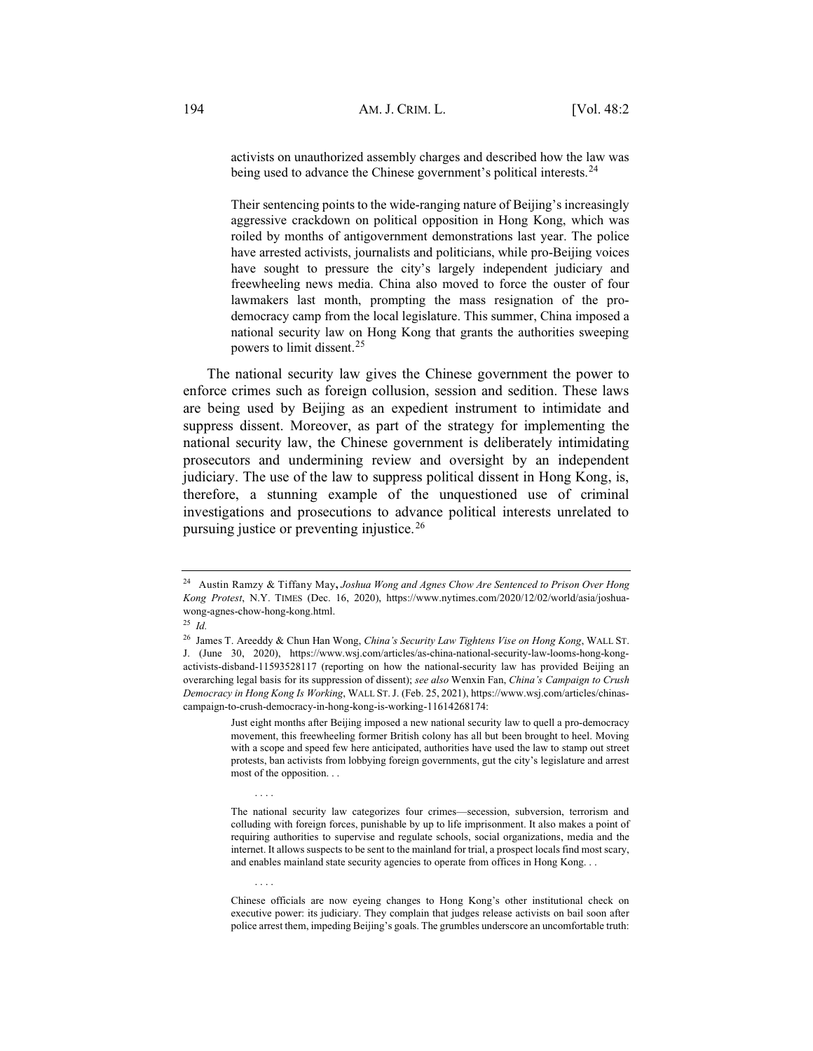> activists on unauthorized assembly charges and described how the law was being used to advance the Chinese government's political interests.[24]
>
> Their sentencing points to the wide-ranging nature of Beijing's increasingly aggressive crackdown on political opposition in Hong Kong, which was roiled by months of antigovernment demonstrations last year. The police have arrested activists, journalists and politicians, while pro-Beijing voices have sought to pressure the city's largely independent judiciary and freewheeling news media. China also moved to force the ouster of four lawmakers last month, prompting the mass resignation of the pro-democracy camp from the local legislature. This summer, China imposed a national security law on Hong Kong that grants the authorities sweeping powers to limit dissent.[25]

The national security law gives the Chinese government the power to enforce crimes such as foreign collusion, session and sedition. These laws are being used by Beijing as an expedient instrument to intimidate and suppress dissent. Moreover, as part of the strategy for implementing the national security law, the Chinese government is deliberately intimidating prosecutors and undermining review and oversight by an independent judiciary. The use of the law to suppress political dissent in Hong Kong, is, therefore, a stunning example of the unquestioned use of criminal investigations and prosecutions to advance political interests unrelated to pursuing justice or preventing injustice.[26]

---

[24] Austin Ramzy & Tiffany May, *Joshua Wong and Agnes Chow Are Sentenced to Prison Over Hong Kong Protest*, N.Y. TIMES (Dec. 16, 2020), https://www.nytimes.com/2020/12/02/world/asia/joshua-wong-agnes-chow-hong-kong.html.

[25] *Id.*

[26] James T. Areeddy & Chun Han Wong, *China's Security Law Tightens Vise on Hong Kong*, WALL ST. J. (June 30, 2020), https://www.wsj.com/articles/as-china-national-security-law-looms-hong-kong-activists-disband-11593528117 (reporting on how the national-security law has provided Beijing an overarching legal basis for its suppression of dissent); *see also* Wenxin Fan, *China's Campaign to Crush Democracy in Hong Kong Is Working*, WALL ST. J. (Feb. 25, 2021), https://www.wsj.com/articles/chinas-campaign-to-crush-democracy-in-hong-kong-is-working-11614268174:

> Just eight months after Beijing imposed a new national security law to quell a pro-democracy movement, this freewheeling former British colony has all but been brought to heel. Moving with a scope and speed few here anticipated, authorities have used the law to stamp out street protests, ban activists from lobbying foreign governments, gut the city's legislature and arrest most of the opposition. . .
>
> . . . .
>
> The national security law categorizes four crimes—secession, subversion, terrorism and colluding with foreign forces, punishable by up to life imprisonment. It also makes a point of requiring authorities to supervise and regulate schools, social organizations, media and the internet. It allows suspects to be sent to the mainland for trial, a prospect locals find most scary, and enables mainland state security agencies to operate from offices in Hong Kong. . .
>
> . . . .
>
> Chinese officials are now eyeing changes to Hong Kong's other institutional check on executive power: its judiciary. They complain that judges release activists on bail soon after police arrest them, impeding Beijing's goals. The grumbles underscore an uncomfortable truth: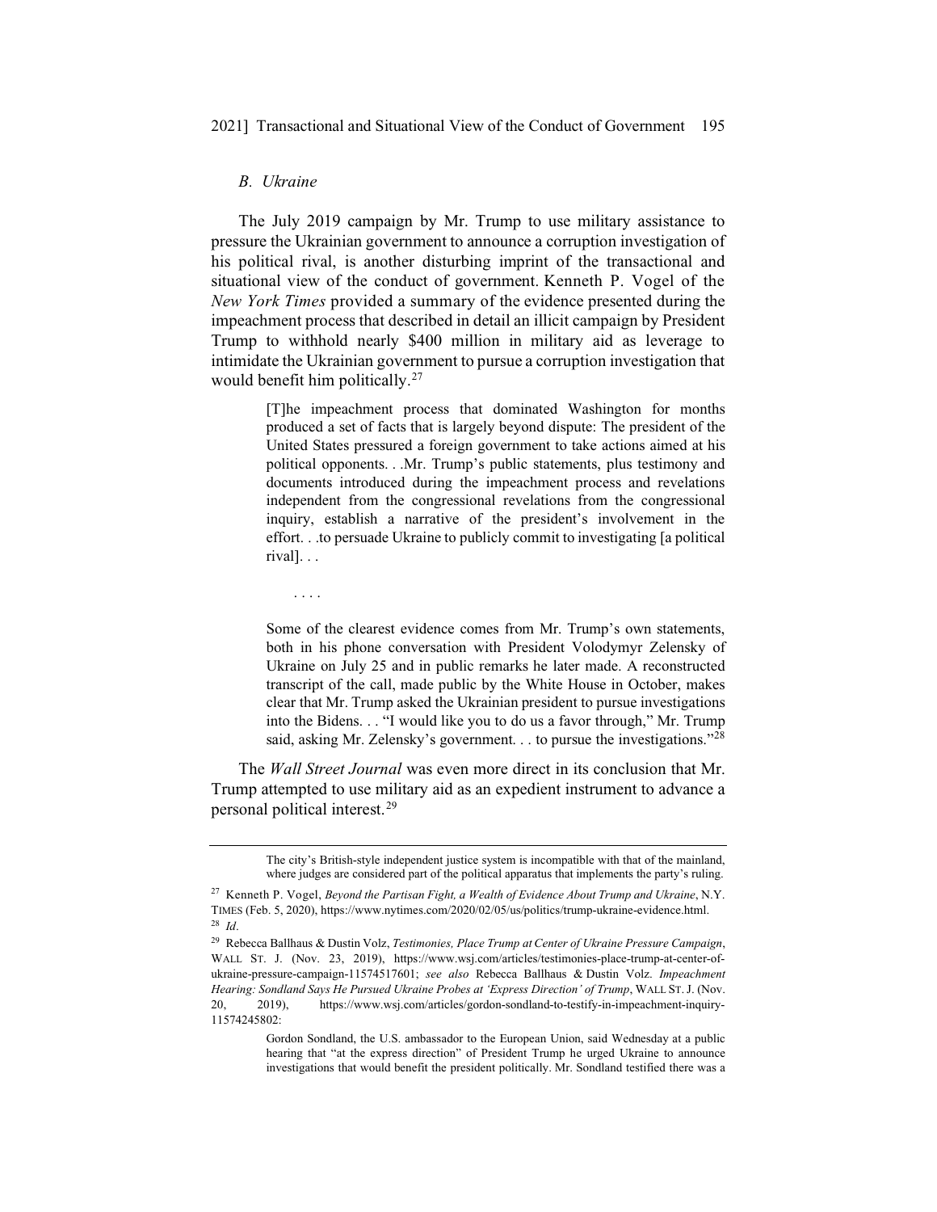### *B. Ukraine*

The July 2019 campaign by Mr. Trump to use military assistance to pressure the Ukrainian government to announce a corruption investigation of his political rival, is another disturbing imprint of the transactional and situational view of the conduct of government. Kenneth P. Vogel of the *New York Times* provided a summary of the evidence presented during the impeachment process that described in detail an illicit campaign by President Trump to withhold nearly $400 million in military aid as leverage to intimidate the Ukrainian government to pursue a corruption investigation that would benefit him politically.[27]

> [T]he impeachment process that dominated Washington for months produced a set of facts that is largely beyond dispute: The president of the United States pressured a foreign government to take actions aimed at his political opponents. . .Mr. Trump's public statements, plus testimony and documents introduced during the impeachment process and revelations independent from the congressional revelations from the congressional inquiry, establish a narrative of the president's involvement in the effort. . .to persuade Ukraine to publicly commit to investigating [a political rival]. . .
>
> . . . .
>
> Some of the clearest evidence comes from Mr. Trump's own statements, both in his phone conversation with President Volodymyr Zelensky of Ukraine on July 25 and in public remarks he later made. A reconstructed transcript of the call, made public by the White House in October, makes clear that Mr. Trump asked the Ukrainian president to pursue investigations into the Bidens. . . "I would like you to do us a favor through," Mr. Trump said, asking Mr. Zelensky's government. . . to pursue the investigations."[28]

The *Wall Street Journal* was even more direct in its conclusion that Mr. Trump attempted to use military aid as an expedient instrument to advance a personal political interest.[29]

---

> The city's British-style independent justice system is incompatible with that of the mainland, where judges are considered part of the political apparatus that implements the party's ruling.

[27] Kenneth P. Vogel, *Beyond the Partisan Fight, a Wealth of Evidence About Trump and Ukraine*, N.Y. TIMES (Feb. 5, 2020), https://www.nytimes.com/2020/02/05/us/politics/trump-ukraine-evidence.html.

[28] *Id*.

[29] Rebecca Ballhaus & Dustin Volz, *Testimonies, Place Trump at Center of Ukraine Pressure Campaign*, WALL ST. J. (Nov. 23, 2019), https://www.wsj.com/articles/testimonies-place-trump-at-center-of-ukraine-pressure-campaign-11574517601; *see also* Rebecca Ballhaus & Dustin Volz. *Impeachment Hearing: Sondland Says He Pursued Ukraine Probes at 'Express Direction' of Trump*, WALL ST. J. (Nov. 20, 2019), https://www.wsj.com/articles/gordon-sondland-to-testify-in-impeachment-inquiry-11574245802:

> Gordon Sondland, the U.S. ambassador to the European Union, said Wednesday at a public hearing that "at the express direction" of President Trump he urged Ukraine to announce investigations that would benefit the president politically. Mr. Sondland testified there was a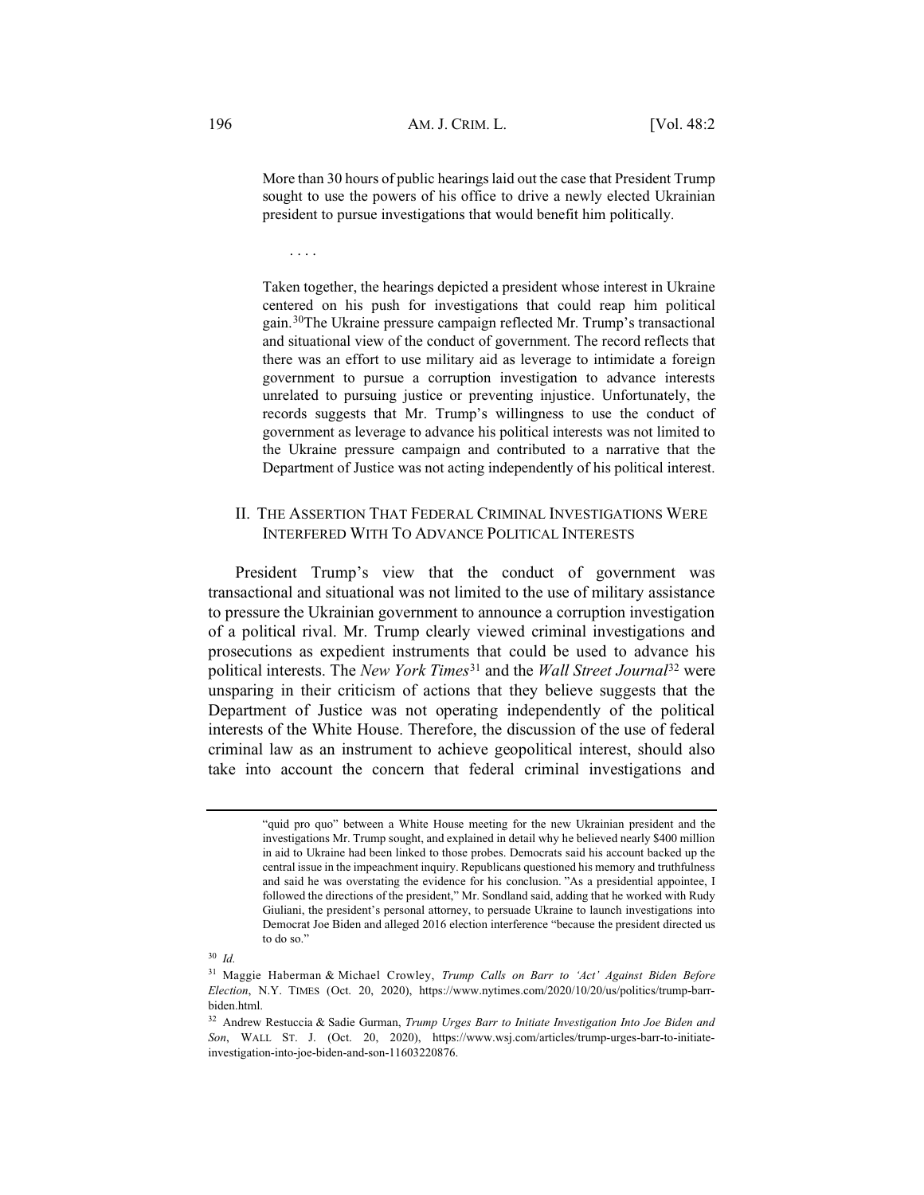> More than 30 hours of public hearings laid out the case that President Trump sought to use the powers of his office to drive a newly elected Ukrainian president to pursue investigations that would benefit him politically.
>
> . . . .
>
> Taken together, the hearings depicted a president whose interest in Ukraine centered on his push for investigations that could reap him political gain.[30]The Ukraine pressure campaign reflected Mr. Trump's transactional and situational view of the conduct of government. The record reflects that there was an effort to use military aid as leverage to intimidate a foreign government to pursue a corruption investigation to advance interests unrelated to pursuing justice or preventing injustice. Unfortunately, the records suggests that Mr. Trump's willingness to use the conduct of government as leverage to advance his political interests was not limited to the Ukraine pressure campaign and contributed to a narrative that the Department of Justice was not acting independently of his political interest.

## II. The Assertion That Federal Criminal Investigations Were Interfered With To Advance Political Interests

President Trump's view that the conduct of government was transactional and situational was not limited to the use of military assistance to pressure the Ukrainian government to announce a corruption investigation of a political rival. Mr. Trump clearly viewed criminal investigations and prosecutions as expedient instruments that could be used to advance his political interests. The *New York Times*[31] and the *Wall Street Journal*[32] were unsparing in their criticism of actions that they believe suggests that the Department of Justice was not operating independently of the political interests of the White House. Therefore, the discussion of the use of federal criminal law as an instrument to achieve geopolitical interest, should also take into account the concern that federal criminal investigations and

---

"quid pro quo" between a White House meeting for the new Ukrainian president and the investigations Mr. Trump sought, and explained in detail why he believed nearly $400 million in aid to Ukraine had been linked to those probes. Democrats said his account backed up the central issue in the impeachment inquiry. Republicans questioned his memory and truthfulness and said he was overstating the evidence for his conclusion. "As a presidential appointee, I followed the directions of the president," Mr. Sondland said, adding that he worked with Rudy Giuliani, the president's personal attorney, to persuade Ukraine to launch investigations into Democrat Joe Biden and alleged 2016 election interference "because the president directed us to do so."

[30] *Id.*

[31] Maggie Haberman & Michael Crowley, *Trump Calls on Barr to 'Act' Against Biden Before Election*, N.Y. TIMES (Oct. 20, 2020), https://www.nytimes.com/2020/10/20/us/politics/trump-barr-biden.html.

[32] Andrew Restuccia & Sadie Gurman, *Trump Urges Barr to Initiate Investigation Into Joe Biden and Son*, WALL ST. J. (Oct. 20, 2020), https://www.wsj.com/articles/trump-urges-barr-to-initiate-investigation-into-joe-biden-and-son-11603220876.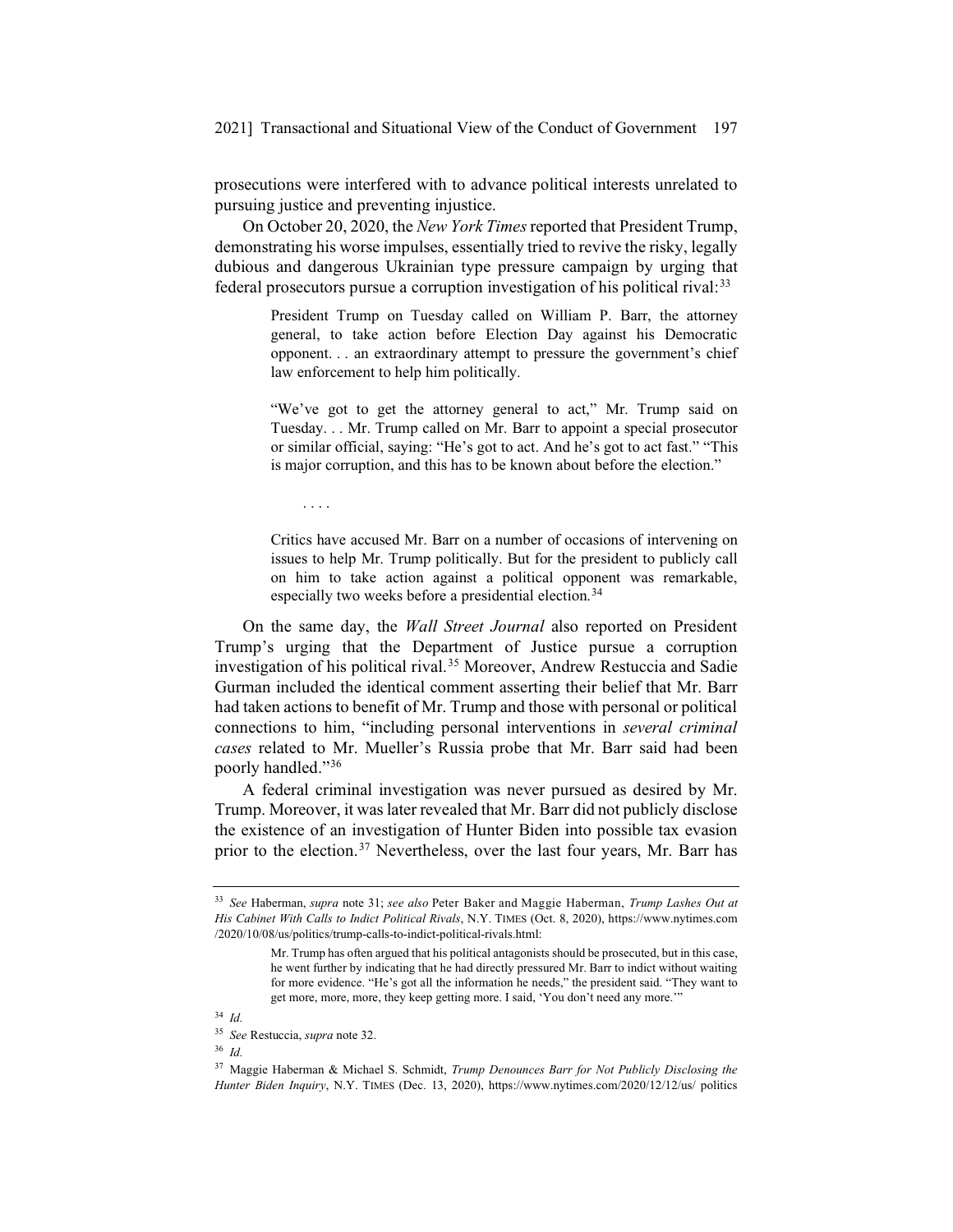prosecutions were interfered with to advance political interests unrelated to pursuing justice and preventing injustice.

On October 20, 2020, the *New York Times* reported that President Trump, demonstrating his worse impulses, essentially tried to revive the risky, legally dubious and dangerous Ukrainian type pressure campaign by urging that federal prosecutors pursue a corruption investigation of his political rival:[33]

> President Trump on Tuesday called on William P. Barr, the attorney general, to take action before Election Day against his Democratic opponent. . . an extraordinary attempt to pressure the government's chief law enforcement to help him politically.
>
> "We've got to get the attorney general to act," Mr. Trump said on Tuesday. . . Mr. Trump called on Mr. Barr to appoint a special prosecutor or similar official, saying: "He's got to act. And he's got to act fast." "This is major corruption, and this has to be known about before the election."
>
> . . . .
>
> Critics have accused Mr. Barr on a number of occasions of intervening on issues to help Mr. Trump politically. But for the president to publicly call on him to take action against a political opponent was remarkable, especially two weeks before a presidential election.[34]

On the same day, the *Wall Street Journal* also reported on President Trump's urging that the Department of Justice pursue a corruption investigation of his political rival.[35] Moreover, Andrew Restuccia and Sadie Gurman included the identical comment asserting their belief that Mr. Barr had taken actions to benefit of Mr. Trump and those with personal or political connections to him, "including personal interventions in *several criminal cases* related to Mr. Mueller's Russia probe that Mr. Barr said had been poorly handled."[36]

A federal criminal investigation was never pursued as desired by Mr. Trump. Moreover, it was later revealed that Mr. Barr did not publicly disclose the existence of an investigation of Hunter Biden into possible tax evasion prior to the election.[37] Nevertheless, over the last four years, Mr. Barr has

---

[33] *See* Haberman, *supra* note 31; *see also* Peter Baker and Maggie Haberman, *Trump Lashes Out at His Cabinet With Calls to Indict Political Rivals*, N.Y. TIMES (Oct. 8, 2020), https://www.nytimes.com/2020/10/08/us/politics/trump-calls-to-indict-political-rivals.html:

> Mr. Trump has often argued that his political antagonists should be prosecuted, but in this case, he went further by indicating that he had directly pressured Mr. Barr to indict without waiting for more evidence. "He's got all the information he needs," the president said. "They want to get more, more, more, they keep getting more. I said, 'You don't need any more.'"

[34] *Id.*

[35] *See* Restuccia, *supra* note 32.

[36] *Id.*

[37] Maggie Haberman & Michael S. Schmidt, *Trump Denounces Barr for Not Publicly Disclosing the Hunter Biden Inquiry*, N.Y. TIMES (Dec. 13, 2020), https://www.nytimes.com/2020/12/12/us/ politics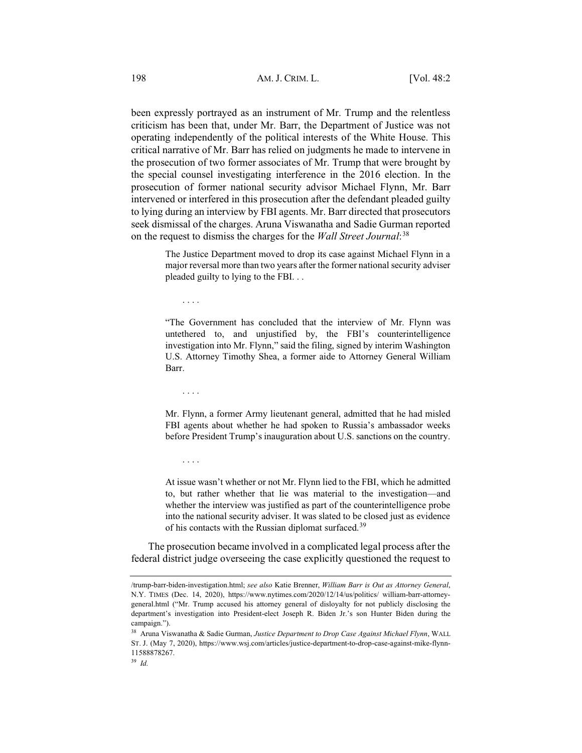been expressly portrayed as an instrument of Mr. Trump and the relentless criticism has been that, under Mr. Barr, the Department of Justice was not operating independently of the political interests of the White House. This critical narrative of Mr. Barr has relied on judgments he made to intervene in the prosecution of two former associates of Mr. Trump that were brought by the special counsel investigating interference in the 2016 election. In the prosecution of former national security advisor Michael Flynn, Mr. Barr intervened or interfered in this prosecution after the defendant pleaded guilty to lying during an interview by FBI agents. Mr. Barr directed that prosecutors seek dismissal of the charges. Aruna Viswanatha and Sadie Gurman reported on the request to dismiss the charges for the *Wall Street Journal*:[38]

> The Justice Department moved to drop its case against Michael Flynn in a major reversal more than two years after the former national security adviser pleaded guilty to lying to the FBI. . .
>
> . . . .
>
> "The Government has concluded that the interview of Mr. Flynn was untethered to, and unjustified by, the FBI's counterintelligence investigation into Mr. Flynn," said the filing, signed by interim Washington U.S. Attorney Timothy Shea, a former aide to Attorney General William Barr.
>
> . . . .
>
> Mr. Flynn, a former Army lieutenant general, admitted that he had misled FBI agents about whether he had spoken to Russia's ambassador weeks before President Trump's inauguration about U.S. sanctions on the country.
>
> . . . .
>
> At issue wasn't whether or not Mr. Flynn lied to the FBI, which he admitted to, but rather whether that lie was material to the investigation—and whether the interview was justified as part of the counterintelligence probe into the national security adviser. It was slated to be closed just as evidence of his contacts with the Russian diplomat surfaced.[39]

The prosecution became involved in a complicated legal process after the federal district judge overseeing the case explicitly questioned the request to

---

/trump-barr-biden-investigation.html; *see also* Katie Brenner, *William Barr is Out as Attorney General*, N.Y. TIMES (Dec. 14, 2020), https://www.nytimes.com/2020/12/14/us/politics/ william-barr-attorney-general.html ("Mr. Trump accused his attorney general of disloyalty for not publicly disclosing the department's investigation into President-elect Joseph R. Biden Jr.'s son Hunter Biden during the campaign.").

[38] Aruna Viswanatha & Sadie Gurman, *Justice Department to Drop Case Against Michael Flynn*, WALL ST. J. (May 7, 2020), https://www.wsj.com/articles/justice-department-to-drop-case-against-mike-flynn-11588878267.

[39] *Id.*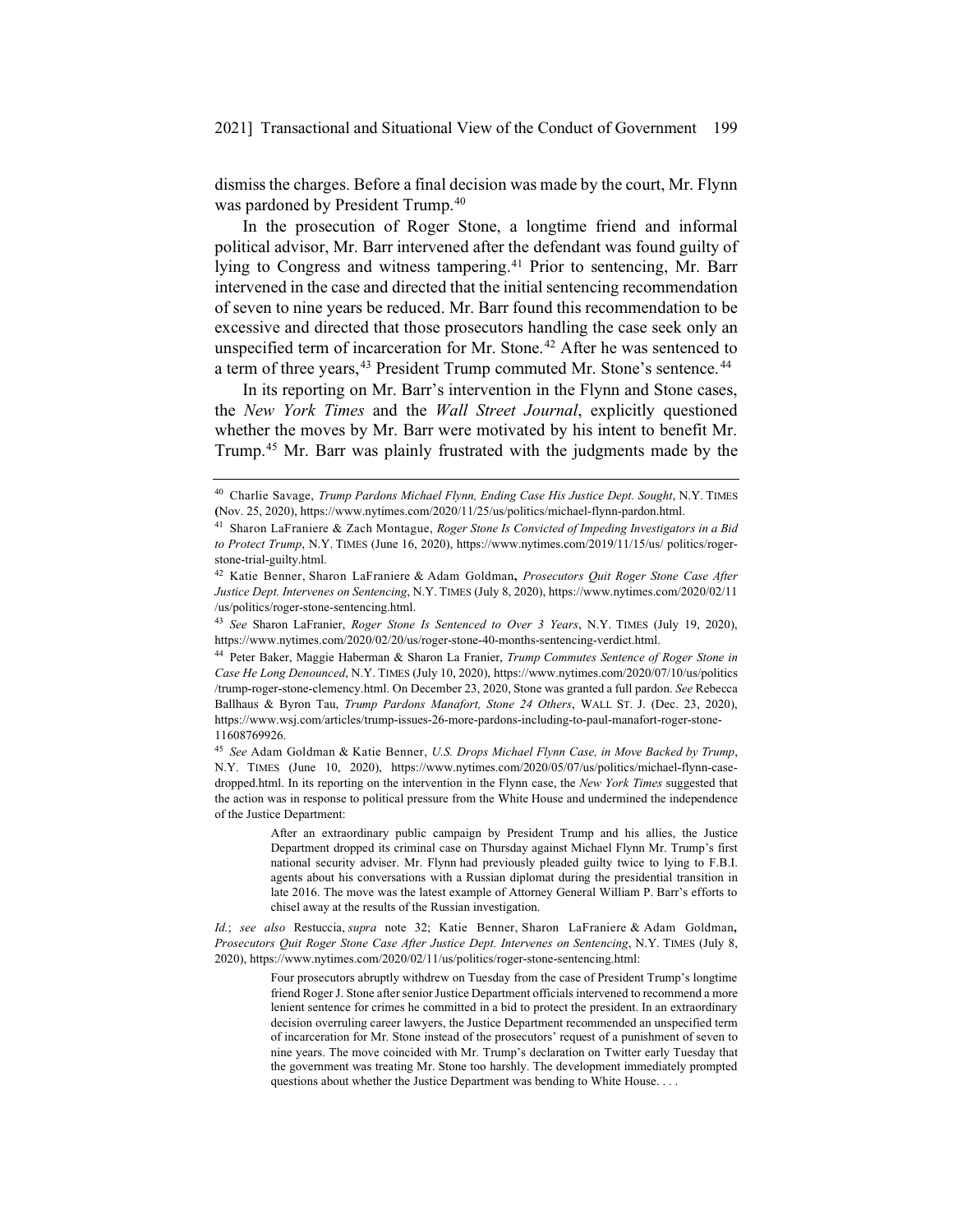dismiss the charges. Before a final decision was made by the court, Mr. Flynn was pardoned by President Trump.[40]

In the prosecution of Roger Stone, a longtime friend and informal political advisor, Mr. Barr intervened after the defendant was found guilty of lying to Congress and witness tampering.[41] Prior to sentencing, Mr. Barr intervened in the case and directed that the initial sentencing recommendation of seven to nine years be reduced. Mr. Barr found this recommendation to be excessive and directed that those prosecutors handling the case seek only an unspecified term of incarceration for Mr. Stone.[42] After he was sentenced to a term of three years,[43] President Trump commuted Mr. Stone's sentence.[44]

In its reporting on Mr. Barr's intervention in the Flynn and Stone cases, the *New York Times* and the *Wall Street Journal*, explicitly questioned whether the moves by Mr. Barr were motivated by his intent to benefit Mr. Trump.[45] Mr. Barr was plainly frustrated with the judgments made by the

---

[40] Charlie Savage, *Trump Pardons Michael Flynn, Ending Case His Justice Dept. Sought*, N.Y. TIMES (Nov. 25, 2020), https://www.nytimes.com/2020/11/25/us/politics/michael-flynn-pardon.html.

[41] Sharon LaFraniere & Zach Montague, *Roger Stone Is Convicted of Impeding Investigators in a Bid to Protect Trump*, N.Y. TIMES (June 16, 2020), https://www.nytimes.com/2019/11/15/us/ politics/roger-stone-trial-guilty.html.

[42] Katie Benner, Sharon LaFraniere & Adam Goldman, *Prosecutors Quit Roger Stone Case After Justice Dept. Intervenes on Sentencing*, N.Y. TIMES (July 8, 2020), https://www.nytimes.com/2020/02/11 /us/politics/roger-stone-sentencing.html.

[43] *See* Sharon LaFranier, *Roger Stone Is Sentenced to Over 3 Years*, N.Y. TIMES (July 19, 2020), https://www.nytimes.com/2020/02/20/us/roger-stone-40-months-sentencing-verdict.html.

[44] Peter Baker, Maggie Haberman & Sharon La Franier, *Trump Commutes Sentence of Roger Stone in Case He Long Denounced*, N.Y. TIMES (July 10, 2020), https://www.nytimes.com/2020/07/10/us/politics /trump-roger-stone-clemency.html. On December 23, 2020, Stone was granted a full pardon. *See* Rebecca Ballhaus & Byron Tau, *Trump Pardons Manafort, Stone 24 Others*, WALL ST. J. (Dec. 23, 2020), https://www.wsj.com/articles/trump-issues-26-more-pardons-including-to-paul-manafort-roger-stone-11608769926.

[45] *See* Adam Goldman & Katie Benner, *U.S. Drops Michael Flynn Case, in Move Backed by Trump*, N.Y. TIMES (June 10, 2020), https://www.nytimes.com/2020/05/07/us/politics/michael-flynn-case-dropped.html. In its reporting on the intervention in the Flynn case, the *New York Times* suggested that the action was in response to political pressure from the White House and undermined the independence of the Justice Department:

> After an extraordinary public campaign by President Trump and his allies, the Justice Department dropped its criminal case on Thursday against Michael Flynn Mr. Trump's first national security adviser. Mr. Flynn had previously pleaded guilty twice to lying to F.B.I. agents about his conversations with a Russian diplomat during the presidential transition in late 2016. The move was the latest example of Attorney General William P. Barr's efforts to chisel away at the results of the Russian investigation.

*Id.*; *see also* Restuccia, *supra* note 32; Katie Benner, Sharon LaFraniere & Adam Goldman, *Prosecutors Quit Roger Stone Case After Justice Dept. Intervenes on Sentencing*, N.Y. TIMES (July 8, 2020), https://www.nytimes.com/2020/02/11/us/politics/roger-stone-sentencing.html:

> Four prosecutors abruptly withdrew on Tuesday from the case of President Trump's longtime friend Roger J. Stone after senior Justice Department officials intervened to recommend a more lenient sentence for crimes he committed in a bid to protect the president. In an extraordinary decision overruling career lawyers, the Justice Department recommended an unspecified term of incarceration for Mr. Stone instead of the prosecutors' request of a punishment of seven to nine years. The move coincided with Mr. Trump's declaration on Twitter early Tuesday that the government was treating Mr. Stone too harshly. The development immediately prompted questions about whether the Justice Department was bending to White House. . . .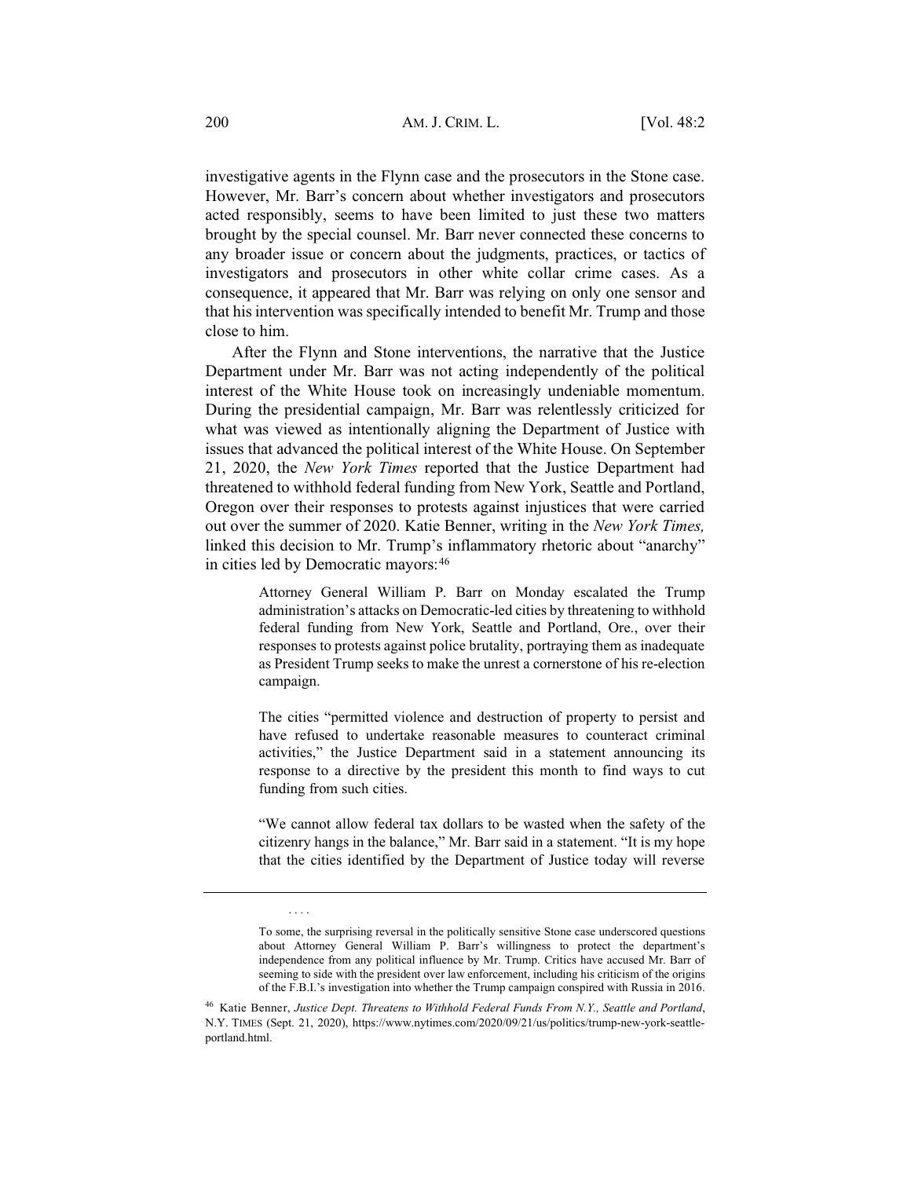investigative agents in the Flynn case and the prosecutors in the Stone case. However, Mr. Barr's concern about whether investigators and prosecutors acted responsibly, seems to have been limited to just these two matters brought by the special counsel. Mr. Barr never connected these concerns to any broader issue or concern about the judgments, practices, or tactics of investigators and prosecutors in other white collar crime cases. As a consequence, it appeared that Mr. Barr was relying on only one sensor and that his intervention was specifically intended to benefit Mr. Trump and those close to him.

After the Flynn and Stone interventions, the narrative that the Justice Department under Mr. Barr was not acting independently of the political interest of the White House took on increasingly undeniable momentum. During the presidential campaign, Mr. Barr was relentlessly criticized for what was viewed as intentionally aligning the Department of Justice with issues that advanced the political interest of the White House. On September 21, 2020, the *New York Times* reported that the Justice Department had threatened to withhold federal funding from New York, Seattle and Portland, Oregon over their responses to protests against injustices that were carried out over the summer of 2020. Katie Benner, writing in the *New York Times,* linked this decision to Mr. Trump's inflammatory rhetoric about "anarchy" in cities led by Democratic mayors:[46]

> Attorney General William P. Barr on Monday escalated the Trump administration's attacks on Democratic-led cities by threatening to withhold federal funding from New York, Seattle and Portland, Ore., over their responses to protests against police brutality, portraying them as inadequate as President Trump seeks to make the unrest a cornerstone of his re-election campaign.
>
> The cities "permitted violence and destruction of property to persist and have refused to undertake reasonable measures to counteract criminal activities," the Justice Department said in a statement announcing its response to a directive by the president this month to find ways to cut funding from such cities.
>
> "We cannot allow federal tax dollars to be wasted when the safety of the citizenry hangs in the balance," Mr. Barr said in a statement. "It is my hope that the cities identified by the Department of Justice today will reverse

---

> . . . .
>
> To some, the surprising reversal in the politically sensitive Stone case underscored questions about Attorney General William P. Barr's willingness to protect the department's independence from any political influence by Mr. Trump. Critics have accused Mr. Barr of seeming to side with the president over law enforcement, including his criticism of the origins of the F.B.I.'s investigation into whether the Trump campaign conspired with Russia in 2016.

[46] Katie Benner, *Justice Dept. Threatens to Withhold Federal Funds From N.Y., Seattle and Portland*, N.Y. TIMES (Sept. 21, 2020), https://www.nytimes.com/2020/09/21/us/politics/trump-new-york-seattle-portland.html.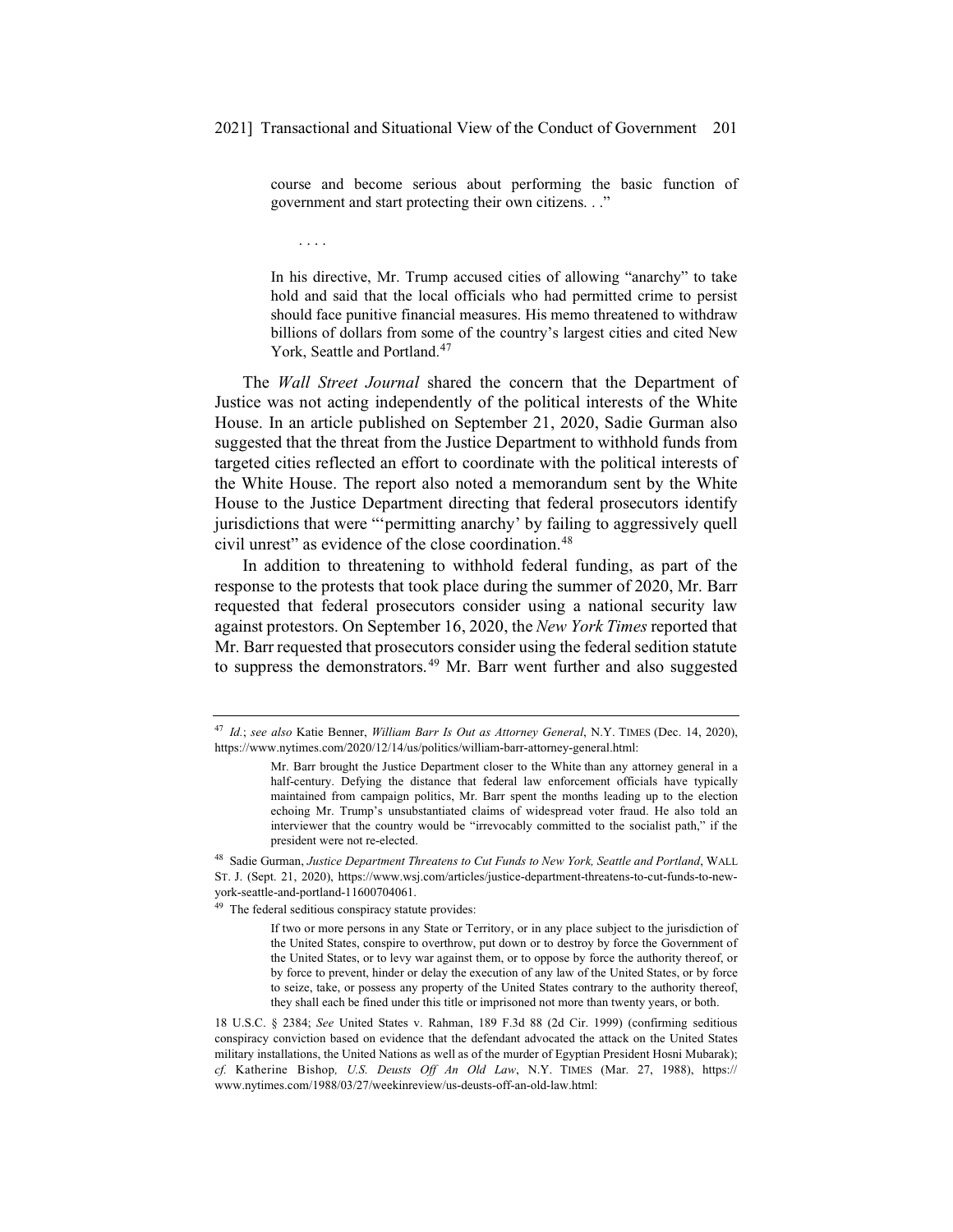> course and become serious about performing the basic function of government and start protecting their own citizens. . ."
>
> . . . .
>
> In his directive, Mr. Trump accused cities of allowing "anarchy" to take hold and said that the local officials who had permitted crime to persist should face punitive financial measures. His memo threatened to withdraw billions of dollars from some of the country's largest cities and cited New York, Seattle and Portland.[47]

The *Wall Street Journal* shared the concern that the Department of Justice was not acting independently of the political interests of the White House. In an article published on September 21, 2020, Sadie Gurman also suggested that the threat from the Justice Department to withhold funds from targeted cities reflected an effort to coordinate with the political interests of the White House. The report also noted a memorandum sent by the White House to the Justice Department directing that federal prosecutors identify jurisdictions that were "'permitting anarchy' by failing to aggressively quell civil unrest" as evidence of the close coordination.[48]

In addition to threatening to withhold federal funding, as part of the response to the protests that took place during the summer of 2020, Mr. Barr requested that federal prosecutors consider using a national security law against protestors. On September 16, 2020, the *New York Times* reported that Mr. Barr requested that prosecutors consider using the federal sedition statute to suppress the demonstrators.[49] Mr. Barr went further and also suggested

---

[47] *Id.*; *see also* Katie Benner, *William Barr Is Out as Attorney General*, N.Y. TIMES (Dec. 14, 2020), https://www.nytimes.com/2020/12/14/us/politics/william-barr-attorney-general.html:

> Mr. Barr brought the Justice Department closer to the White than any attorney general in a half-century. Defying the distance that federal law enforcement officials have typically maintained from campaign politics, Mr. Barr spent the months leading up to the election echoing Mr. Trump's unsubstantiated claims of widespread voter fraud. He also told an interviewer that the country would be "irrevocably committed to the socialist path," if the president were not re-elected.

[48] Sadie Gurman, *Justice Department Threatens to Cut Funds to New York, Seattle and Portland*, WALL ST. J. (Sept. 21, 2020), https://www.wsj.com/articles/justice-department-threatens-to-cut-funds-to-new-york-seattle-and-portland-11600704061.

[49] The federal seditious conspiracy statute provides:

> If two or more persons in any State or Territory, or in any place subject to the jurisdiction of the United States, conspire to overthrow, put down or to destroy by force the Government of the United States, or to levy war against them, or to oppose by force the authority thereof, or by force to prevent, hinder or delay the execution of any law of the United States, or by force to seize, take, or possess any property of the United States contrary to the authority thereof, they shall each be fined under this title or imprisoned not more than twenty years, or both.

18 U.S.C. § 2384; *See* United States v. Rahman, 189 F.3d 88 (2d Cir. 1999) (confirming seditious conspiracy conviction based on evidence that the defendant advocated the attack on the United States military installations, the United Nations as well as of the murder of Egyptian President Hosni Mubarak); *cf.* Katherine Bishop*, U.S. Deusts Off An Old Law*, N.Y. TIMES (Mar. 27, 1988), https://www.nytimes.com/1988/03/27/weekinreview/us-deusts-off-an-old-law.html: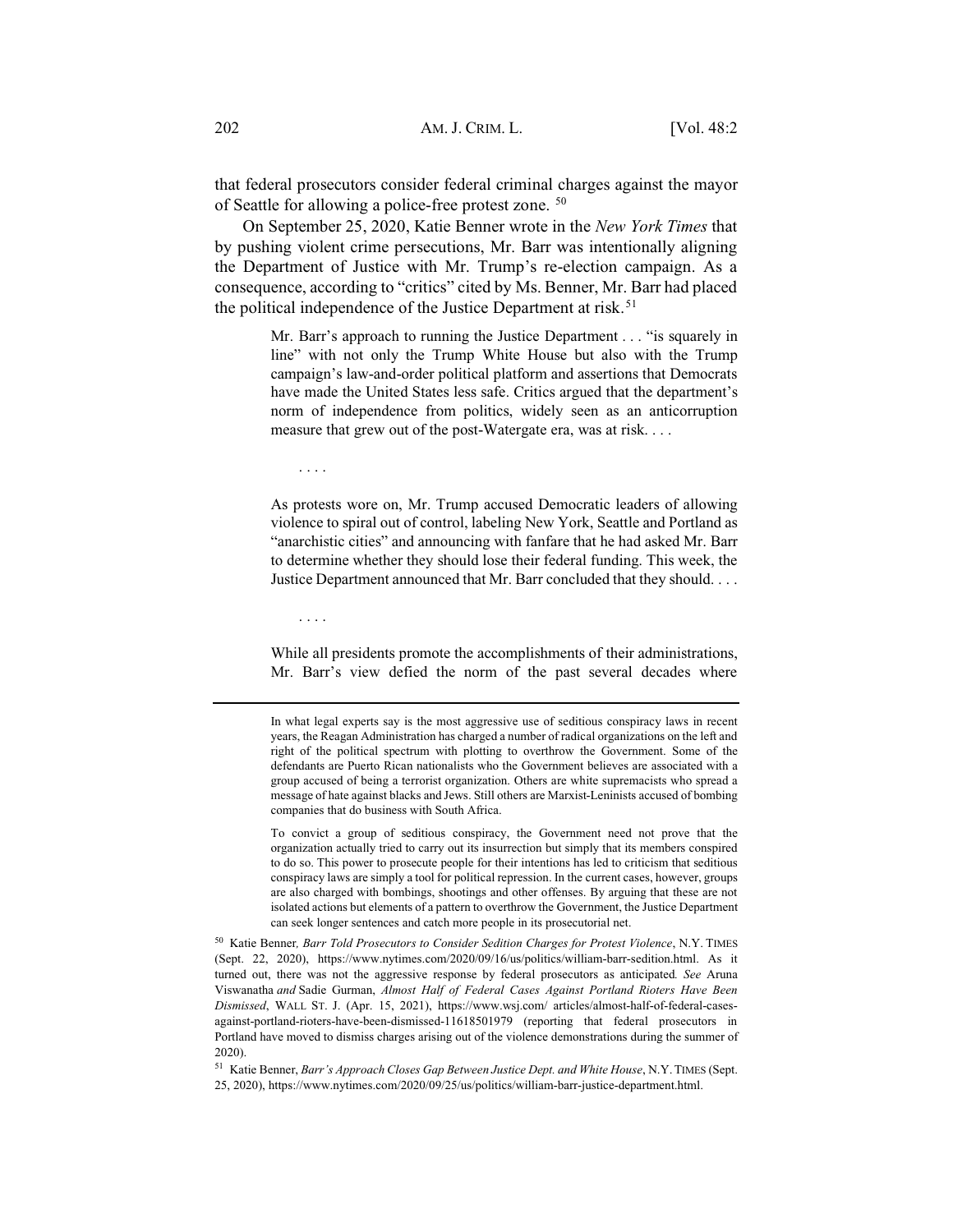that federal prosecutors consider federal criminal charges against the mayor of Seattle for allowing a police-free protest zone. [50]

On September 25, 2020, Katie Benner wrote in the *New York Times* that by pushing violent crime persecutions, Mr. Barr was intentionally aligning the Department of Justice with Mr. Trump's re-election campaign. As a consequence, according to "critics" cited by Ms. Benner, Mr. Barr had placed the political independence of the Justice Department at risk.[51]

> Mr. Barr's approach to running the Justice Department . . . "is squarely in line" with not only the Trump White House but also with the Trump campaign's law-and-order political platform and assertions that Democrats have made the United States less safe. Critics argued that the department's norm of independence from politics, widely seen as an anticorruption measure that grew out of the post-Watergate era, was at risk. . . .
>
> . . . .
>
> As protests wore on, Mr. Trump accused Democratic leaders of allowing violence to spiral out of control, labeling New York, Seattle and Portland as "anarchistic cities" and announcing with fanfare that he had asked Mr. Barr to determine whether they should lose their federal funding. This week, the Justice Department announced that Mr. Barr concluded that they should. . . .
>
> . . . .
>
> While all presidents promote the accomplishments of their administrations, Mr. Barr's view defied the norm of the past several decades where

---

> In what legal experts say is the most aggressive use of seditious conspiracy laws in recent years, the Reagan Administration has charged a number of radical organizations on the left and right of the political spectrum with plotting to overthrow the Government. Some of the defendants are Puerto Rican nationalists who the Government believes are associated with a group accused of being a terrorist organization. Others are white supremacists who spread a message of hate against blacks and Jews. Still others are Marxist-Leninists accused of bombing companies that do business with South Africa.
>
> To convict a group of seditious conspiracy, the Government need not prove that the organization actually tried to carry out its insurrection but simply that its members conspired to do so. This power to prosecute people for their intentions has led to criticism that seditious conspiracy laws are simply a tool for political repression. In the current cases, however, groups are also charged with bombings, shootings and other offenses. By arguing that these are not isolated actions but elements of a pattern to overthrow the Government, the Justice Department can seek longer sentences and catch more people in its prosecutorial net.

[50] Katie Benner*, Barr Told Prosecutors to Consider Sedition Charges for Protest Violence*, N.Y. TIMES (Sept. 22, 2020), https://www.nytimes.com/2020/09/16/us/politics/william-barr-sedition.html. As it turned out, there was not the aggressive response by federal prosecutors as anticipated*. See* Aruna Viswanatha *and* Sadie Gurman, *Almost Half of Federal Cases Against Portland Rioters Have Been Dismissed*, WALL ST. J. (Apr. 15, 2021), https://www.wsj.com/ articles/almost-half-of-federal-cases-against-portland-rioters-have-been-dismissed-11618501979 (reporting that federal prosecutors in Portland have moved to dismiss charges arising out of the violence demonstrations during the summer of 2020).

[51] Katie Benner, *Barr's Approach Closes Gap Between Justice Dept. and White House*, N.Y. TIMES (Sept. 25, 2020), https://www.nytimes.com/2020/09/25/us/politics/william-barr-justice-department.html.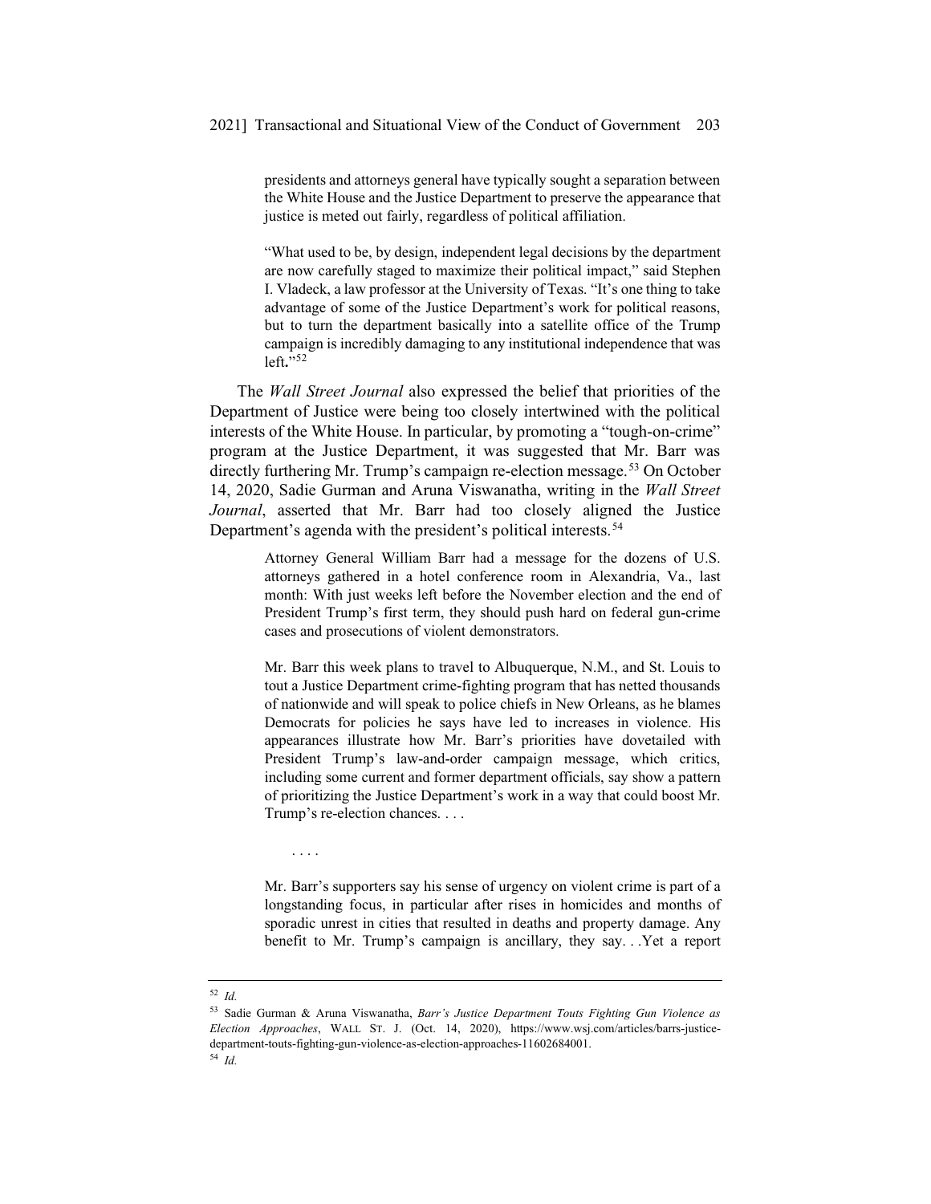> presidents and attorneys general have typically sought a separation between the White House and the Justice Department to preserve the appearance that justice is meted out fairly, regardless of political affiliation.
>
> "What used to be, by design, independent legal decisions by the department are now carefully staged to maximize their political impact," said Stephen I. Vladeck, a law professor at the University of Texas. "It's one thing to take advantage of some of the Justice Department's work for political reasons, but to turn the department basically into a satellite office of the Trump campaign is incredibly damaging to any institutional independence that was left."[52]

The *Wall Street Journal* also expressed the belief that priorities of the Department of Justice were being too closely intertwined with the political interests of the White House. In particular, by promoting a "tough-on-crime" program at the Justice Department, it was suggested that Mr. Barr was directly furthering Mr. Trump's campaign re-election message.[53] On October 14, 2020, Sadie Gurman and Aruna Viswanatha, writing in the *Wall Street Journal*, asserted that Mr. Barr had too closely aligned the Justice Department's agenda with the president's political interests.[54]

> Attorney General William Barr had a message for the dozens of U.S. attorneys gathered in a hotel conference room in Alexandria, Va., last month: With just weeks left before the November election and the end of President Trump's first term, they should push hard on federal gun-crime cases and prosecutions of violent demonstrators.
>
> Mr. Barr this week plans to travel to Albuquerque, N.M., and St. Louis to tout a Justice Department crime-fighting program that has netted thousands of nationwide and will speak to police chiefs in New Orleans, as he blames Democrats for policies he says have led to increases in violence. His appearances illustrate how Mr. Barr's priorities have dovetailed with President Trump's law-and-order campaign message, which critics, including some current and former department officials, say show a pattern of prioritizing the Justice Department's work in a way that could boost Mr. Trump's re-election chances. . . .
>
> . . . .
>
> Mr. Barr's supporters say his sense of urgency on violent crime is part of a longstanding focus, in particular after rises in homicides and months of sporadic unrest in cities that resulted in deaths and property damage. Any benefit to Mr. Trump's campaign is ancillary, they say. . .Yet a report

---

[52] *Id.*

[53] Sadie Gurman & Aruna Viswanatha, *Barr's Justice Department Touts Fighting Gun Violence as Election Approaches*, WALL ST. J. (Oct. 14, 2020), https://www.wsj.com/articles/barrs-justice-department-touts-fighting-gun-violence-as-election-approaches-11602684001.

[54] *Id.*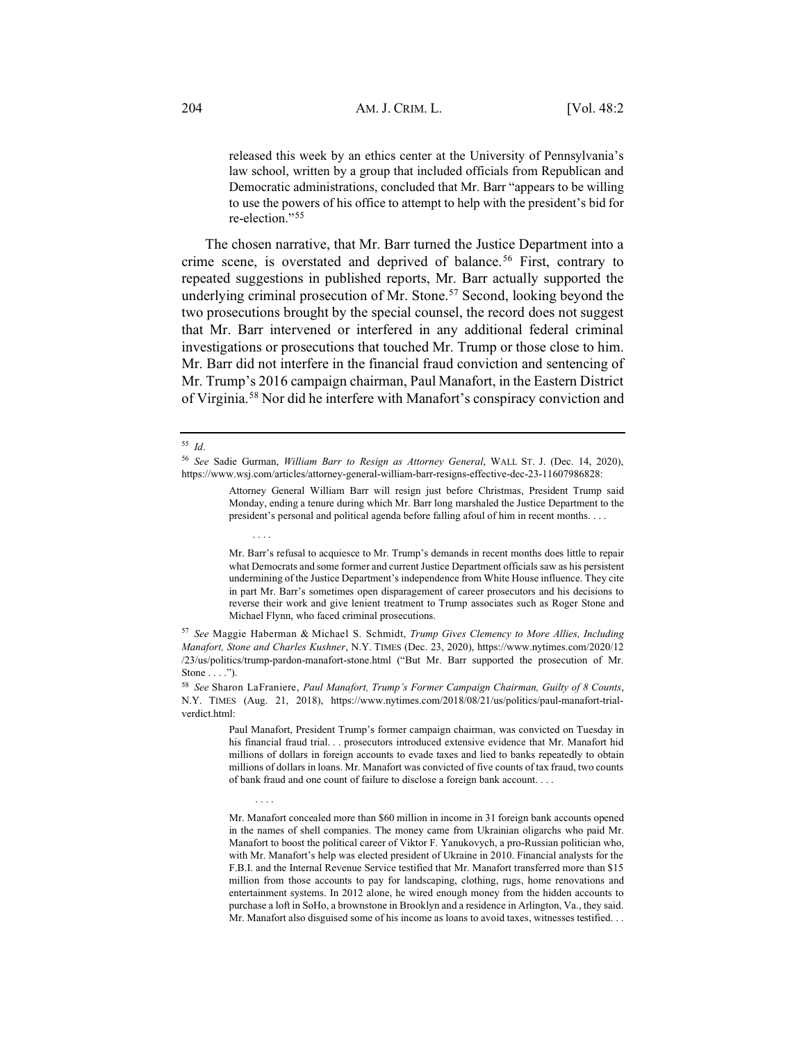> released this week by an ethics center at the University of Pennsylvania's law school, written by a group that included officials from Republican and Democratic administrations, concluded that Mr. Barr "appears to be willing to use the powers of his office to attempt to help with the president's bid for re-election."[55]

The chosen narrative, that Mr. Barr turned the Justice Department into a crime scene, is overstated and deprived of balance.[56] First, contrary to repeated suggestions in published reports, Mr. Barr actually supported the underlying criminal prosecution of Mr. Stone.[57] Second, looking beyond the two prosecutions brought by the special counsel, the record does not suggest that Mr. Barr intervened or interfered in any additional federal criminal investigations or prosecutions that touched Mr. Trump or those close to him. Mr. Barr did not interfere in the financial fraud conviction and sentencing of Mr. Trump's 2016 campaign chairman, Paul Manafort, in the Eastern District of Virginia.[58] Nor did he interfere with Manafort's conspiracy conviction and

---

[55] *Id*.

[56] *See* Sadie Gurman, *William Barr to Resign as Attorney General*, WALL ST. J. (Dec. 14, 2020), https://www.wsj.com/articles/attorney-general-william-barr-resigns-effective-dec-23-11607986828:

> Attorney General William Barr will resign just before Christmas, President Trump said Monday, ending a tenure during which Mr. Barr long marshaled the Justice Department to the president's personal and political agenda before falling afoul of him in recent months. . . .
>
> . . . .
>
> Mr. Barr's refusal to acquiesce to Mr. Trump's demands in recent months does little to repair what Democrats and some former and current Justice Department officials saw as his persistent undermining of the Justice Department's independence from White House influence. They cite in part Mr. Barr's sometimes open disparagement of career prosecutors and his decisions to reverse their work and give lenient treatment to Trump associates such as Roger Stone and Michael Flynn, who faced criminal prosecutions.

[57] *See* Maggie Haberman & Michael S. Schmidt, *Trump Gives Clemency to More Allies, Including Manafort, Stone and Charles Kushner*, N.Y. TIMES (Dec. 23, 2020), https://www.nytimes.com/2020/12/23/us/politics/trump-pardon-manafort-stone.html ("But Mr. Barr supported the prosecution of Mr. Stone . . . .").

[58] *See* Sharon LaFraniere, *Paul Manafort, Trump's Former Campaign Chairman, Guilty of 8 Counts*, N.Y. TIMES (Aug. 21, 2018), https://www.nytimes.com/2018/08/21/us/politics/paul-manafort-trial-verdict.html:

> Paul Manafort, President Trump's former campaign chairman, was convicted on Tuesday in his financial fraud trial. . . prosecutors introduced extensive evidence that Mr. Manafort hid millions of dollars in foreign accounts to evade taxes and lied to banks repeatedly to obtain millions of dollars in loans. Mr. Manafort was convicted of five counts of tax fraud, two counts of bank fraud and one count of failure to disclose a foreign bank account. . . .
>
> . . . .
>
> Mr. Manafort concealed more than $60 million in income in 31 foreign bank accounts opened in the names of shell companies. The money came from Ukrainian oligarchs who paid Mr. Manafort to boost the political career of Viktor F. Yanukovych, a pro-Russian politician who, with Mr. Manafort's help was elected president of Ukraine in 2010. Financial analysts for the F.B.I. and the Internal Revenue Service testified that Mr. Manafort transferred more than $15 million from those accounts to pay for landscaping, clothing, rugs, home renovations and entertainment systems. In 2012 alone, he wired enough money from the hidden accounts to purchase a loft in SoHo, a brownstone in Brooklyn and a residence in Arlington, Va., they said. Mr. Manafort also disguised some of his income as loans to avoid taxes, witnesses testified. . .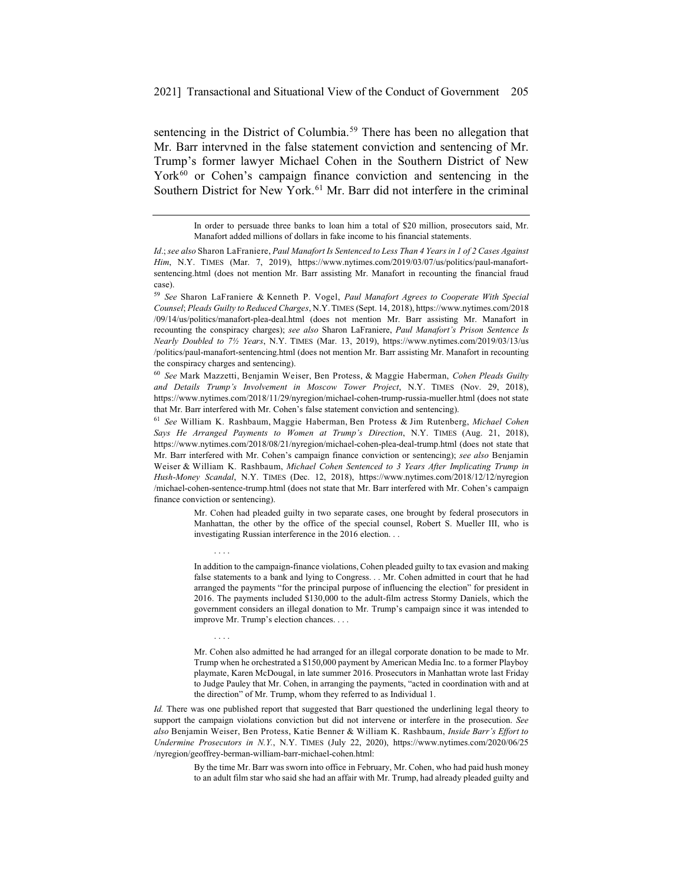sentencing in the District of Columbia.[59] There has been no allegation that Mr. Barr intervned in the false statement conviction and sentencing of Mr. Trump's former lawyer Michael Cohen in the Southern District of New York[60] or Cohen's campaign finance conviction and sentencing in the Southern District for New York.[61] Mr. Barr did not interfere in the criminal

---

> In order to persuade three banks to loan him a total of $20 million, prosecutors said, Mr. Manafort added millions of dollars in fake income to his financial statements.

*Id.*; *see also* Sharon LaFraniere, *Paul Manafort Is Sentenced to Less Than 4 Years in 1 of 2 Cases Against Him*, N.Y. TIMES (Mar. 7, 2019), https://www.nytimes.com/2019/03/07/us/politics/paul-manafort-sentencing.html (does not mention Mr. Barr assisting Mr. Manafort in recounting the financial fraud case).

[59] *See* Sharon LaFraniere & Kenneth P. Vogel, *Paul Manafort Agrees to Cooperate With Special Counsel*; *Pleads Guilty to Reduced Charges*, N.Y. TIMES (Sept. 14, 2018), https://www.nytimes.com/2018/09/14/us/politics/manafort-plea-deal.html (does not mention Mr. Barr assisting Mr. Manafort in recounting the conspiracy charges); *see also* Sharon LaFraniere, *Paul Manafort's Prison Sentence Is Nearly Doubled to 7½ Years*, N.Y. TIMES (Mar. 13, 2019), https://www.nytimes.com/2019/03/13/us/politics/paul-manafort-sentencing.html (does not mention Mr. Barr assisting Mr. Manafort in recounting the conspiracy charges and sentencing).

[60] *See* Mark Mazzetti, Benjamin Weiser, Ben Protess, & Maggie Haberman, *Cohen Pleads Guilty and Details Trump's Involvement in Moscow Tower Project*, N.Y. TIMES (Nov. 29, 2018), https://www.nytimes.com/2018/11/29/nyregion/michael-cohen-trump-russia-mueller.html (does not state that Mr. Barr interfered with Mr. Cohen's false statement conviction and sentencing).

[61] *See* William K. Rashbaum, Maggie Haberman, Ben Protess & Jim Rutenberg, *Michael Cohen Says He Arranged Payments to Women at Trump's Direction*, N.Y. TIMES (Aug. 21, 2018), https://www.nytimes.com/2018/08/21/nyregion/michael-cohen-plea-deal-trump.html (does not state that Mr. Barr interfered with Mr. Cohen's campaign finance conviction or sentencing); *see also* Benjamin Weiser & William K. Rashbaum, *Michael Cohen Sentenced to 3 Years After Implicating Trump in Hush-Money Scandal*, N.Y. TIMES (Dec. 12, 2018), https://www.nytimes.com/2018/12/12/nyregion/michael-cohen-sentence-trump.html (does not state that Mr. Barr interfered with Mr. Cohen's campaign finance conviction or sentencing).

> Mr. Cohen had pleaded guilty in two separate cases, one brought by federal prosecutors in Manhattan, the other by the office of the special counsel, Robert S. Mueller III, who is investigating Russian interference in the 2016 election. . .
>
> . . . .
>
> In addition to the campaign-finance violations, Cohen pleaded guilty to tax evasion and making false statements to a bank and lying to Congress. . . Mr. Cohen admitted in court that he had arranged the payments "for the principal purpose of influencing the election" for president in 2016. The payments included $130,000 to the adult-film actress Stormy Daniels, which the government considers an illegal donation to Mr. Trump's campaign since it was intended to improve Mr. Trump's election chances. . . .
>
> . . . .
>
> Mr. Cohen also admitted he had arranged for an illegal corporate donation to be made to Mr. Trump when he orchestrated a $150,000 payment by American Media Inc. to a former Playboy playmate, Karen McDougal, in late summer 2016. Prosecutors in Manhattan wrote last Friday to Judge Pauley that Mr. Cohen, in arranging the payments, "acted in coordination with and at the direction" of Mr. Trump, whom they referred to as Individual 1.

*Id.* There was one published report that suggested that Barr questioned the underlining legal theory to support the campaign violations conviction but did not intervene or interfere in the prosecution. *See also* Benjamin Weiser, Ben Protess, Katie Benner & William K. Rashbaum, *Inside Barr's Effort to Undermine Prosecutors in N.Y.*, N.Y. TIMES (July 22, 2020), https://www.nytimes.com/2020/06/25/nyregion/geoffrey-berman-william-barr-michael-cohen.html:

> By the time Mr. Barr was sworn into office in February, Mr. Cohen, who had paid hush money to an adult film star who said she had an affair with Mr. Trump, had already pleaded guilty and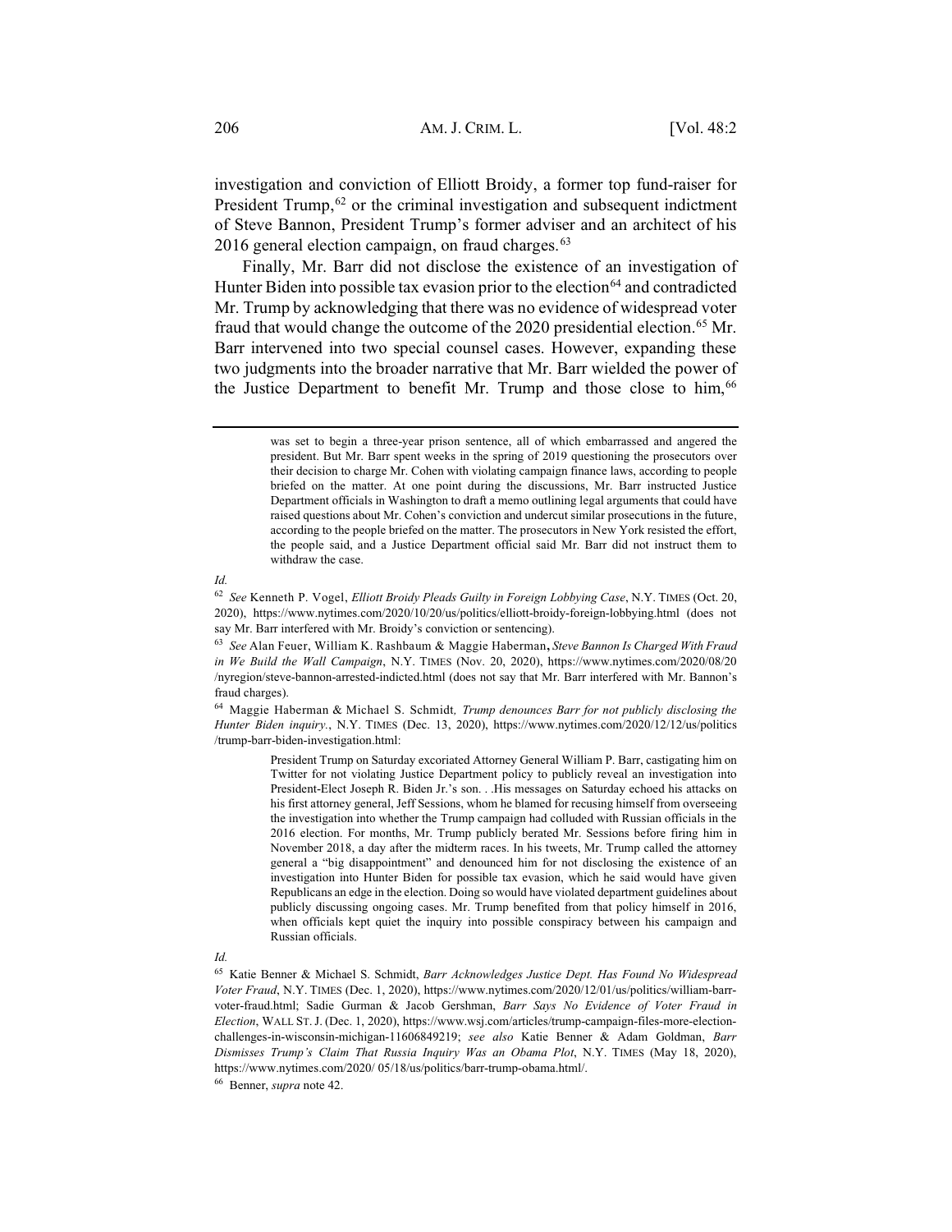investigation and conviction of Elliott Broidy, a former top fund-raiser for President Trump,[62] or the criminal investigation and subsequent indictment of Steve Bannon, President Trump's former adviser and an architect of his 2016 general election campaign, on fraud charges.[63]

Finally, Mr. Barr did not disclose the existence of an investigation of Hunter Biden into possible tax evasion prior to the election[64] and contradicted Mr. Trump by acknowledging that there was no evidence of widespread voter fraud that would change the outcome of the 2020 presidential election.[65] Mr. Barr intervened into two special counsel cases. However, expanding these two judgments into the broader narrative that Mr. Barr wielded the power of the Justice Department to benefit Mr. Trump and those close to him,[66]

---

> was set to begin a three-year prison sentence, all of which embarrassed and angered the president. But Mr. Barr spent weeks in the spring of 2019 questioning the prosecutors over their decision to charge Mr. Cohen with violating campaign finance laws, according to people briefed on the matter. At one point during the discussions, Mr. Barr instructed Justice Department officials in Washington to draft a memo outlining legal arguments that could have raised questions about Mr. Cohen's conviction and undercut similar prosecutions in the future, according to the people briefed on the matter. The prosecutors in New York resisted the effort, the people said, and a Justice Department official said Mr. Barr did not instruct them to withdraw the case.

*Id.*

[62] *See* Kenneth P. Vogel, *Elliott Broidy Pleads Guilty in Foreign Lobbying Case*, N.Y. TIMES (Oct. 20, 2020), https://www.nytimes.com/2020/10/20/us/politics/elliott-broidy-foreign-lobbying.html (does not say Mr. Barr interfered with Mr. Broidy's conviction or sentencing).

[63] *See* Alan Feuer, William K. Rashbaum & Maggie Haberman**,** *Steve Bannon Is Charged With Fraud in We Build the Wall Campaign*, N.Y. TIMES (Nov. 20, 2020), https://www.nytimes.com/2020/08/20/nyregion/steve-bannon-arrested-indicted.html (does not say that Mr. Barr interfered with Mr. Bannon's fraud charges).

[64] Maggie Haberman & Michael S. Schmidt*, Trump denounces Barr for not publicly disclosing the Hunter Biden inquiry.*, N.Y. TIMES (Dec. 13, 2020), https://www.nytimes.com/2020/12/12/us/politics/trump-barr-biden-investigation.html:

> President Trump on Saturday excoriated Attorney General William P. Barr, castigating him on Twitter for not violating Justice Department policy to publicly reveal an investigation into President-Elect Joseph R. Biden Jr.'s son. . .His messages on Saturday echoed his attacks on his first attorney general, Jeff Sessions, whom he blamed for recusing himself from overseeing the investigation into whether the Trump campaign had colluded with Russian officials in the 2016 election. For months, Mr. Trump publicly berated Mr. Sessions before firing him in November 2018, a day after the midterm races. In his tweets, Mr. Trump called the attorney general a "big disappointment" and denounced him for not disclosing the existence of an investigation into Hunter Biden for possible tax evasion, which he said would have given Republicans an edge in the election. Doing so would have violated department guidelines about publicly discussing ongoing cases. Mr. Trump benefited from that policy himself in 2016, when officials kept quiet the inquiry into possible conspiracy between his campaign and Russian officials.

*Id.*

[65] Katie Benner & Michael S. Schmidt, *Barr Acknowledges Justice Dept. Has Found No Widespread Voter Fraud*, N.Y. TIMES (Dec. 1, 2020), https://www.nytimes.com/2020/12/01/us/politics/william-barr-voter-fraud.html; Sadie Gurman & Jacob Gershman, *Barr Says No Evidence of Voter Fraud in Election*, WALL ST. J. (Dec. 1, 2020), https://www.wsj.com/articles/trump-campaign-files-more-election-challenges-in-wisconsin-michigan-11606849219; *see also* Katie Benner & Adam Goldman, *Barr Dismisses Trump's Claim That Russia Inquiry Was an Obama Plot*, N.Y. TIMES (May 18, 2020), https://www.nytimes.com/2020/ 05/18/us/politics/barr-trump-obama.html/.

[66] Benner, *supra* note 42.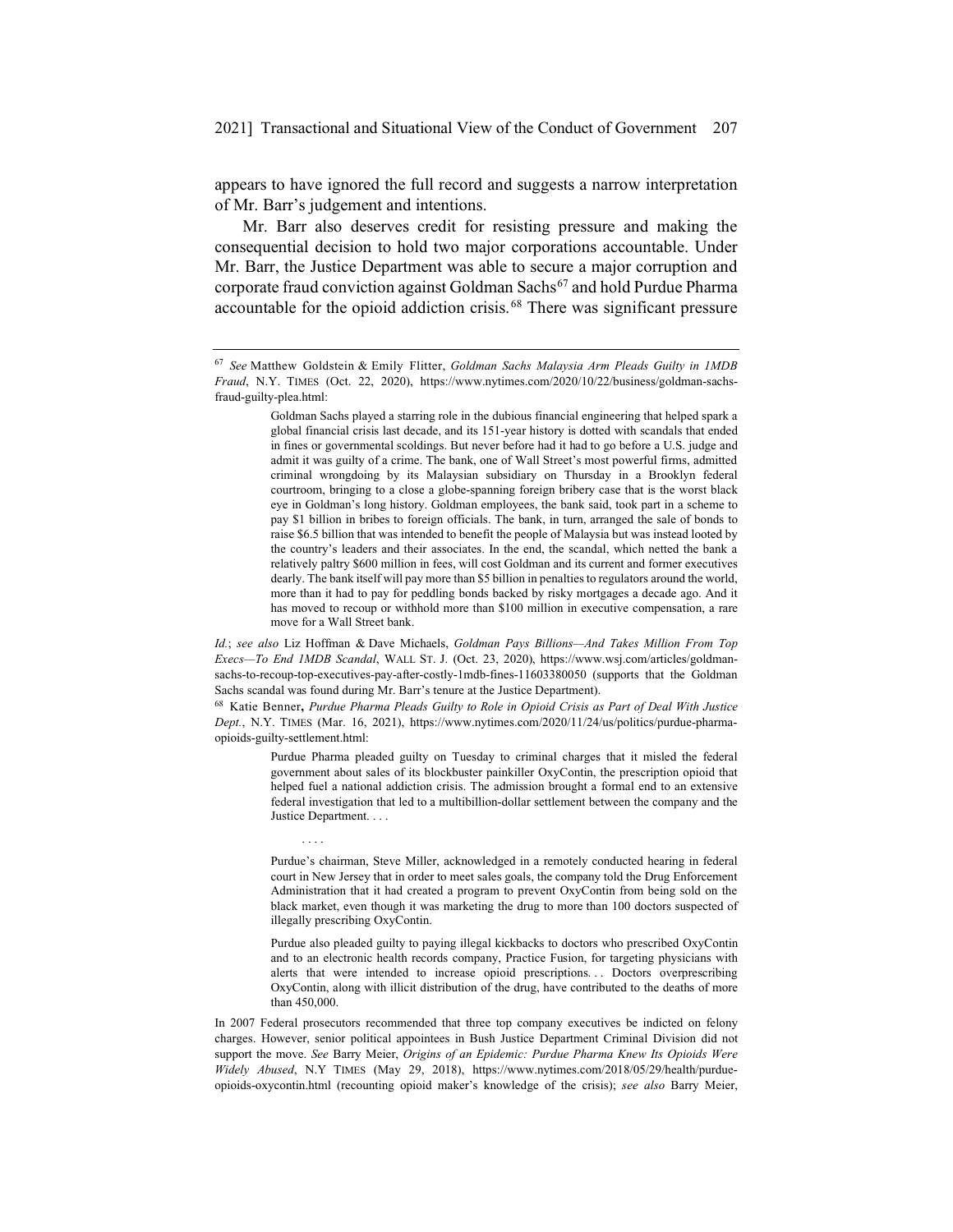appears to have ignored the full record and suggests a narrow interpretation of Mr. Barr's judgement and intentions.

Mr. Barr also deserves credit for resisting pressure and making the consequential decision to hold two major corporations accountable. Under Mr. Barr, the Justice Department was able to secure a major corruption and corporate fraud conviction against Goldman Sachs[67] and hold Purdue Pharma accountable for the opioid addiction crisis.[68] There was significant pressure

---

[67] *See* Matthew Goldstein & Emily Flitter, *Goldman Sachs Malaysia Arm Pleads Guilty in 1MDB Fraud*, N.Y. TIMES (Oct. 22, 2020), https://www.nytimes.com/2020/10/22/business/goldman-sachs-fraud-guilty-plea.html:

> Goldman Sachs played a starring role in the dubious financial engineering that helped spark a global financial crisis last decade, and its 151-year history is dotted with scandals that ended in fines or governmental scoldings. But never before had it had to go before a U.S. judge and admit it was guilty of a crime. The bank, one of Wall Street's most powerful firms, admitted criminal wrongdoing by its Malaysian subsidiary on Thursday in a Brooklyn federal courtroom, bringing to a close a globe-spanning foreign bribery case that is the worst black eye in Goldman's long history. Goldman employees, the bank said, took part in a scheme to pay $1 billion in bribes to foreign officials. The bank, in turn, arranged the sale of bonds to raise $6.5 billion that was intended to benefit the people of Malaysia but was instead looted by the country's leaders and their associates. In the end, the scandal, which netted the bank a relatively paltry $600 million in fees, will cost Goldman and its current and former executives dearly. The bank itself will pay more than $5 billion in penalties to regulators around the world, more than it had to pay for peddling bonds backed by risky mortgages a decade ago. And it has moved to recoup or withhold more than $100 million in executive compensation, a rare move for a Wall Street bank.

*Id.*; *see also* Liz Hoffman & Dave Michaels, *Goldman Pays Billions—And Takes Million From Top Execs—To End 1MDB Scandal*, WALL ST. J. (Oct. 23, 2020), https://www.wsj.com/articles/goldman-sachs-to-recoup-top-executives-pay-after-costly-1mdb-fines-11603380050 (supports that the Goldman Sachs scandal was found during Mr. Barr's tenure at the Justice Department).

[68] Katie Benner, *Purdue Pharma Pleads Guilty to Role in Opioid Crisis as Part of Deal With Justice Dept.*, N.Y. TIMES (Mar. 16, 2021), https://www.nytimes.com/2020/11/24/us/politics/purdue-pharma-opioids-guilty-settlement.html:

> Purdue Pharma pleaded guilty on Tuesday to criminal charges that it misled the federal government about sales of its blockbuster painkiller OxyContin, the prescription opioid that helped fuel a national addiction crisis. The admission brought a formal end to an extensive federal investigation that led to a multibillion-dollar settlement between the company and the Justice Department. . . .
>
> . . . .
>
> Purdue's chairman, Steve Miller, acknowledged in a remotely conducted hearing in federal court in New Jersey that in order to meet sales goals, the company told the Drug Enforcement Administration that it had created a program to prevent OxyContin from being sold on the black market, even though it was marketing the drug to more than 100 doctors suspected of illegally prescribing OxyContin.
>
> Purdue also pleaded guilty to paying illegal kickbacks to doctors who prescribed OxyContin and to an electronic health records company, Practice Fusion, for targeting physicians with alerts that were intended to increase opioid prescriptions. . . Doctors overprescribing OxyContin, along with illicit distribution of the drug, have contributed to the deaths of more than 450,000.

In 2007 Federal prosecutors recommended that three top company executives be indicted on felony charges. However, senior political appointees in Bush Justice Department Criminal Division did not support the move. *See* Barry Meier, *Origins of an Epidemic: Purdue Pharma Knew Its Opioids Were Widely Abused*, N.Y TIMES (May 29, 2018), https://www.nytimes.com/2018/05/29/health/purdue-opioids-oxycontin.html (recounting opioid maker's knowledge of the crisis); *see also* Barry Meier,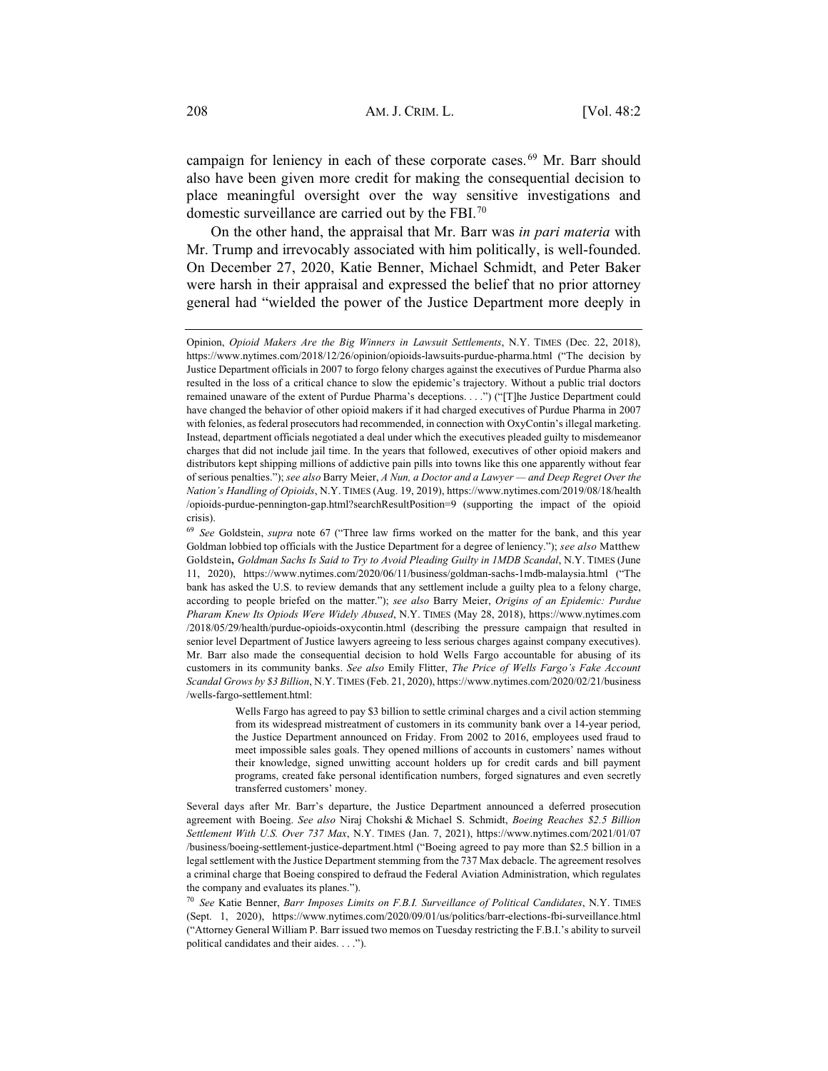campaign for leniency in each of these corporate cases.[69] Mr. Barr should also have been given more credit for making the consequential decision to place meaningful oversight over the way sensitive investigations and domestic surveillance are carried out by the FBI.[70]

On the other hand, the appraisal that Mr. Barr was *in pari materia* with Mr. Trump and irrevocably associated with him politically, is well-founded. On December 27, 2020, Katie Benner, Michael Schmidt, and Peter Baker were harsh in their appraisal and expressed the belief that no prior attorney general had "wielded the power of the Justice Department more deeply in

---

Opinion, *Opioid Makers Are the Big Winners in Lawsuit Settlements*, N.Y. TIMES (Dec. 22, 2018), https://www.nytimes.com/2018/12/26/opinion/opioids-lawsuits-purdue-pharma.html ("The decision by Justice Department officials in 2007 to forgo felony charges against the executives of Purdue Pharma also resulted in the loss of a critical chance to slow the epidemic's trajectory. Without a public trial doctors remained unaware of the extent of Purdue Pharma's deceptions. . . .") ("[T]he Justice Department could have changed the behavior of other opioid makers if it had charged executives of Purdue Pharma in 2007 with felonies, as federal prosecutors had recommended, in connection with OxyContin's illegal marketing. Instead, department officials negotiated a deal under which the executives pleaded guilty to misdemeanor charges that did not include jail time. In the years that followed, executives of other opioid makers and distributors kept shipping millions of addictive pain pills into towns like this one apparently without fear of serious penalties."); *see also* Barry Meier, *A Nun, a Doctor and a Lawyer — and Deep Regret Over the Nation's Handling of Opioids*, N.Y. TIMES (Aug. 19, 2019), https://www.nytimes.com/2019/08/18/health/opioids-purdue-pennington-gap.html?searchResultPosition=9 (supporting the impact of the opioid crisis).

[69] *See* Goldstein, *supra* note 67 ("Three law firms worked on the matter for the bank, and this year Goldman lobbied top officials with the Justice Department for a degree of leniency."); *see also* Matthew Goldstein, *Goldman Sachs Is Said to Try to Avoid Pleading Guilty in 1MDB Scandal*, N.Y. TIMES (June 11, 2020), https://www.nytimes.com/2020/06/11/business/goldman-sachs-1mdb-malaysia.html ("The bank has asked the U.S. to review demands that any settlement include a guilty plea to a felony charge, according to people briefed on the matter."); *see also* Barry Meier, *Origins of an Epidemic: Purdue Pharam Knew Its Opiods Were Widely Abused*, N.Y. TIMES (May 28, 2018), https://www.nytimes.com/2018/05/29/health/purdue-opioids-oxycontin.html (describing the pressure campaign that resulted in senior level Department of Justice lawyers agreeing to less serious charges against company executives). Mr. Barr also made the consequential decision to hold Wells Fargo accountable for abusing of its customers in its community banks. *See also* Emily Flitter, *The Price of Wells Fargo's Fake Account Scandal Grows by $3 Billion*, N.Y. TIMES (Feb. 21, 2020), https://www.nytimes.com/2020/02/21/business/wells-fargo-settlement.html:

> Wells Fargo has agreed to pay $3 billion to settle criminal charges and a civil action stemming from its widespread mistreatment of customers in its community bank over a 14-year period, the Justice Department announced on Friday. From 2002 to 2016, employees used fraud to meet impossible sales goals. They opened millions of accounts in customers' names without their knowledge, signed unwitting account holders up for credit cards and bill payment programs, created fake personal identification numbers, forged signatures and even secretly transferred customers' money.

Several days after Mr. Barr's departure, the Justice Department announced a deferred prosecution agreement with Boeing. *See also* Niraj Chokshi & Michael S. Schmidt, *Boeing Reaches $2.5 Billion Settlement With U.S. Over 737 Max*, N.Y. TIMES (Jan. 7, 2021), https://www.nytimes.com/2021/01/07/business/boeing-settlement-justice-department.html ("Boeing agreed to pay more than $2.5 billion in a legal settlement with the Justice Department stemming from the 737 Max debacle. The agreement resolves a criminal charge that Boeing conspired to defraud the Federal Aviation Administration, which regulates the company and evaluates its planes.").

[70] *See* Katie Benner, *Barr Imposes Limits on F.B.I. Surveillance of Political Candidates*, N.Y. TIMES (Sept. 1, 2020), https://www.nytimes.com/2020/09/01/us/politics/barr-elections-fbi-surveillance.html ("Attorney General William P. Barr issued two memos on Tuesday restricting the F.B.I.'s ability to surveil political candidates and their aides. . . .").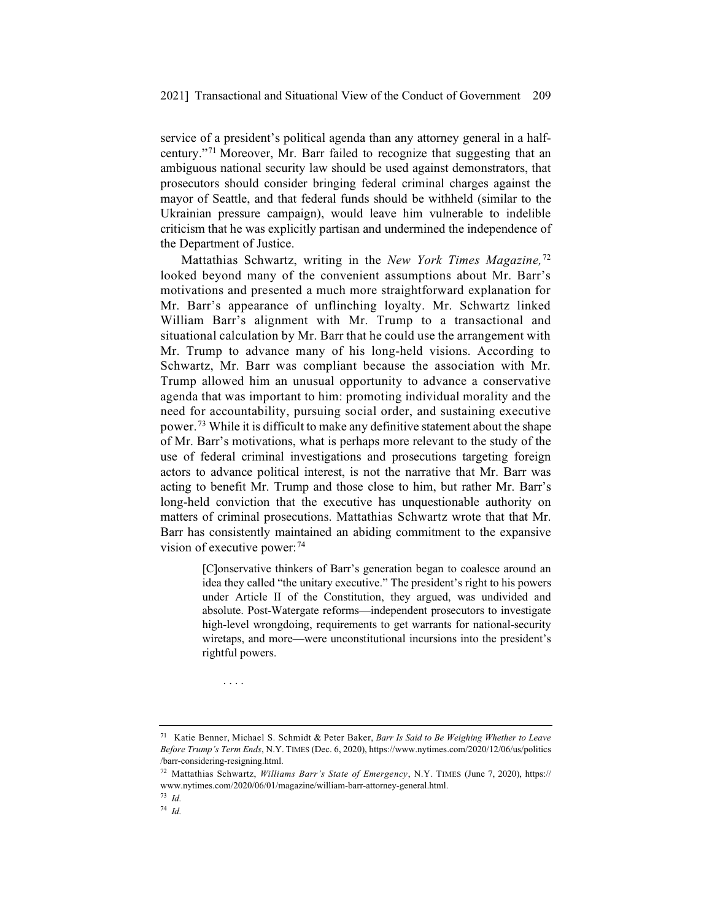service of a president's political agenda than any attorney general in a half-century."[71] Moreover, Mr. Barr failed to recognize that suggesting that an ambiguous national security law should be used against demonstrators, that prosecutors should consider bringing federal criminal charges against the mayor of Seattle, and that federal funds should be withheld (similar to the Ukrainian pressure campaign), would leave him vulnerable to indelible criticism that he was explicitly partisan and undermined the independence of the Department of Justice.

Mattathias Schwartz, writing in the *New York Times Magazine,*[72] looked beyond many of the convenient assumptions about Mr. Barr's motivations and presented a much more straightforward explanation for Mr. Barr's appearance of unflinching loyalty. Mr. Schwartz linked William Barr's alignment with Mr. Trump to a transactional and situational calculation by Mr. Barr that he could use the arrangement with Mr. Trump to advance many of his long-held visions. According to Schwartz, Mr. Barr was compliant because the association with Mr. Trump allowed him an unusual opportunity to advance a conservative agenda that was important to him: promoting individual morality and the need for accountability, pursuing social order, and sustaining executive power.[73] While it is difficult to make any definitive statement about the shape of Mr. Barr's motivations, what is perhaps more relevant to the study of the use of federal criminal investigations and prosecutions targeting foreign actors to advance political interest, is not the narrative that Mr. Barr was acting to benefit Mr. Trump and those close to him, but rather Mr. Barr's long-held conviction that the executive has unquestionable authority on matters of criminal prosecutions. Mattathias Schwartz wrote that that Mr. Barr has consistently maintained an abiding commitment to the expansive vision of executive power:[74]

> [C]onservative thinkers of Barr's generation began to coalesce around an idea they called "the unitary executive." The president's right to his powers under Article II of the Constitution, they argued, was undivided and absolute. Post-Watergate reforms—independent prosecutors to investigate high-level wrongdoing, requirements to get warrants for national-security wiretaps, and more—were unconstitutional incursions into the president's rightful powers.
>
> . . . .

---

[71] Katie Benner, Michael S. Schmidt & Peter Baker, *Barr Is Said to Be Weighing Whether to Leave Before Trump's Term Ends*, N.Y. TIMES (Dec. 6, 2020), https://www.nytimes.com/2020/12/06/us/politics/barr-considering-resigning.html.

[72] Mattathias Schwartz, *Williams Barr's State of Emergency*, N.Y. TIMES (June 7, 2020), https://www.nytimes.com/2020/06/01/magazine/william-barr-attorney-general.html.

[73] *Id.*

[74] *Id.*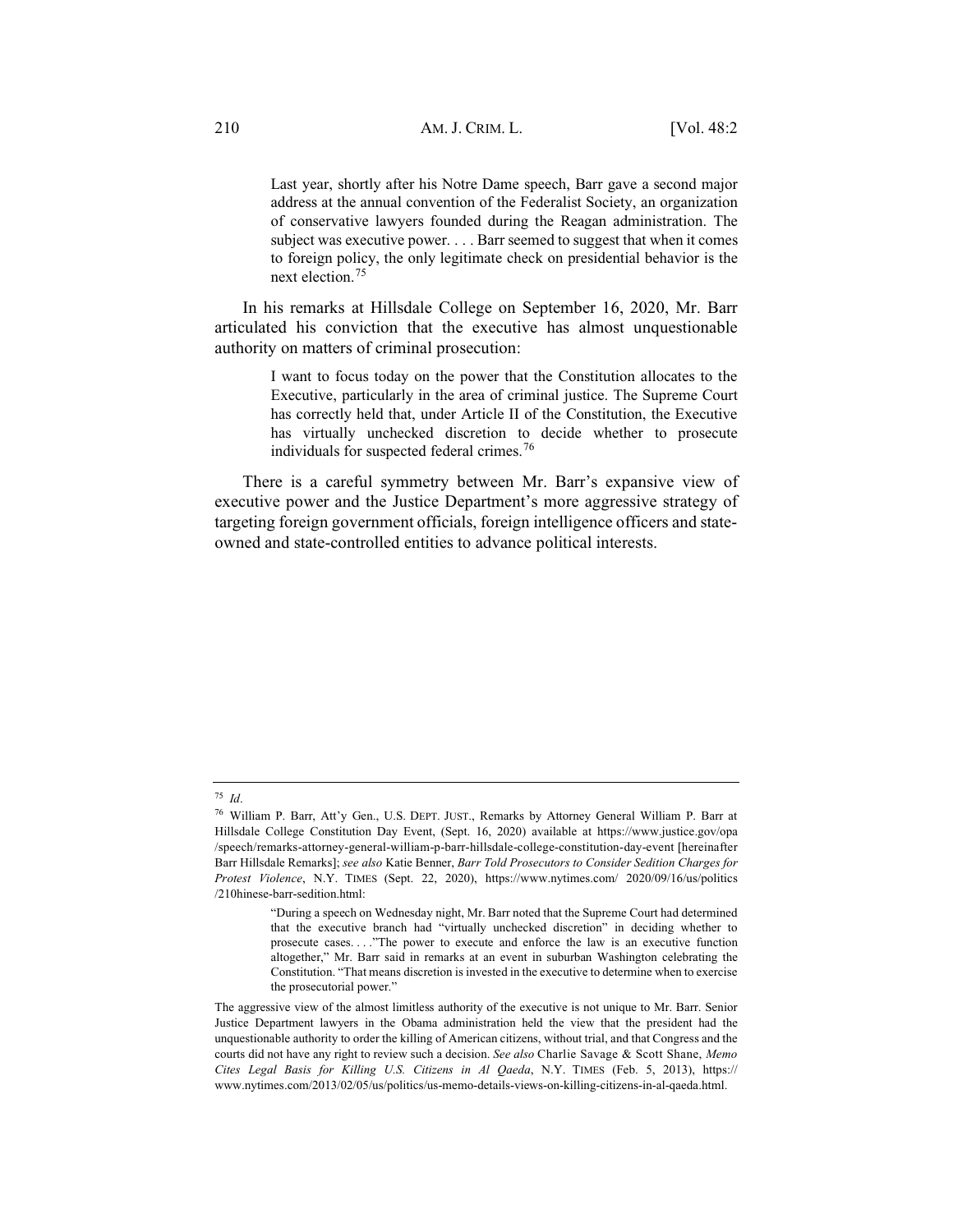> Last year, shortly after his Notre Dame speech, Barr gave a second major address at the annual convention of the Federalist Society, an organization of conservative lawyers founded during the Reagan administration. The subject was executive power. . . . Barr seemed to suggest that when it comes to foreign policy, the only legitimate check on presidential behavior is the next election.[75]

In his remarks at Hillsdale College on September 16, 2020, Mr. Barr articulated his conviction that the executive has almost unquestionable authority on matters of criminal prosecution:

> I want to focus today on the power that the Constitution allocates to the Executive, particularly in the area of criminal justice. The Supreme Court has correctly held that, under Article II of the Constitution, the Executive has virtually unchecked discretion to decide whether to prosecute individuals for suspected federal crimes.[76]

There is a careful symmetry between Mr. Barr's expansive view of executive power and the Justice Department's more aggressive strategy of targeting foreign government officials, foreign intelligence officers and state-owned and state-controlled entities to advance political interests.

---

[75] *Id*.

[76] William P. Barr, Att'y Gen., U.S. DEPT. JUST., Remarks by Attorney General William P. Barr at Hillsdale College Constitution Day Event, (Sept. 16, 2020) available at https://www.justice.gov/opa/speech/remarks-attorney-general-william-p-barr-hillsdale-college-constitution-day-event [hereinafter Barr Hillsdale Remarks]; *see also* Katie Benner, *Barr Told Prosecutors to Consider Sedition Charges for Protest Violence*, N.Y. TIMES (Sept. 22, 2020), https://www.nytimes.com/ 2020/09/16/us/politics/210hinese-barr-sedition.html:

> "During a speech on Wednesday night, Mr. Barr noted that the Supreme Court had determined that the executive branch had "virtually unchecked discretion" in deciding whether to prosecute cases. . . ."The power to execute and enforce the law is an executive function altogether," Mr. Barr said in remarks at an event in suburban Washington celebrating the Constitution. "That means discretion is invested in the executive to determine when to exercise the prosecutorial power."

The aggressive view of the almost limitless authority of the executive is not unique to Mr. Barr. Senior Justice Department lawyers in the Obama administration held the view that the president had the unquestionable authority to order the killing of American citizens, without trial, and that Congress and the courts did not have any right to review such a decision. *See also* Charlie Savage & Scott Shane, *Memo Cites Legal Basis for Killing U.S. Citizens in Al Qaeda*, N.Y. TIMES (Feb. 5, 2013), https://www.nytimes.com/2013/02/05/us/politics/us-memo-details-views-on-killing-citizens-in-al-qaeda.html.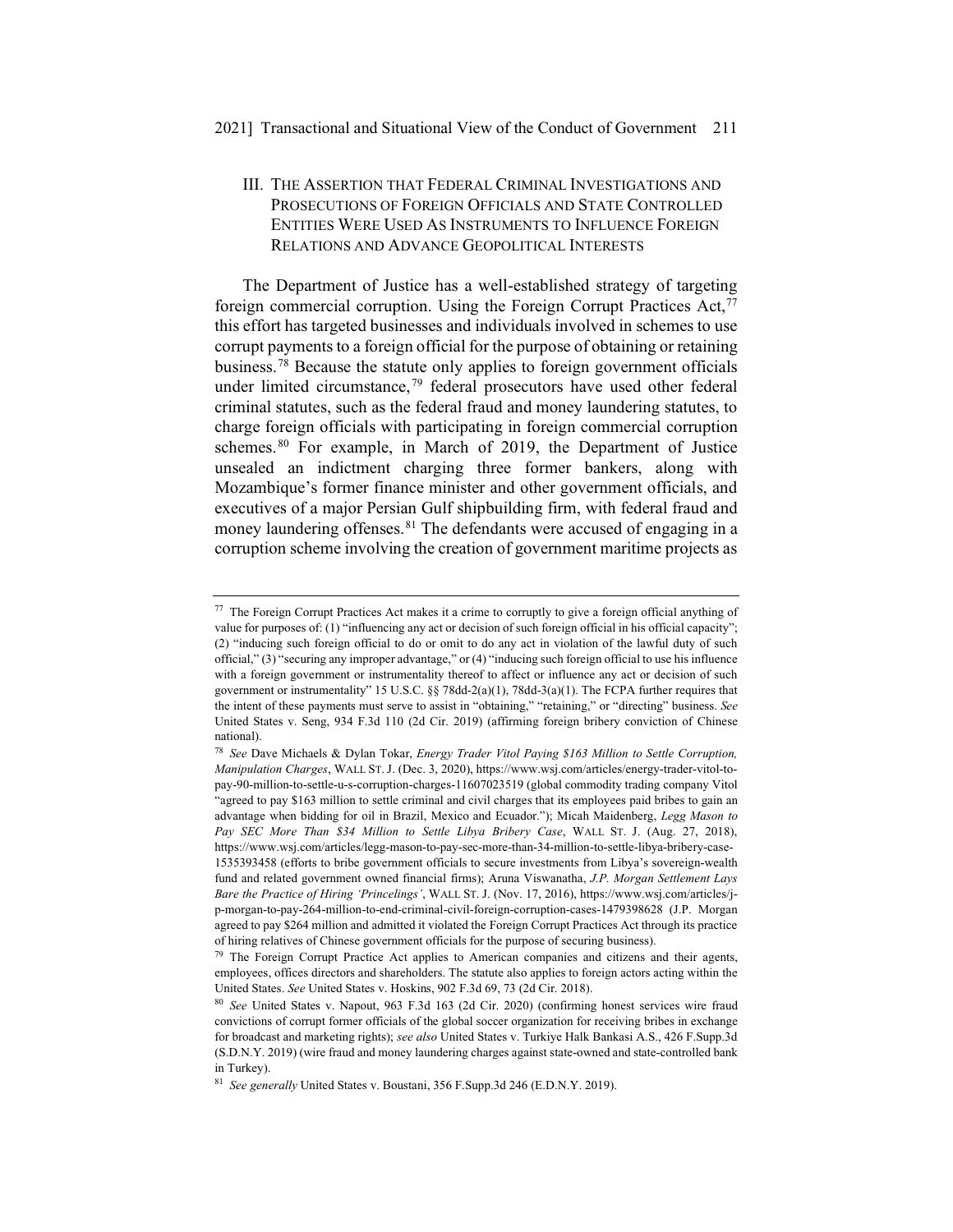## III. THE ASSERTION THAT FEDERAL CRIMINAL INVESTIGATIONS AND PROSECUTIONS OF FOREIGN OFFICIALS AND STATE CONTROLLED ENTITIES WERE USED AS INSTRUMENTS TO INFLUENCE FOREIGN RELATIONS AND ADVANCE GEOPOLITICAL INTERESTS

The Department of Justice has a well-established strategy of targeting foreign commercial corruption. Using the Foreign Corrupt Practices Act,[77] this effort has targeted businesses and individuals involved in schemes to use corrupt payments to a foreign official for the purpose of obtaining or retaining business.[78] Because the statute only applies to foreign government officials under limited circumstance,[79] federal prosecutors have used other federal criminal statutes, such as the federal fraud and money laundering statutes, to charge foreign officials with participating in foreign commercial corruption schemes.[80] For example, in March of 2019, the Department of Justice unsealed an indictment charging three former bankers, along with Mozambique's former finance minister and other government officials, and executives of a major Persian Gulf shipbuilding firm, with federal fraud and money laundering offenses.[81] The defendants were accused of engaging in a corruption scheme involving the creation of government maritime projects as

---

[77] The Foreign Corrupt Practices Act makes it a crime to corruptly to give a foreign official anything of value for purposes of: (1) "influencing any act or decision of such foreign official in his official capacity"; (2) "inducing such foreign official to do or omit to do any act in violation of the lawful duty of such official," (3) "securing any improper advantage," or (4) "inducing such foreign official to use his influence with a foreign government or instrumentality thereof to affect or influence any act or decision of such government or instrumentality" 15 U.S.C. §§ 78dd-2(a)(1), 78dd-3(a)(1). The FCPA further requires that the intent of these payments must serve to assist in "obtaining," "retaining," or "directing" business. *See* United States v. Seng, 934 F.3d 110 (2d Cir. 2019) (affirming foreign bribery conviction of Chinese national).

[78] *See* Dave Michaels & Dylan Tokar, *Energy Trader Vitol Paying $163 Million to Settle Corruption, Manipulation Charges*, WALL ST. J. (Dec. 3, 2020), https://www.wsj.com/articles/energy-trader-vitol-to-pay-90-million-to-settle-u-s-corruption-charges-11607023519 (global commodity trading company Vitol "agreed to pay $163 million to settle criminal and civil charges that its employees paid bribes to gain an advantage when bidding for oil in Brazil, Mexico and Ecuador."); Micah Maidenberg, *Legg Mason to Pay SEC More Than $34 Million to Settle Libya Bribery Case*, WALL ST. J. (Aug. 27, 2018), https://www.wsj.com/articles/legg-mason-to-pay-sec-more-than-34-million-to-settle-libya-bribery-case-1535393458 (efforts to bribe government officials to secure investments from Libya's sovereign-wealth fund and related government owned financial firms); Aruna Viswanatha, *J.P. Morgan Settlement Lays Bare the Practice of Hiring 'Princelings'*, WALL ST. J. (Nov. 17, 2016), https://www.wsj.com/articles/j-p-morgan-to-pay-264-million-to-end-criminal-civil-foreign-corruption-cases-1479398628 (J.P. Morgan agreed to pay $264 million and admitted it violated the Foreign Corrupt Practices Act through its practice of hiring relatives of Chinese government officials for the purpose of securing business).

[79] The Foreign Corrupt Practice Act applies to American companies and citizens and their agents, employees, offices directors and shareholders. The statute also applies to foreign actors acting within the United States. *See* United States v. Hoskins, 902 F.3d 69, 73 (2d Cir. 2018).

[80] *See* United States v. Napout, 963 F.3d 163 (2d Cir. 2020) (confirming honest services wire fraud convictions of corrupt former officials of the global soccer organization for receiving bribes in exchange for broadcast and marketing rights); *see also* United States v. Turkiye Halk Bankasi A.S., 426 F.Supp.3d (S.D.N.Y. 2019) (wire fraud and money laundering charges against state-owned and state-controlled bank in Turkey).

[81] *See generally* United States v. Boustani, 356 F.Supp.3d 246 (E.D.N.Y. 2019).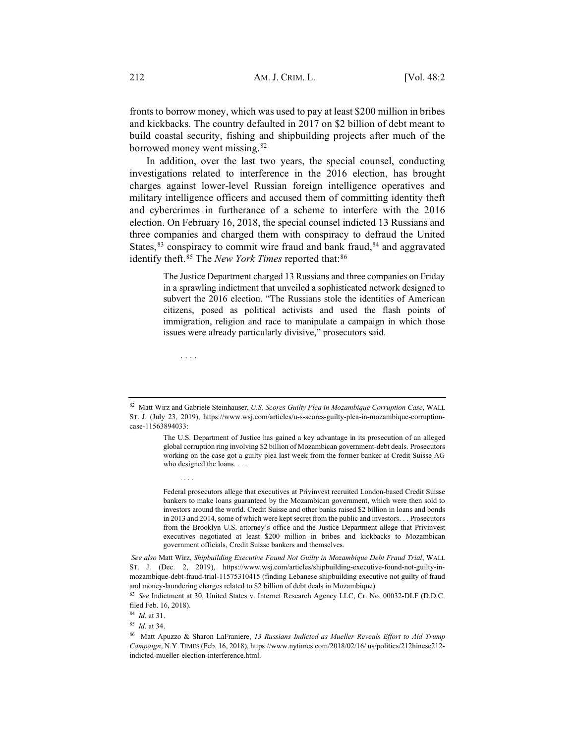fronts to borrow money, which was used to pay at least $200 million in bribes and kickbacks. The country defaulted in 2017 on $2 billion of debt meant to build coastal security, fishing and shipbuilding projects after much of the borrowed money went missing.[82]

In addition, over the last two years, the special counsel, conducting investigations related to interference in the 2016 election, has brought charges against lower-level Russian foreign intelligence operatives and military intelligence officers and accused them of committing identity theft and cybercrimes in furtherance of a scheme to interfere with the 2016 election. On February 16, 2018, the special counsel indicted 13 Russians and three companies and charged them with conspiracy to defraud the United States,[83] conspiracy to commit wire fraud and bank fraud,[84] and aggravated identify theft.[85] The *New York Times* reported that:[86]

> The Justice Department charged 13 Russians and three companies on Friday in a sprawling indictment that unveiled a sophisticated network designed to subvert the 2016 election. "The Russians stole the identities of American citizens, posed as political activists and used the flash points of immigration, religion and race to manipulate a campaign in which those issues were already particularly divisive," prosecutors said.
>
> . . . .

---

[82] Matt Wirz and Gabriele Steinhauser, *U.S. Scores Guilty Plea in Mozambique Corruption Case*, WALL ST. J. (July 23, 2019), https://www.wsj.com/articles/u-s-scores-guilty-plea-in-mozambique-corruption-case-11563894033:

> The U.S. Department of Justice has gained a key advantage in its prosecution of an alleged global corruption ring involving $2 billion of Mozambican government-debt deals. Prosecutors working on the case got a guilty plea last week from the former banker at Credit Suisse AG who designed the loans. . . .
>
> . . . .
>
> Federal prosecutors allege that executives at Privinvest recruited London-based Credit Suisse bankers to make loans guaranteed by the Mozambican government, which were then sold to investors around the world. Credit Suisse and other banks raised $2 billion in loans and bonds in 2013 and 2014, some of which were kept secret from the public and investors. . . Prosecutors from the Brooklyn U.S. attorney's office and the Justice Department allege that Privinvest executives negotiated at least $200 million in bribes and kickbacks to Mozambican government officials, Credit Suisse bankers and themselves.

*See also* Matt Wirz, *Shipbuilding Executive Found Not Guilty in Mozambique Debt Fraud Trial*, WALL ST. J. (Dec. 2, 2019), https://www.wsj.com/articles/shipbuilding-executive-found-not-guilty-in-mozambique-debt-fraud-trial-11575310415 (finding Lebanese shipbuilding executive not guilty of fraud and money-laundering charges related to $2 billion of debt deals in Mozambique).

[83] *See* Indictment at 30, United States v. Internet Research Agency LLC, Cr. No. 00032-DLF (D.D.C. filed Feb. 16, 2018).

[84] *Id.* at 31.

[85] *Id.* at 34.

[86] Matt Apuzzo & Sharon LaFraniere, *13 Russians Indicted as Mueller Reveals Effort to Aid Trump Campaign*, N.Y. TIMES (Feb. 16, 2018), https://www.nytimes.com/2018/02/16/ us/politics/212hinese212-indicted-mueller-election-interference.html.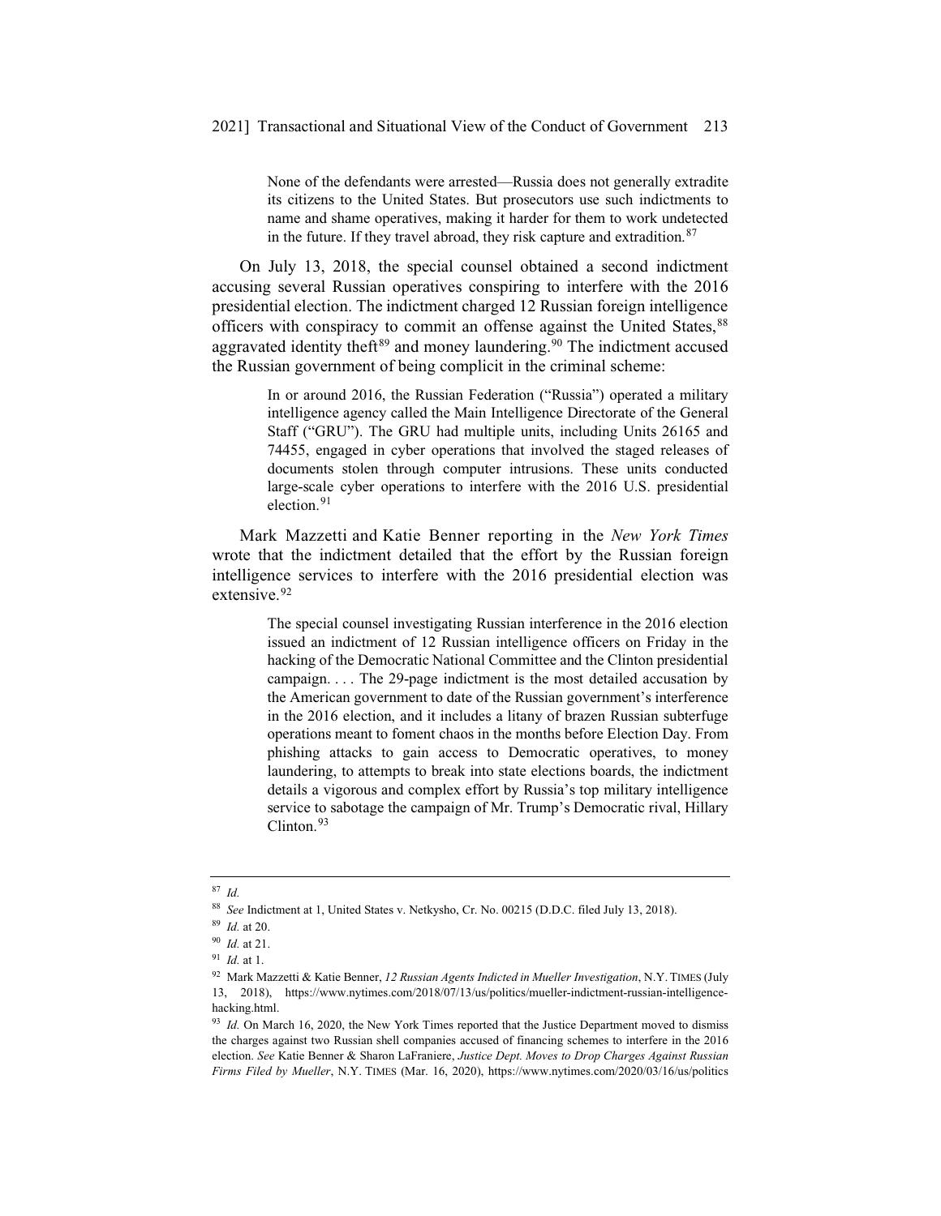> None of the defendants were arrested—Russia does not generally extradite its citizens to the United States. But prosecutors use such indictments to name and shame operatives, making it harder for them to work undetected in the future. If they travel abroad, they risk capture and extradition.[87]

On July 13, 2018, the special counsel obtained a second indictment accusing several Russian operatives conspiring to interfere with the 2016 presidential election. The indictment charged 12 Russian foreign intelligence officers with conspiracy to commit an offense against the United States,[88] aggravated identity theft[89] and money laundering.[90] The indictment accused the Russian government of being complicit in the criminal scheme:

> In or around 2016, the Russian Federation ("Russia") operated a military intelligence agency called the Main Intelligence Directorate of the General Staff ("GRU"). The GRU had multiple units, including Units 26165 and 74455, engaged in cyber operations that involved the staged releases of documents stolen through computer intrusions. These units conducted large-scale cyber operations to interfere with the 2016 U.S. presidential election.[91]

Mark Mazzetti and Katie Benner reporting in the *New York Times* wrote that the indictment detailed that the effort by the Russian foreign intelligence services to interfere with the 2016 presidential election was extensive.[92]

> The special counsel investigating Russian interference in the 2016 election issued an indictment of 12 Russian intelligence officers on Friday in the hacking of the Democratic National Committee and the Clinton presidential campaign. . . . The 29-page indictment is the most detailed accusation by the American government to date of the Russian government's interference in the 2016 election, and it includes a litany of brazen Russian subterfuge operations meant to foment chaos in the months before Election Day. From phishing attacks to gain access to Democratic operatives, to money laundering, to attempts to break into state elections boards, the indictment details a vigorous and complex effort by Russia's top military intelligence service to sabotage the campaign of Mr. Trump's Democratic rival, Hillary Clinton.[93]

---

[87] *Id.*

[88] *See* Indictment at 1, United States v. Netkysho, Cr. No. 00215 (D.D.C. filed July 13, 2018).

[89] *Id.* at 20.

[90] *Id.* at 21.

[91] *Id.* at 1.

[92] Mark Mazzetti & Katie Benner, *12 Russian Agents Indicted in Mueller Investigation*, N.Y. TIMES (July 13, 2018), https://www.nytimes.com/2018/07/13/us/politics/mueller-indictment-russian-intelligence-hacking.html.

[93] *Id.* On March 16, 2020, the New York Times reported that the Justice Department moved to dismiss the charges against two Russian shell companies accused of financing schemes to interfere in the 2016 election. *See* Katie Benner & Sharon LaFraniere, *Justice Dept. Moves to Drop Charges Against Russian Firms Filed by Mueller*, N.Y. TIMES (Mar. 16, 2020), https://www.nytimes.com/2020/03/16/us/politics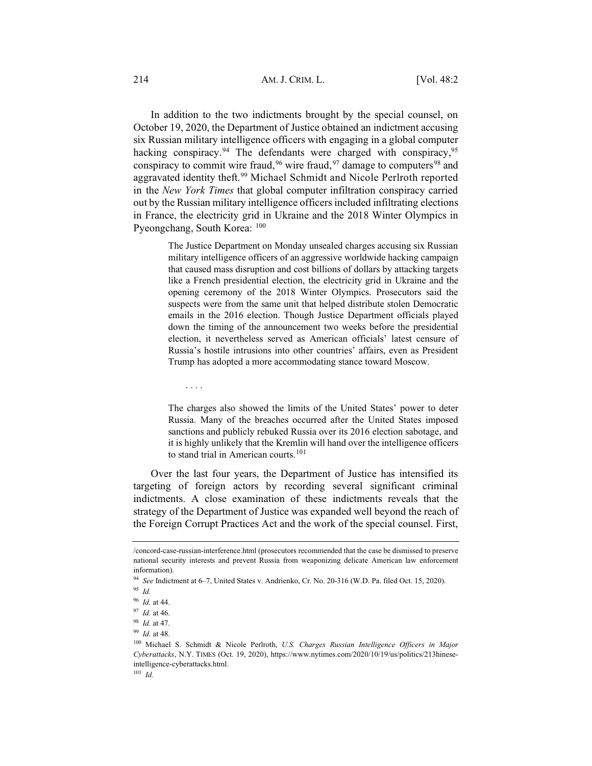In addition to the two indictments brought by the special counsel, on October 19, 2020, the Department of Justice obtained an indictment accusing six Russian military intelligence officers with engaging in a global computer hacking conspiracy.[94] The defendants were charged with conspiracy,[95] conspiracy to commit wire fraud,[96] wire fraud,[97] damage to computers[98] and aggravated identity theft.[99] Michael Schmidt and Nicole Perlroth reported in the *New York Times* that global computer infiltration conspiracy carried out by the Russian military intelligence officers included infiltrating elections in France, the electricity grid in Ukraine and the 2018 Winter Olympics in Pyeongchang, South Korea: [100]

> The Justice Department on Monday unsealed charges accusing six Russian military intelligence officers of an aggressive worldwide hacking campaign that caused mass disruption and cost billions of dollars by attacking targets like a French presidential election, the electricity grid in Ukraine and the opening ceremony of the 2018 Winter Olympics. Prosecutors said the suspects were from the same unit that helped distribute stolen Democratic emails in the 2016 election. Though Justice Department officials played down the timing of the announcement two weeks before the presidential election, it nevertheless served as American officials' latest censure of Russia's hostile intrusions into other countries' affairs, even as President Trump has adopted a more accommodating stance toward Moscow.
>
> . . . .
>
> The charges also showed the limits of the United States' power to deter Russia. Many of the breaches occurred after the United States imposed sanctions and publicly rebuked Russia over its 2016 election sabotage, and it is highly unlikely that the Kremlin will hand over the intelligence officers to stand trial in American courts.[101]

Over the last four years, the Department of Justice has intensified its targeting of foreign actors by recording several significant criminal indictments. A close examination of these indictments reveals that the strategy of the Department of Justice was expanded well beyond the reach of the Foreign Corrupt Practices Act and the work of the special counsel. First,

---

/concord-case-russian-interference.html (prosecutors recommended that the case be dismissed to preserve national security interests and prevent Russia from weaponizing delicate American law enforcement information).

[94] *See* Indictment at 6–7, United States v. Andrienko, Cr. No. 20-316 (W.D. Pa. filed Oct. 15, 2020).

[95] *Id.*

[96] *Id.* at 44.

[97] *Id.* at 46.

[98] *Id.* at 47.

[99] *Id.* at 48.

[100] Michael S. Schmidt & Nicole Perlroth, *U.S. Charges Russian Intelligence Officers in Major Cyberattacks*, N.Y. TIMES (Oct. 19, 2020), https://www.nytimes.com/2020/10/19/us/politics/213hinese-intelligence-cyberattacks.html.

[101] *Id.*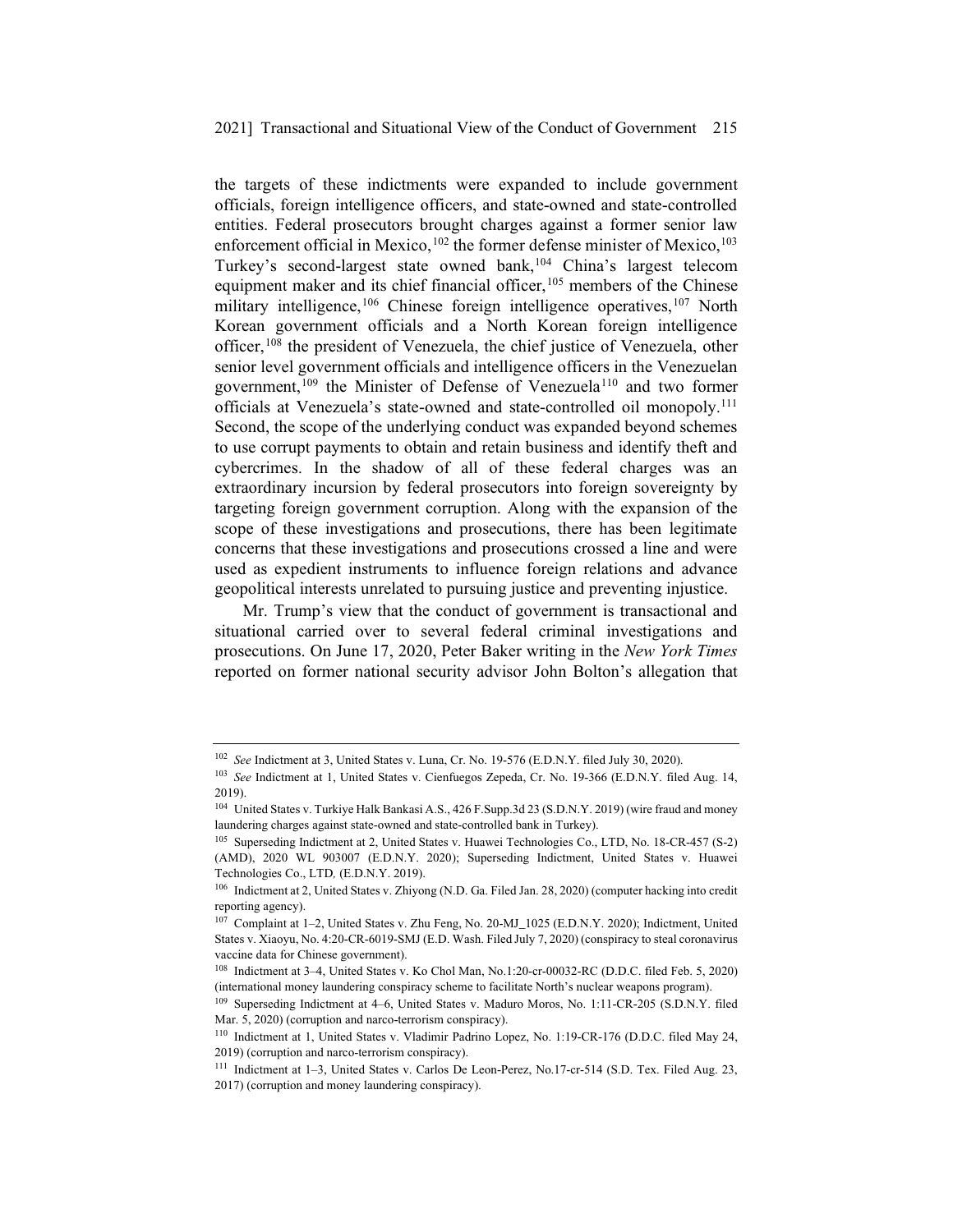the targets of these indictments were expanded to include government officials, foreign intelligence officers, and state-owned and state-controlled entities. Federal prosecutors brought charges against a former senior law enforcement official in Mexico,[102] the former defense minister of Mexico,[103] Turkey's second-largest state owned bank,[104] China's largest telecom equipment maker and its chief financial officer,[105] members of the Chinese military intelligence,[106] Chinese foreign intelligence operatives,[107] North Korean government officials and a North Korean foreign intelligence officer,[108] the president of Venezuela, the chief justice of Venezuela, other senior level government officials and intelligence officers in the Venezuelan government,[109] the Minister of Defense of Venezuela[110] and two former officials at Venezuela's state-owned and state-controlled oil monopoly.[111] Second, the scope of the underlying conduct was expanded beyond schemes to use corrupt payments to obtain and retain business and identify theft and cybercrimes. In the shadow of all of these federal charges was an extraordinary incursion by federal prosecutors into foreign sovereignty by targeting foreign government corruption. Along with the expansion of the scope of these investigations and prosecutions, there has been legitimate concerns that these investigations and prosecutions crossed a line and were used as expedient instruments to influence foreign relations and advance geopolitical interests unrelated to pursuing justice and preventing injustice.

Mr. Trump's view that the conduct of government is transactional and situational carried over to several federal criminal investigations and prosecutions. On June 17, 2020, Peter Baker writing in the *New York Times* reported on former national security advisor John Bolton's allegation that

---

[102] *See* Indictment at 3, United States v. Luna, Cr. No. 19-576 (E.D.N.Y. filed July 30, 2020).

[103] *See* Indictment at 1, United States v. Cienfuegos Zepeda, Cr. No. 19-366 (E.D.N.Y. filed Aug. 14, 2019).

[104] United States v. Turkiye Halk Bankasi A.S., 426 F.Supp.3d 23 (S.D.N.Y. 2019) (wire fraud and money laundering charges against state-owned and state-controlled bank in Turkey).

[105] Superseding Indictment at 2, United States v. Huawei Technologies Co., LTD, No. 18-CR-457 (S-2) (AMD), 2020 WL 903007 (E.D.N.Y. 2020); Superseding Indictment, United States v. Huawei Technologies Co., LTD, (E.D.N.Y. 2019).

[106] Indictment at 2, United States v. Zhiyong (N.D. Ga. Filed Jan. 28, 2020) (computer hacking into credit reporting agency).

[107] Complaint at 1–2, United States v. Zhu Feng, No. 20-MJ_1025 (E.D.N.Y. 2020); Indictment, United States v. Xiaoyu, No. 4:20-CR-6019-SMJ (E.D. Wash. Filed July 7, 2020) (conspiracy to steal coronavirus vaccine data for Chinese government).

[108] Indictment at 3–4, United States v. Ko Chol Man, No.1:20-cr-00032-RC (D.D.C. filed Feb. 5, 2020) (international money laundering conspiracy scheme to facilitate North's nuclear weapons program).

[109] Superseding Indictment at 4–6, United States v. Maduro Moros, No. 1:11-CR-205 (S.D.N.Y. filed Mar. 5, 2020) (corruption and narco-terrorism conspiracy).

[110] Indictment at 1, United States v. Vladimir Padrino Lopez, No. 1:19-CR-176 (D.D.C. filed May 24, 2019) (corruption and narco-terrorism conspiracy).

[111] Indictment at 1–3, United States v. Carlos De Leon-Perez, No.17-cr-514 (S.D. Tex. Filed Aug. 23, 2017) (corruption and money laundering conspiracy).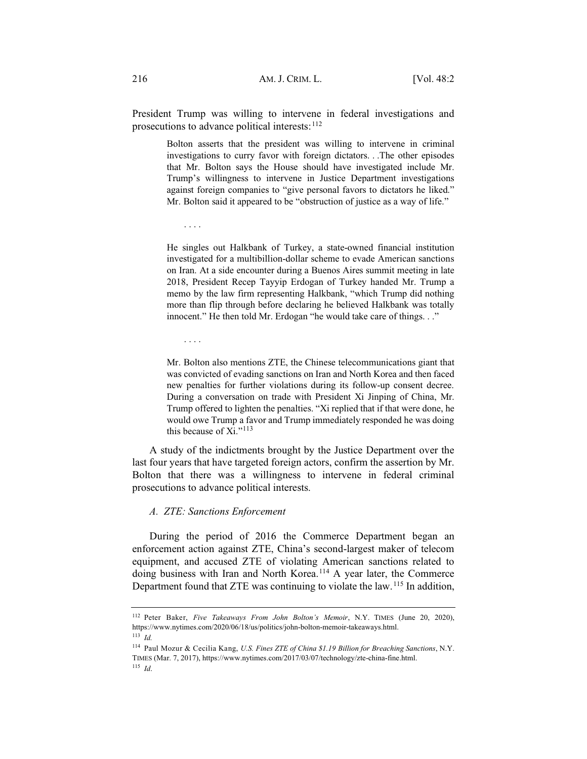President Trump was willing to intervene in federal investigations and prosecutions to advance political interests:[112]

> Bolton asserts that the president was willing to intervene in criminal investigations to curry favor with foreign dictators. . .The other episodes that Mr. Bolton says the House should have investigated include Mr. Trump's willingness to intervene in Justice Department investigations against foreign companies to "give personal favors to dictators he liked." Mr. Bolton said it appeared to be "obstruction of justice as a way of life."
>
> . . . .
>
> He singles out Halkbank of Turkey, a state-owned financial institution investigated for a multibillion-dollar scheme to evade American sanctions on Iran. At a side encounter during a Buenos Aires summit meeting in late 2018, President Recep Tayyip Erdogan of Turkey handed Mr. Trump a memo by the law firm representing Halkbank, "which Trump did nothing more than flip through before declaring he believed Halkbank was totally innocent." He then told Mr. Erdogan "he would take care of things. . ."
>
> . . . .
>
> Mr. Bolton also mentions ZTE, the Chinese telecommunications giant that was convicted of evading sanctions on Iran and North Korea and then faced new penalties for further violations during its follow-up consent decree. During a conversation on trade with President Xi Jinping of China, Mr. Trump offered to lighten the penalties. "Xi replied that if that were done, he would owe Trump a favor and Trump immediately responded he was doing this because of Xi."[113]

A study of the indictments brought by the Justice Department over the last four years that have targeted foreign actors, confirm the assertion by Mr. Bolton that there was a willingness to intervene in federal criminal prosecutions to advance political interests.

### *A. ZTE: Sanctions Enforcement*

During the period of 2016 the Commerce Department began an enforcement action against ZTE, China's second-largest maker of telecom equipment, and accused ZTE of violating American sanctions related to doing business with Iran and North Korea.[114] A year later, the Commerce Department found that ZTE was continuing to violate the law.[115] In addition,

---

[112] Peter Baker, *Five Takeaways From John Bolton's Memoir*, N.Y. TIMES (June 20, 2020), https://www.nytimes.com/2020/06/18/us/politics/john-bolton-memoir-takeaways.html.

[113] *Id.*

[114] Paul Mozur & Cecilia Kang, *U.S. Fines ZTE of China $1.19 Billion for Breaching Sanctions*, N.Y. TIMES (Mar. 7, 2017), https://www.nytimes.com/2017/03/07/technology/zte-china-fine.html.

[115] *Id.*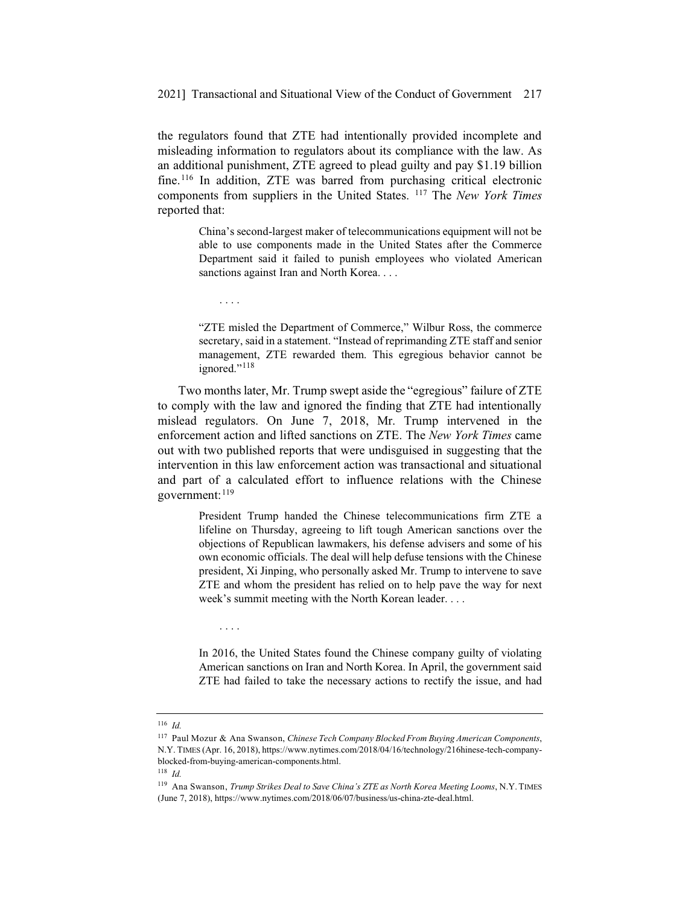the regulators found that ZTE had intentionally provided incomplete and misleading information to regulators about its compliance with the law. As an additional punishment, ZTE agreed to plead guilty and pay $1.19 billion fine.[116] In addition, ZTE was barred from purchasing critical electronic components from suppliers in the United States.[117] The *New York Times* reported that:

> China's second-largest maker of telecommunications equipment will not be able to use components made in the United States after the Commerce Department said it failed to punish employees who violated American sanctions against Iran and North Korea. . . .
>
> . . . .
>
> "ZTE misled the Department of Commerce," Wilbur Ross, the commerce secretary, said in a statement. "Instead of reprimanding ZTE staff and senior management, ZTE rewarded them. This egregious behavior cannot be ignored."[118]

Two months later, Mr. Trump swept aside the "egregious" failure of ZTE to comply with the law and ignored the finding that ZTE had intentionally mislead regulators. On June 7, 2018, Mr. Trump intervened in the enforcement action and lifted sanctions on ZTE. The *New York Times* came out with two published reports that were undisguised in suggesting that the intervention in this law enforcement action was transactional and situational and part of a calculated effort to influence relations with the Chinese government:[119]

> President Trump handed the Chinese telecommunications firm ZTE a lifeline on Thursday, agreeing to lift tough American sanctions over the objections of Republican lawmakers, his defense advisers and some of his own economic officials. The deal will help defuse tensions with the Chinese president, Xi Jinping, who personally asked Mr. Trump to intervene to save ZTE and whom the president has relied on to help pave the way for next week's summit meeting with the North Korean leader. . . .
>
> . . . .
>
> In 2016, the United States found the Chinese company guilty of violating American sanctions on Iran and North Korea. In April, the government said ZTE had failed to take the necessary actions to rectify the issue, and had

---

[116] *Id.*

[117] Paul Mozur & Ana Swanson, *Chinese Tech Company Blocked From Buying American Components*, N.Y. TIMES (Apr. 16, 2018), https://www.nytimes.com/2018/04/16/technology/216hinese-tech-company-blocked-from-buying-american-components.html.

[118] *Id.*

[119] Ana Swanson, *Trump Strikes Deal to Save China's ZTE as North Korea Meeting Looms*, N.Y. TIMES (June 7, 2018), https://www.nytimes.com/2018/06/07/business/us-china-zte-deal.html.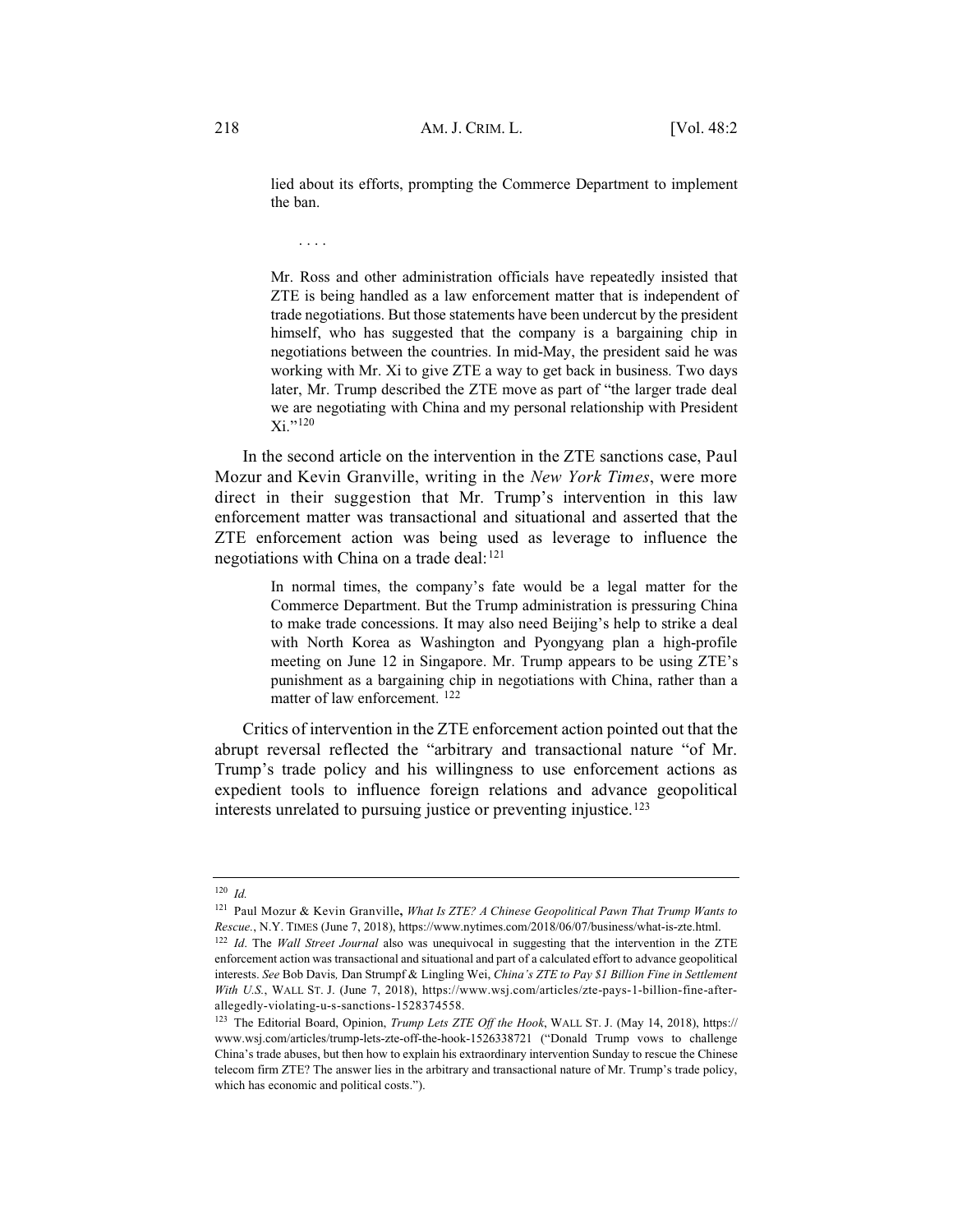> lied about its efforts, prompting the Commerce Department to implement the ban.
>
> . . . .
>
> Mr. Ross and other administration officials have repeatedly insisted that ZTE is being handled as a law enforcement matter that is independent of trade negotiations. But those statements have been undercut by the president himself, who has suggested that the company is a bargaining chip in negotiations between the countries. In mid-May, the president said he was working with Mr. Xi to give ZTE a way to get back in business. Two days later, Mr. Trump described the ZTE move as part of "the larger trade deal we are negotiating with China and my personal relationship with President Xi."[120]

In the second article on the intervention in the ZTE sanctions case, Paul Mozur and Kevin Granville, writing in the *New York Times*, were more direct in their suggestion that Mr. Trump's intervention in this law enforcement matter was transactional and situational and asserted that the ZTE enforcement action was being used as leverage to influence the negotiations with China on a trade deal:[121]

> In normal times, the company's fate would be a legal matter for the Commerce Department. But the Trump administration is pressuring China to make trade concessions. It may also need Beijing's help to strike a deal with North Korea as Washington and Pyongyang plan a high-profile meeting on June 12 in Singapore. Mr. Trump appears to be using ZTE's punishment as a bargaining chip in negotiations with China, rather than a matter of law enforcement. [122]

Critics of intervention in the ZTE enforcement action pointed out that the abrupt reversal reflected the "arbitrary and transactional nature "of Mr. Trump's trade policy and his willingness to use enforcement actions as expedient tools to influence foreign relations and advance geopolitical interests unrelated to pursuing justice or preventing injustice.[123]

---

[120] *Id.*

[121] Paul Mozur & Kevin Granville**,** *What Is ZTE? A Chinese Geopolitical Pawn That Trump Wants to Rescue.*, N.Y. TIMES (June 7, 2018), https://www.nytimes.com/2018/06/07/business/what-is-zte.html.

[122] *Id*. The *Wall Street Journal* also was unequivocal in suggesting that the intervention in the ZTE enforcement action was transactional and situational and part of a calculated effort to advance geopolitical interests. *See* Bob Davis*,* Dan Strumpf & Lingling Wei, *China's ZTE to Pay $1 Billion Fine in Settlement With U.S.*, WALL ST. J. (June 7, 2018), https://www.wsj.com/articles/zte-pays-1-billion-fine-after-allegedly-violating-u-s-sanctions-1528374558.

[123] The Editorial Board, Opinion, *Trump Lets ZTE Off the Hook*, WALL ST. J. (May 14, 2018), https://www.wsj.com/articles/trump-lets-zte-off-the-hook-1526338721 ("Donald Trump vows to challenge China's trade abuses, but then how to explain his extraordinary intervention Sunday to rescue the Chinese telecom firm ZTE? The answer lies in the arbitrary and transactional nature of Mr. Trump's trade policy, which has economic and political costs.").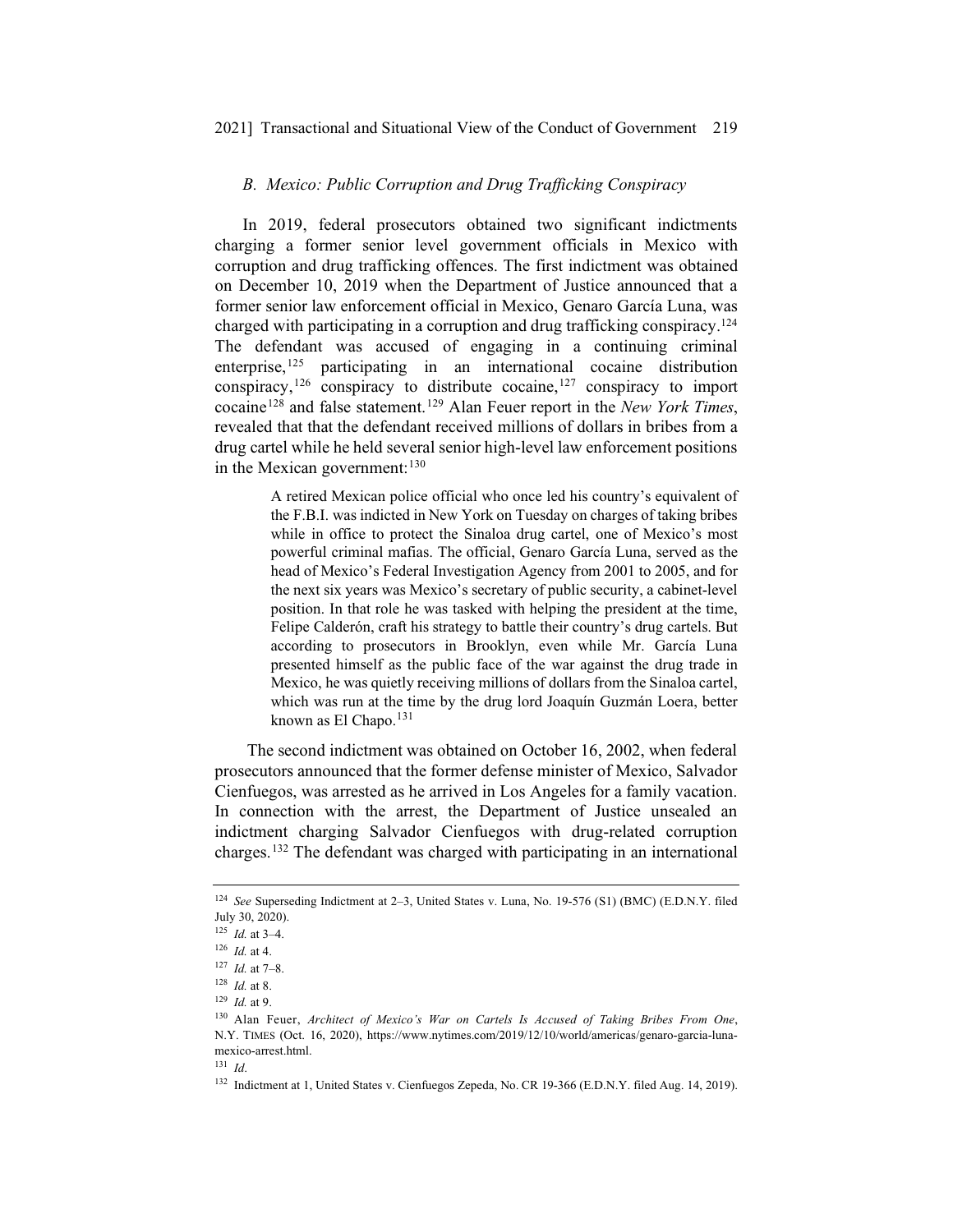### *B. Mexico: Public Corruption and Drug Trafficking Conspiracy*

In 2019, federal prosecutors obtained two significant indictments charging a former senior level government officials in Mexico with corruption and drug trafficking offences. The first indictment was obtained on December 10, 2019 when the Department of Justice announced that a former senior law enforcement official in Mexico, Genaro García Luna, was charged with participating in a corruption and drug trafficking conspiracy.[124] The defendant was accused of engaging in a continuing criminal enterprise,[125] participating in an international cocaine distribution conspiracy,[126] conspiracy to distribute cocaine,[127] conspiracy to import cocaine[128] and false statement.[129] Alan Feuer report in the *New York Times*, revealed that that the defendant received millions of dollars in bribes from a drug cartel while he held several senior high-level law enforcement positions in the Mexican government:[130]

> A retired Mexican police official who once led his country's equivalent of the F.B.I. was indicted in New York on Tuesday on charges of taking bribes while in office to protect the Sinaloa drug cartel, one of Mexico's most powerful criminal mafias. The official, Genaro García Luna, served as the head of Mexico's Federal Investigation Agency from 2001 to 2005, and for the next six years was Mexico's secretary of public security, a cabinet-level position. In that role he was tasked with helping the president at the time, Felipe Calderón, craft his strategy to battle their country's drug cartels. But according to prosecutors in Brooklyn, even while Mr. García Luna presented himself as the public face of the war against the drug trade in Mexico, he was quietly receiving millions of dollars from the Sinaloa cartel, which was run at the time by the drug lord Joaquín Guzmán Loera, better known as El Chapo.[131]

The second indictment was obtained on October 16, 2002, when federal prosecutors announced that the former defense minister of Mexico, Salvador Cienfuegos, was arrested as he arrived in Los Angeles for a family vacation. In connection with the arrest, the Department of Justice unsealed an indictment charging Salvador Cienfuegos with drug-related corruption charges.[132] The defendant was charged with participating in an international

---

[124] *See* Superseding Indictment at 2–3, United States v. Luna, No. 19-576 (S1) (BMC) (E.D.N.Y. filed July 30, 2020).

[125] *Id.* at 3–4.

[126] *Id.* at 4.

[127] *Id.* at 7–8.

[128] *Id.* at 8.

[129] *Id.* at 9.

[130] Alan Feuer, *Architect of Mexico's War on Cartels Is Accused of Taking Bribes From One*, N.Y. TIMES (Oct. 16, 2020), https://www.nytimes.com/2019/12/10/world/americas/genaro-garcia-luna-mexico-arrest.html.

[131] *Id*.

[132] Indictment at 1, United States v. Cienfuegos Zepeda, No. CR 19-366 (E.D.N.Y. filed Aug. 14, 2019).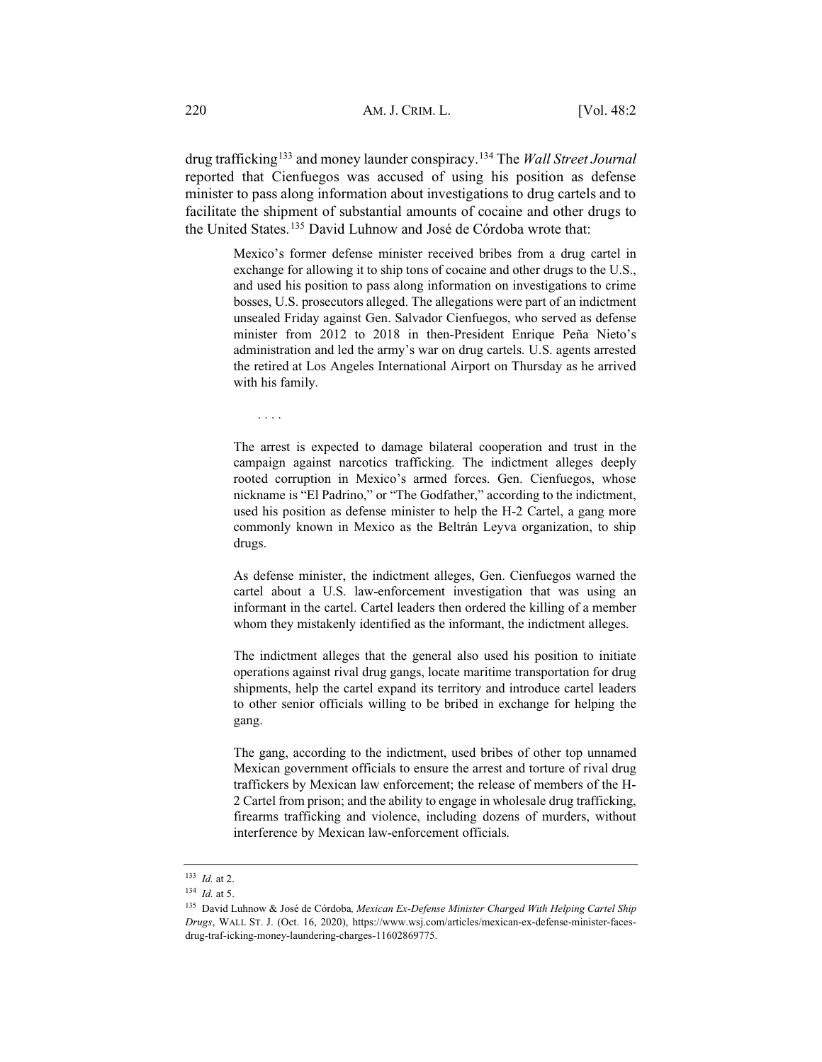drug trafficking[133] and money launder conspiracy.[134] The *Wall Street Journal* reported that Cienfuegos was accused of using his position as defense minister to pass along information about investigations to drug cartels and to facilitate the shipment of substantial amounts of cocaine and other drugs to the United States.[135] David Luhnow and José de Córdoba wrote that:

> Mexico's former defense minister received bribes from a drug cartel in exchange for allowing it to ship tons of cocaine and other drugs to the U.S., and used his position to pass along information on investigations to crime bosses, U.S. prosecutors alleged. The allegations were part of an indictment unsealed Friday against Gen. Salvador Cienfuegos, who served as defense minister from 2012 to 2018 in then-President Enrique Peña Nieto's administration and led the army's war on drug cartels. U.S. agents arrested the retired at Los Angeles International Airport on Thursday as he arrived with his family.
>
> . . . .
>
> The arrest is expected to damage bilateral cooperation and trust in the campaign against narcotics trafficking. The indictment alleges deeply rooted corruption in Mexico's armed forces. Gen. Cienfuegos, whose nickname is "El Padrino," or "The Godfather," according to the indictment, used his position as defense minister to help the H-2 Cartel, a gang more commonly known in Mexico as the Beltrán Leyva organization, to ship drugs.
>
> As defense minister, the indictment alleges, Gen. Cienfuegos warned the cartel about a U.S. law-enforcement investigation that was using an informant in the cartel. Cartel leaders then ordered the killing of a member whom they mistakenly identified as the informant, the indictment alleges.
>
> The indictment alleges that the general also used his position to initiate operations against rival drug gangs, locate maritime transportation for drug shipments, help the cartel expand its territory and introduce cartel leaders to other senior officials willing to be bribed in exchange for helping the gang.
>
> The gang, according to the indictment, used bribes of other top unnamed Mexican government officials to ensure the arrest and torture of rival drug traffickers by Mexican law enforcement; the release of members of the H-2 Cartel from prison; and the ability to engage in wholesale drug trafficking, firearms trafficking and violence, including dozens of murders, without interference by Mexican law-enforcement officials.

---

[133] *Id.* at 2.

[134] *Id.* at 5.

[135] David Luhnow & José de Córdoba*, Mexican Ex-Defense Minister Charged With Helping Cartel Ship Drugs*, WALL ST. J. (Oct. 16, 2020), https://www.wsj.com/articles/mexican-ex-defense-minister-faces-drug-traf-icking-money-laundering-charges-11602869775.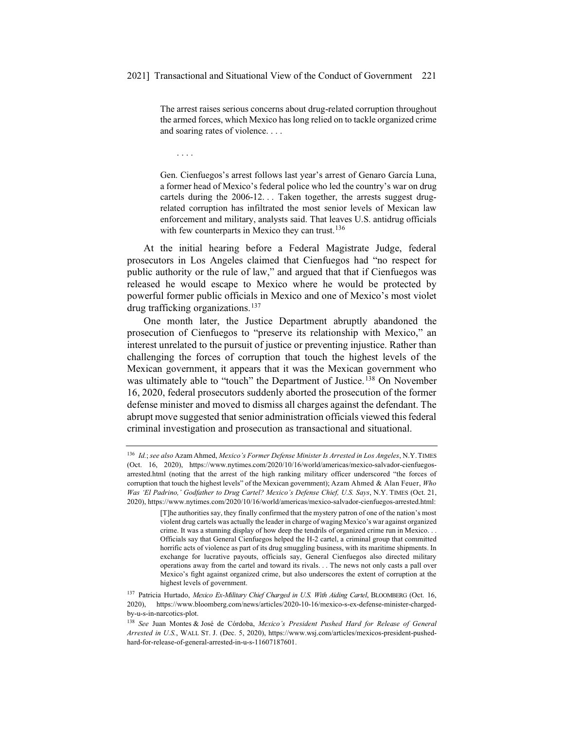> The arrest raises serious concerns about drug-related corruption throughout the armed forces, which Mexico has long relied on to tackle organized crime and soaring rates of violence. . . .
>
> . . . .
>
> Gen. Cienfuegos's arrest follows last year's arrest of Genaro García Luna, a former head of Mexico's federal police who led the country's war on drug cartels during the 2006-12. . . Taken together, the arrests suggest drug-related corruption has infiltrated the most senior levels of Mexican law enforcement and military, analysts said. That leaves U.S. antidrug officials with few counterparts in Mexico they can trust.[136]

At the initial hearing before a Federal Magistrate Judge, federal prosecutors in Los Angeles claimed that Cienfuegos had "no respect for public authority or the rule of law," and argued that that if Cienfuegos was released he would escape to Mexico where he would be protected by powerful former public officials in Mexico and one of Mexico's most violet drug trafficking organizations.[137]

One month later, the Justice Department abruptly abandoned the prosecution of Cienfuegos to "preserve its relationship with Mexico," an interest unrelated to the pursuit of justice or preventing injustice. Rather than challenging the forces of corruption that touch the highest levels of the Mexican government, it appears that it was the Mexican government who was ultimately able to "touch" the Department of Justice.[138] On November 16, 2020, federal prosecutors suddenly aborted the prosecution of the former defense minister and moved to dismiss all charges against the defendant. The abrupt move suggested that senior administration officials viewed this federal criminal investigation and prosecution as transactional and situational.

---

[136] *Id.*; *see also* Azam Ahmed, *Mexico's Former Defense Minister Is Arrested in Los Angeles*, N.Y. TIMES (Oct. 16, 2020), https://www.nytimes.com/2020/10/16/world/americas/mexico-salvador-cienfuegos-arrested.html (noting that the arrest of the high ranking military officer underscored "the forces of corruption that touch the highest levels" of the Mexican government); Azam Ahmed & Alan Feuer, *Who Was 'El Padrino,' Godfather to Drug Cartel? Mexico's Defense Chief, U.S. Says*, N.Y. TIMES (Oct. 21, 2020), https://www.nytimes.com/2020/10/16/world/americas/mexico-salvador-cienfuegos-arrested.html:

> [T]he authorities say, they finally confirmed that the mystery patron of one of the nation's most violent drug cartels was actually the leader in charge of waging Mexico's war against organized crime. It was a stunning display of how deep the tendrils of organized crime run in Mexico. . . Officials say that General Cienfuegos helped the H-2 cartel, a criminal group that committed horrific acts of violence as part of its drug smuggling business, with its maritime shipments. In exchange for lucrative payouts, officials say, General Cienfuegos also directed military operations away from the cartel and toward its rivals. . . The news not only casts a pall over Mexico's fight against organized crime, but also underscores the extent of corruption at the highest levels of government.

[137] Patricia Hurtado, *Mexico Ex-Military Chief Charged in U.S. With Aiding Cartel*, BLOOMBERG (Oct. 16, 2020), https://www.bloomberg.com/news/articles/2020-10-16/mexico-s-ex-defense-minister-charged-by-u-s-in-narcotics-plot.

[138] *See* Juan Montes & José de Córdoba, *Mexico's President Pushed Hard for Release of General Arrested in U.S.*, WALL ST. J. (Dec. 5, 2020), https://www.wsj.com/articles/mexicos-president-pushed-hard-for-release-of-general-arrested-in-u-s-11607187601.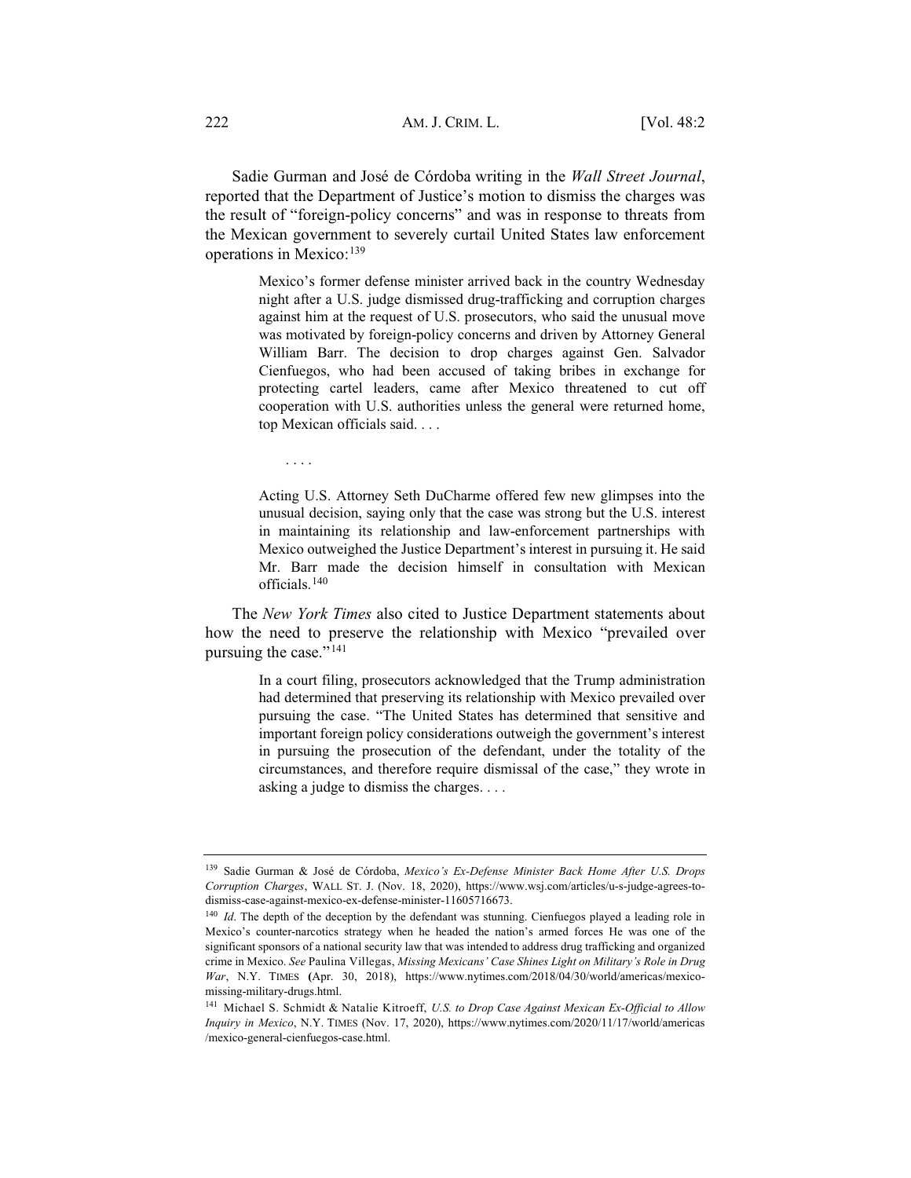Sadie Gurman and José de Córdoba writing in the *Wall Street Journal*, reported that the Department of Justice's motion to dismiss the charges was the result of "foreign-policy concerns" and was in response to threats from the Mexican government to severely curtail United States law enforcement operations in Mexico:[139]

> Mexico's former defense minister arrived back in the country Wednesday night after a U.S. judge dismissed drug-trafficking and corruption charges against him at the request of U.S. prosecutors, who said the unusual move was motivated by foreign-policy concerns and driven by Attorney General William Barr. The decision to drop charges against Gen. Salvador Cienfuegos, who had been accused of taking bribes in exchange for protecting cartel leaders, came after Mexico threatened to cut off cooperation with U.S. authorities unless the general were returned home, top Mexican officials said. . . .
>
> . . . .
>
> Acting U.S. Attorney Seth DuCharme offered few new glimpses into the unusual decision, saying only that the case was strong but the U.S. interest in maintaining its relationship and law-enforcement partnerships with Mexico outweighed the Justice Department's interest in pursuing it. He said Mr. Barr made the decision himself in consultation with Mexican officials.[140]

The *New York Times* also cited to Justice Department statements about how the need to preserve the relationship with Mexico "prevailed over pursuing the case."[141]

> In a court filing, prosecutors acknowledged that the Trump administration had determined that preserving its relationship with Mexico prevailed over pursuing the case. "The United States has determined that sensitive and important foreign policy considerations outweigh the government's interest in pursuing the prosecution of the defendant, under the totality of the circumstances, and therefore require dismissal of the case," they wrote in asking a judge to dismiss the charges. . . .

---

[139] Sadie Gurman & José de Córdoba, *Mexico's Ex-Defense Minister Back Home After U.S. Drops Corruption Charges*, WALL ST. J. (Nov. 18, 2020), https://www.wsj.com/articles/u-s-judge-agrees-to-dismiss-case-against-mexico-ex-defense-minister-11605716673.

[140] *Id*. The depth of the deception by the defendant was stunning. Cienfuegos played a leading role in Mexico's counter-narcotics strategy when he headed the nation's armed forces He was one of the significant sponsors of a national security law that was intended to address drug trafficking and organized crime in Mexico. *See* Paulina Villegas, *Missing Mexicans' Case Shines Light on Military's Role in Drug War*, N.Y. TIMES (Apr. 30, 2018), https://www.nytimes.com/2018/04/30/world/americas/mexico-missing-military-drugs.html.

[141] Michael S. Schmidt & Natalie Kitroeff, *U.S. to Drop Case Against Mexican Ex-Official to Allow Inquiry in Mexico*, N.Y. TIMES (Nov. 17, 2020), https://www.nytimes.com/2020/11/17/world/americas/mexico-general-cienfuegos-case.html.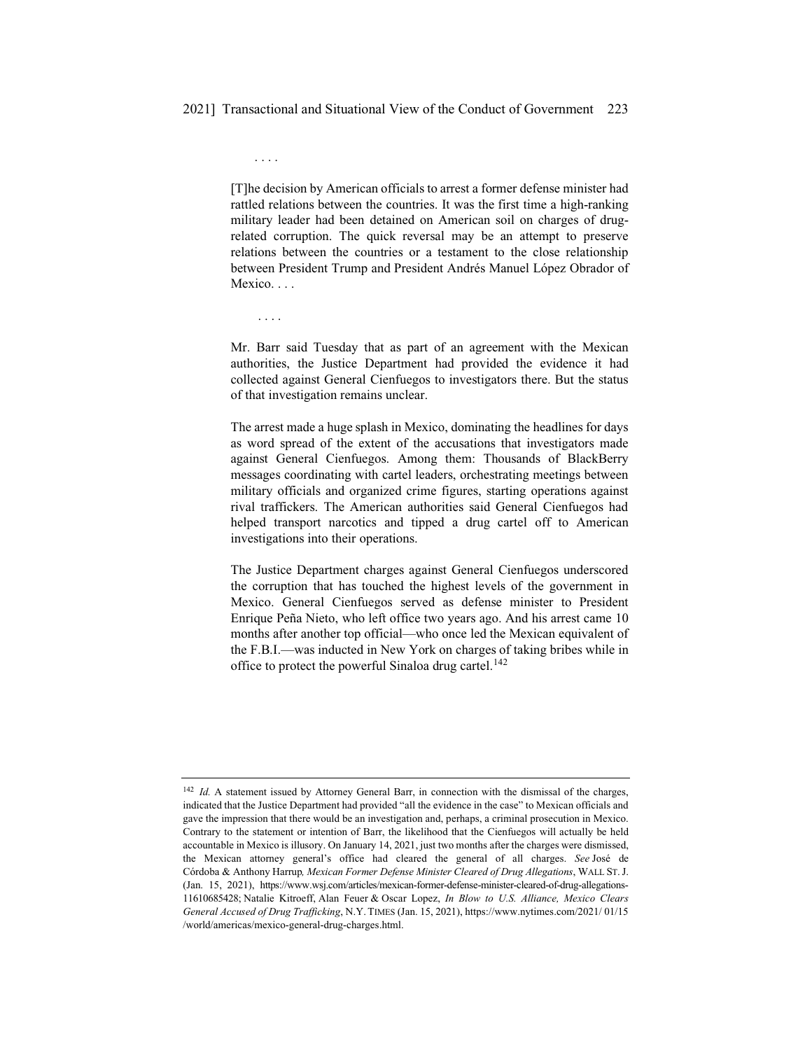. . . .

> [T]he decision by American officials to arrest a former defense minister had rattled relations between the countries. It was the first time a high-ranking military leader had been detained on American soil on charges of drug-related corruption. The quick reversal may be an attempt to preserve relations between the countries or a testament to the close relationship between President Trump and President Andrés Manuel López Obrador of Mexico. . . .
>
> . . . .
>
> Mr. Barr said Tuesday that as part of an agreement with the Mexican authorities, the Justice Department had provided the evidence it had collected against General Cienfuegos to investigators there. But the status of that investigation remains unclear.
>
> The arrest made a huge splash in Mexico, dominating the headlines for days as word spread of the extent of the accusations that investigators made against General Cienfuegos. Among them: Thousands of BlackBerry messages coordinating with cartel leaders, orchestrating meetings between military officials and organized crime figures, starting operations against rival traffickers. The American authorities said General Cienfuegos had helped transport narcotics and tipped a drug cartel off to American investigations into their operations.
>
> The Justice Department charges against General Cienfuegos underscored the corruption that has touched the highest levels of the government in Mexico. General Cienfuegos served as defense minister to President Enrique Peña Nieto, who left office two years ago. And his arrest came 10 months after another top official—who once led the Mexican equivalent of the F.B.I.—was inducted in New York on charges of taking bribes while in office to protect the powerful Sinaloa drug cartel.[142]

---

[142] *Id.* A statement issued by Attorney General Barr, in connection with the dismissal of the charges, indicated that the Justice Department had provided "all the evidence in the case" to Mexican officials and gave the impression that there would be an investigation and, perhaps, a criminal prosecution in Mexico. Contrary to the statement or intention of Barr, the likelihood that the Cienfuegos will actually be held accountable in Mexico is illusory. On January 14, 2021, just two months after the charges were dismissed, the Mexican attorney general's office had cleared the general of all charges. *See* José de Córdoba & Anthony Harrup, *Mexican Former Defense Minister Cleared of Drug Allegations*, WALL ST. J. (Jan. 15, 2021), https://www.wsj.com/articles/mexican-former-defense-minister-cleared-of-drug-allegations-11610685428; Natalie Kitroeff, Alan Feuer & Oscar Lopez, *In Blow to U.S. Alliance, Mexico Clears General Accused of Drug Trafficking*, N.Y. TIMES (Jan. 15, 2021), https://www.nytimes.com/2021/ 01/15 /world/americas/mexico-general-drug-charges.html.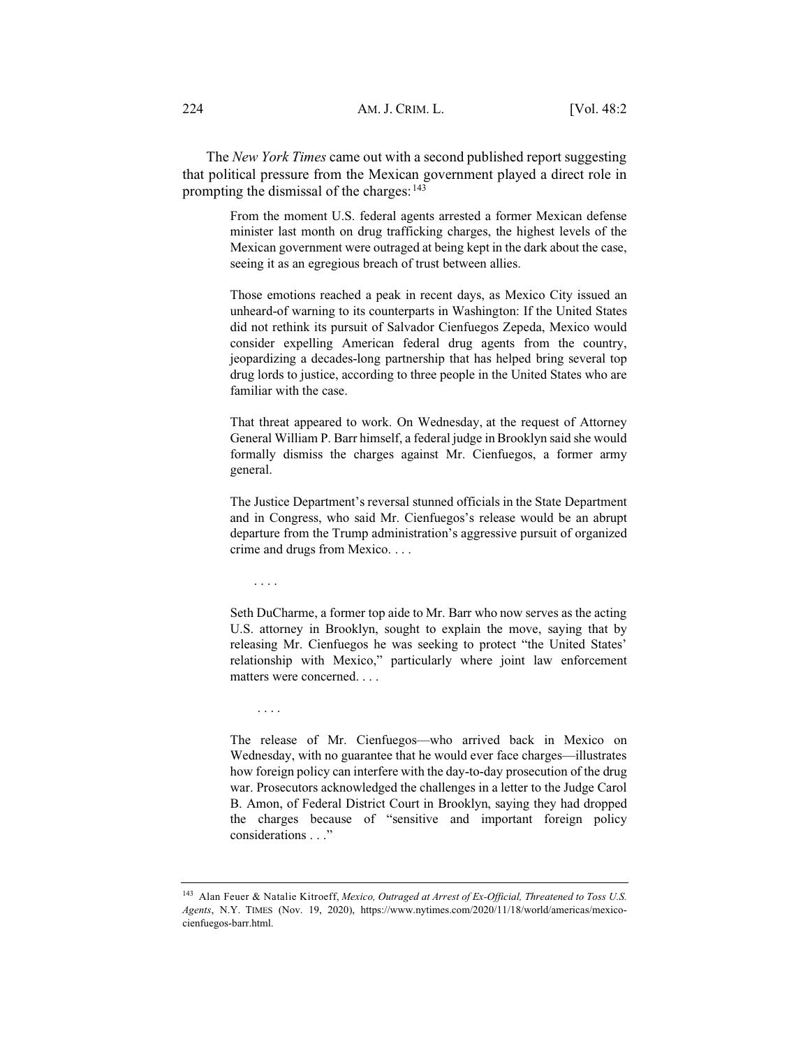The *New York Times* came out with a second published report suggesting that political pressure from the Mexican government played a direct role in prompting the dismissal of the charges:[143]

> From the moment U.S. federal agents arrested a former Mexican defense minister last month on drug trafficking charges, the highest levels of the Mexican government were outraged at being kept in the dark about the case, seeing it as an egregious breach of trust between allies.
>
> Those emotions reached a peak in recent days, as Mexico City issued an unheard-of warning to its counterparts in Washington: If the United States did not rethink its pursuit of Salvador Cienfuegos Zepeda, Mexico would consider expelling American federal drug agents from the country, jeopardizing a decades-long partnership that has helped bring several top drug lords to justice, according to three people in the United States who are familiar with the case.
>
> That threat appeared to work. On Wednesday, at the request of Attorney General William P. Barr himself, a federal judge in Brooklyn said she would formally dismiss the charges against Mr. Cienfuegos, a former army general.
>
> The Justice Department's reversal stunned officials in the State Department and in Congress, who said Mr. Cienfuegos's release would be an abrupt departure from the Trump administration's aggressive pursuit of organized crime and drugs from Mexico. . . .
>
> . . . .
>
> Seth DuCharme, a former top aide to Mr. Barr who now serves as the acting U.S. attorney in Brooklyn, sought to explain the move, saying that by releasing Mr. Cienfuegos he was seeking to protect "the United States' relationship with Mexico," particularly where joint law enforcement matters were concerned. . . .
>
> . . . .
>
> The release of Mr. Cienfuegos—who arrived back in Mexico on Wednesday, with no guarantee that he would ever face charges—illustrates how foreign policy can interfere with the day-to-day prosecution of the drug war. Prosecutors acknowledged the challenges in a letter to the Judge Carol B. Amon, of Federal District Court in Brooklyn, saying they had dropped the charges because of "sensitive and important foreign policy considerations . . ."

---

[143] Alan Feuer & Natalie Kitroeff, *Mexico, Outraged at Arrest of Ex-Official, Threatened to Toss U.S. Agents*, N.Y. TIMES (Nov. 19, 2020), https://www.nytimes.com/2020/11/18/world/americas/mexico-cienfuegos-barr.html.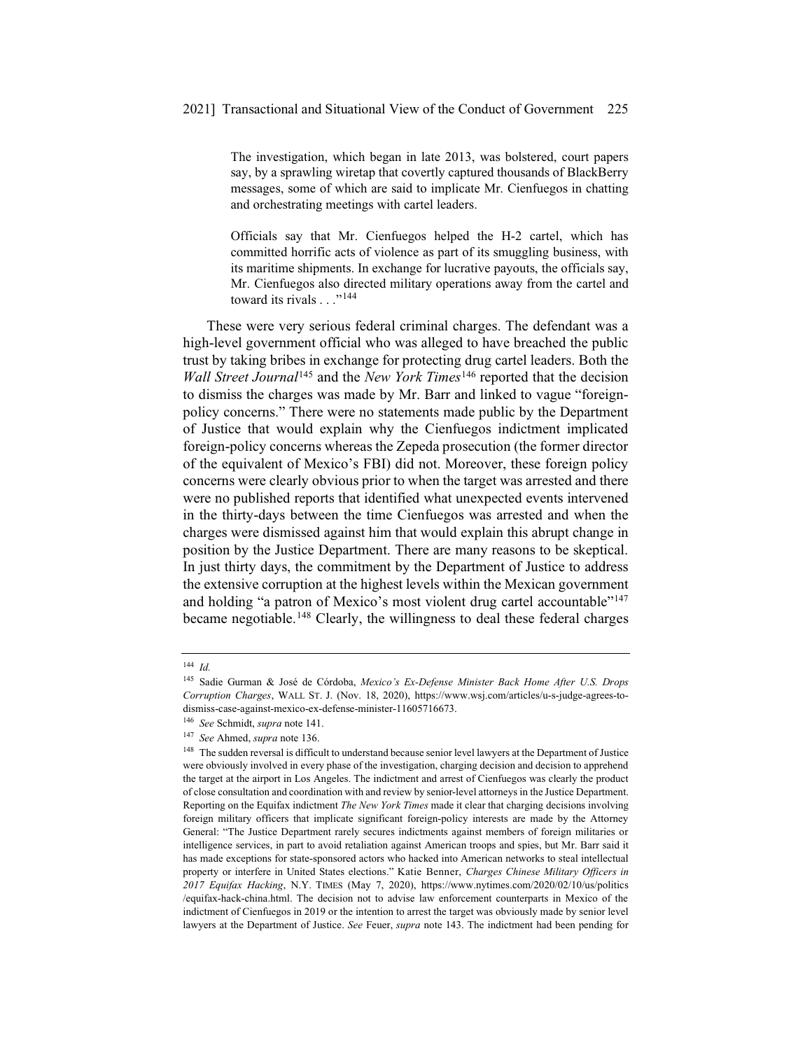> The investigation, which began in late 2013, was bolstered, court papers say, by a sprawling wiretap that covertly captured thousands of BlackBerry messages, some of which are said to implicate Mr. Cienfuegos in chatting and orchestrating meetings with cartel leaders.
>
> Officials say that Mr. Cienfuegos helped the H-2 cartel, which has committed horrific acts of violence as part of its smuggling business, with its maritime shipments. In exchange for lucrative payouts, the officials say, Mr. Cienfuegos also directed military operations away from the cartel and toward its rivals . . ."[144]

These were very serious federal criminal charges. The defendant was a high-level government official who was alleged to have breached the public trust by taking bribes in exchange for protecting drug cartel leaders. Both the *Wall Street Journal*[145] and the *New York Times*[146] reported that the decision to dismiss the charges was made by Mr. Barr and linked to vague "foreign-policy concerns." There were no statements made public by the Department of Justice that would explain why the Cienfuegos indictment implicated foreign-policy concerns whereas the Zepeda prosecution (the former director of the equivalent of Mexico's FBI) did not. Moreover, these foreign policy concerns were clearly obvious prior to when the target was arrested and there were no published reports that identified what unexpected events intervened in the thirty-days between the time Cienfuegos was arrested and when the charges were dismissed against him that would explain this abrupt change in position by the Justice Department. There are many reasons to be skeptical. In just thirty days, the commitment by the Department of Justice to address the extensive corruption at the highest levels within the Mexican government and holding "a patron of Mexico's most violent drug cartel accountable"[147] became negotiable.[148] Clearly, the willingness to deal these federal charges

---

[144] *Id.*

[145] Sadie Gurman & José de Córdoba, *Mexico's Ex-Defense Minister Back Home After U.S. Drops Corruption Charges*, WALL ST. J. (Nov. 18, 2020), https://www.wsj.com/articles/u-s-judge-agrees-to-dismiss-case-against-mexico-ex-defense-minister-11605716673.

[146] *See* Schmidt, *supra* note 141.

[147] *See* Ahmed, *supra* note 136.

[148] The sudden reversal is difficult to understand because senior level lawyers at the Department of Justice were obviously involved in every phase of the investigation, charging decision and decision to apprehend the target at the airport in Los Angeles. The indictment and arrest of Cienfuegos was clearly the product of close consultation and coordination with and review by senior-level attorneys in the Justice Department. Reporting on the Equifax indictment *The New York Times* made it clear that charging decisions involving foreign military officers that implicate significant foreign-policy interests are made by the Attorney General: "The Justice Department rarely secures indictments against members of foreign militaries or intelligence services, in part to avoid retaliation against American troops and spies, but Mr. Barr said it has made exceptions for state-sponsored actors who hacked into American networks to steal intellectual property or interfere in United States elections." Katie Benner, *Charges Chinese Military Officers in 2017 Equifax Hacking*, N.Y. TIMES (May 7, 2020), https://www.nytimes.com/2020/02/10/us/politics/equifax-hack-china.html. The decision not to advise law enforcement counterparts in Mexico of the indictment of Cienfuegos in 2019 or the intention to arrest the target was obviously made by senior level lawyers at the Department of Justice. *See* Feuer, *supra* note 143. The indictment had been pending for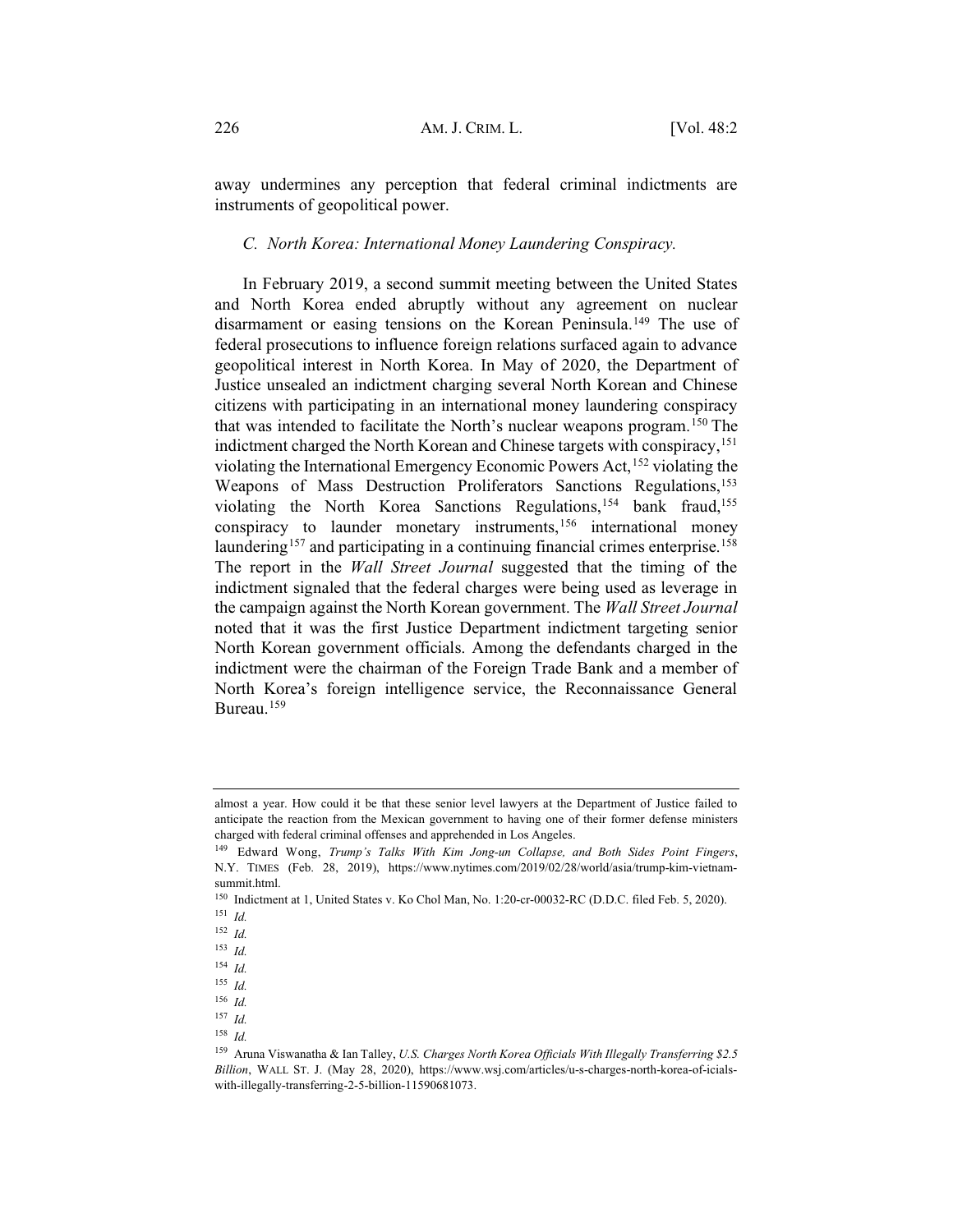away undermines any perception that federal criminal indictments are instruments of geopolitical power.

### *C. North Korea: International Money Laundering Conspiracy.*

In February 2019, a second summit meeting between the United States and North Korea ended abruptly without any agreement on nuclear disarmament or easing tensions on the Korean Peninsula.[149] The use of federal prosecutions to influence foreign relations surfaced again to advance geopolitical interest in North Korea. In May of 2020, the Department of Justice unsealed an indictment charging several North Korean and Chinese citizens with participating in an international money laundering conspiracy that was intended to facilitate the North's nuclear weapons program.[150] The indictment charged the North Korean and Chinese targets with conspiracy,[151] violating the International Emergency Economic Powers Act,[152] violating the Weapons of Mass Destruction Proliferators Sanctions Regulations,[153] violating the North Korea Sanctions Regulations,[154] bank fraud,[155] conspiracy to launder monetary instruments,[156] international money laundering[157] and participating in a continuing financial crimes enterprise.[158] The report in the *Wall Street Journal* suggested that the timing of the indictment signaled that the federal charges were being used as leverage in the campaign against the North Korean government. The *Wall Street Journal* noted that it was the first Justice Department indictment targeting senior North Korean government officials. Among the defendants charged in the indictment were the chairman of the Foreign Trade Bank and a member of North Korea's foreign intelligence service, the Reconnaissance General Bureau.[159]

---

almost a year. How could it be that these senior level lawyers at the Department of Justice failed to anticipate the reaction from the Mexican government to having one of their former defense ministers charged with federal criminal offenses and apprehended in Los Angeles.

[149] Edward Wong, *Trump's Talks With Kim Jong-un Collapse, and Both Sides Point Fingers*, N.Y. TIMES (Feb. 28, 2019), https://www.nytimes.com/2019/02/28/world/asia/trump-kim-vietnam-summit.html.

[150] Indictment at 1, United States v. Ko Chol Man, No. 1:20-cr-00032-RC (D.D.C. filed Feb. 5, 2020).

[151] *Id.*

[152] *Id.*

[153] *Id.*

[154] *Id.*

[155] *Id.*

[156] *Id.*

[157] *Id.*

[158] *Id.*

[159] Aruna Viswanatha & Ian Talley, *U.S. Charges North Korea Officials With Illegally Transferring $2.5 Billion*, WALL ST. J. (May 28, 2020), https://www.wsj.com/articles/u-s-charges-north-korea-of-icials-with-illegally-transferring-2-5-billion-11590681073.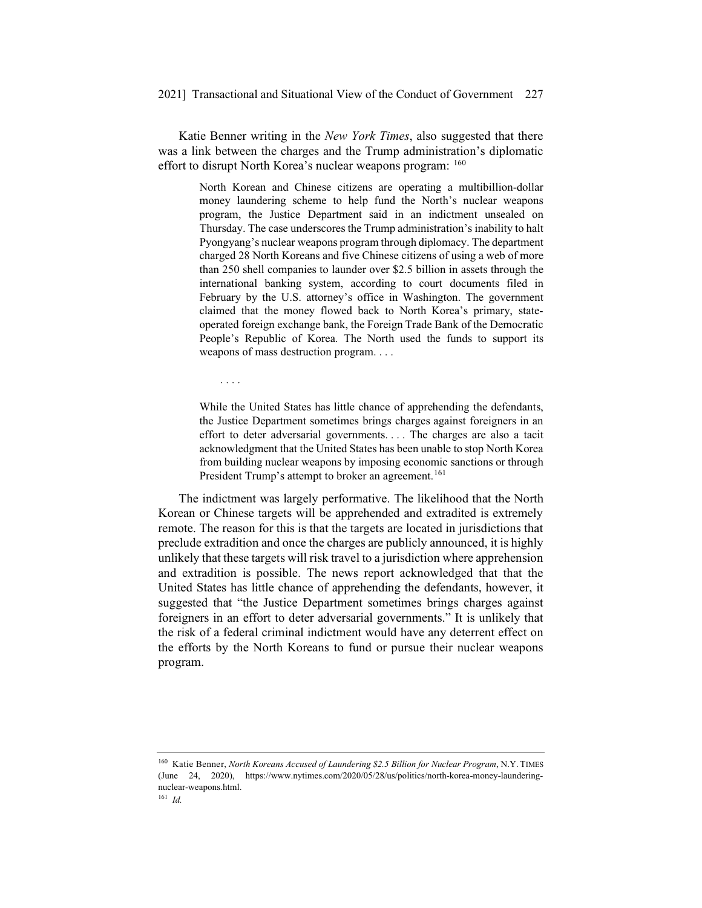Katie Benner writing in the *New York Times*, also suggested that there was a link between the charges and the Trump administration's diplomatic effort to disrupt North Korea's nuclear weapons program: [160]

> North Korean and Chinese citizens are operating a multibillion-dollar money laundering scheme to help fund the North's nuclear weapons program, the Justice Department said in an indictment unsealed on Thursday. The case underscores the Trump administration's inability to halt Pyongyang's nuclear weapons program through diplomacy. The department charged 28 North Koreans and five Chinese citizens of using a web of more than 250 shell companies to launder over $2.5 billion in assets through the international banking system, according to court documents filed in February by the U.S. attorney's office in Washington. The government claimed that the money flowed back to North Korea's primary, state-operated foreign exchange bank, the Foreign Trade Bank of the Democratic People's Republic of Korea. The North used the funds to support its weapons of mass destruction program. . . .
>
> . . . .
>
> While the United States has little chance of apprehending the defendants, the Justice Department sometimes brings charges against foreigners in an effort to deter adversarial governments. . . . The charges are also a tacit acknowledgment that the United States has been unable to stop North Korea from building nuclear weapons by imposing economic sanctions or through President Trump's attempt to broker an agreement.[161]

The indictment was largely performative. The likelihood that the North Korean or Chinese targets will be apprehended and extradited is extremely remote. The reason for this is that the targets are located in jurisdictions that preclude extradition and once the charges are publicly announced, it is highly unlikely that these targets will risk travel to a jurisdiction where apprehension and extradition is possible. The news report acknowledged that that the United States has little chance of apprehending the defendants, however, it suggested that "the Justice Department sometimes brings charges against foreigners in an effort to deter adversarial governments." It is unlikely that the risk of a federal criminal indictment would have any deterrent effect on the efforts by the North Koreans to fund or pursue their nuclear weapons program.

---

[160] Katie Benner, *North Koreans Accused of Laundering $2.5 Billion for Nuclear Program*, N.Y. TIMES (June 24, 2020), https://www.nytimes.com/2020/05/28/us/politics/north-korea-money-laundering-nuclear-weapons.html.

[161] *Id.*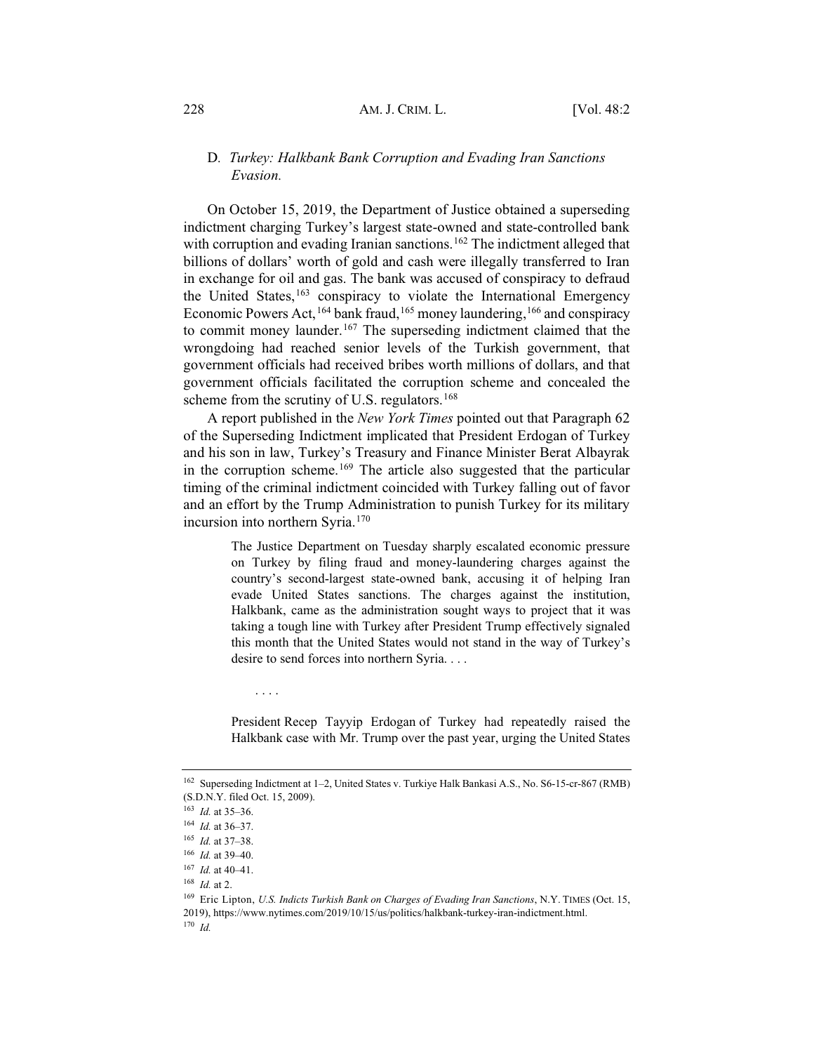### D. *Turkey: Halkbank Bank Corruption and Evading Iran Sanctions Evasion.*

On October 15, 2019, the Department of Justice obtained a superseding indictment charging Turkey's largest state-owned and state-controlled bank with corruption and evading Iranian sanctions.[162] The indictment alleged that billions of dollars' worth of gold and cash were illegally transferred to Iran in exchange for oil and gas. The bank was accused of conspiracy to defraud the United States,[163] conspiracy to violate the International Emergency Economic Powers Act,[164] bank fraud,[165] money laundering,[166] and conspiracy to commit money launder.[167] The superseding indictment claimed that the wrongdoing had reached senior levels of the Turkish government, that government officials had received bribes worth millions of dollars, and that government officials facilitated the corruption scheme and concealed the scheme from the scrutiny of U.S. regulators.[168]

A report published in the *New York Times* pointed out that Paragraph 62 of the Superseding Indictment implicated that President Erdogan of Turkey and his son in law, Turkey's Treasury and Finance Minister Berat Albayrak in the corruption scheme.[169] The article also suggested that the particular timing of the criminal indictment coincided with Turkey falling out of favor and an effort by the Trump Administration to punish Turkey for its military incursion into northern Syria.[170]

> The Justice Department on Tuesday sharply escalated economic pressure on Turkey by filing fraud and money-laundering charges against the country's second-largest state-owned bank, accusing it of helping Iran evade United States sanctions. The charges against the institution, Halkbank, came as the administration sought ways to project that it was taking a tough line with Turkey after President Trump effectively signaled this month that the United States would not stand in the way of Turkey's desire to send forces into northern Syria. . . .
>
> . . . .
>
> President Recep Tayyip Erdogan of Turkey had repeatedly raised the Halkbank case with Mr. Trump over the past year, urging the United States

---

[162] Superseding Indictment at 1–2, United States v. Turkiye Halk Bankasi A.S., No. S6-15-cr-867 (RMB) (S.D.N.Y. filed Oct. 15, 2009).

[163] *Id.* at 35–36.

[164] *Id.* at 36–37.

[165] *Id.* at 37–38.

[166] *Id.* at 39–40.

[167] *Id.* at 40–41.

[168] *Id.* at 2.

[169] Eric Lipton, *U.S. Indicts Turkish Bank on Charges of Evading Iran Sanctions*, N.Y. TIMES (Oct. 15, 2019), https://www.nytimes.com/2019/10/15/us/politics/halkbank-turkey-iran-indictment.html.

[170] *Id.*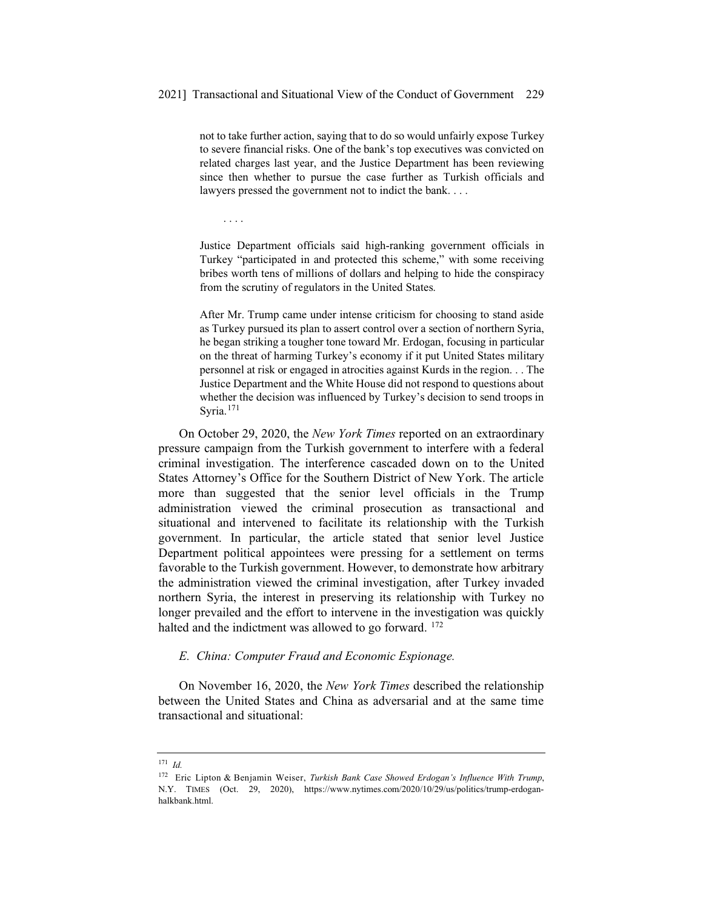> not to take further action, saying that to do so would unfairly expose Turkey to severe financial risks. One of the bank's top executives was convicted on related charges last year, and the Justice Department has been reviewing since then whether to pursue the case further as Turkish officials and lawyers pressed the government not to indict the bank. . . .
>
> . . . .
>
> Justice Department officials said high-ranking government officials in Turkey "participated in and protected this scheme," with some receiving bribes worth tens of millions of dollars and helping to hide the conspiracy from the scrutiny of regulators in the United States.
>
> After Mr. Trump came under intense criticism for choosing to stand aside as Turkey pursued its plan to assert control over a section of northern Syria, he began striking a tougher tone toward Mr. Erdogan, focusing in particular on the threat of harming Turkey's economy if it put United States military personnel at risk or engaged in atrocities against Kurds in the region. . . The Justice Department and the White House did not respond to questions about whether the decision was influenced by Turkey's decision to send troops in Syria.[171]

On October 29, 2020, the *New York Times* reported on an extraordinary pressure campaign from the Turkish government to interfere with a federal criminal investigation. The interference cascaded down on to the United States Attorney's Office for the Southern District of New York. The article more than suggested that the senior level officials in the Trump administration viewed the criminal prosecution as transactional and situational and intervened to facilitate its relationship with the Turkish government. In particular, the article stated that senior level Justice Department political appointees were pressing for a settlement on terms favorable to the Turkish government. However, to demonstrate how arbitrary the administration viewed the criminal investigation, after Turkey invaded northern Syria, the interest in preserving its relationship with Turkey no longer prevailed and the effort to intervene in the investigation was quickly halted and the indictment was allowed to go forward. [172]

### *E. China: Computer Fraud and Economic Espionage.*

On November 16, 2020, the *New York Times* described the relationship between the United States and China as adversarial and at the same time transactional and situational:

---

[171] *Id.*

[172] Eric Lipton & Benjamin Weiser, *Turkish Bank Case Showed Erdogan's Influence With Trump*, N.Y. TIMES (Oct. 29, 2020), https://www.nytimes.com/2020/10/29/us/politics/trump-erdogan-halkbank.html.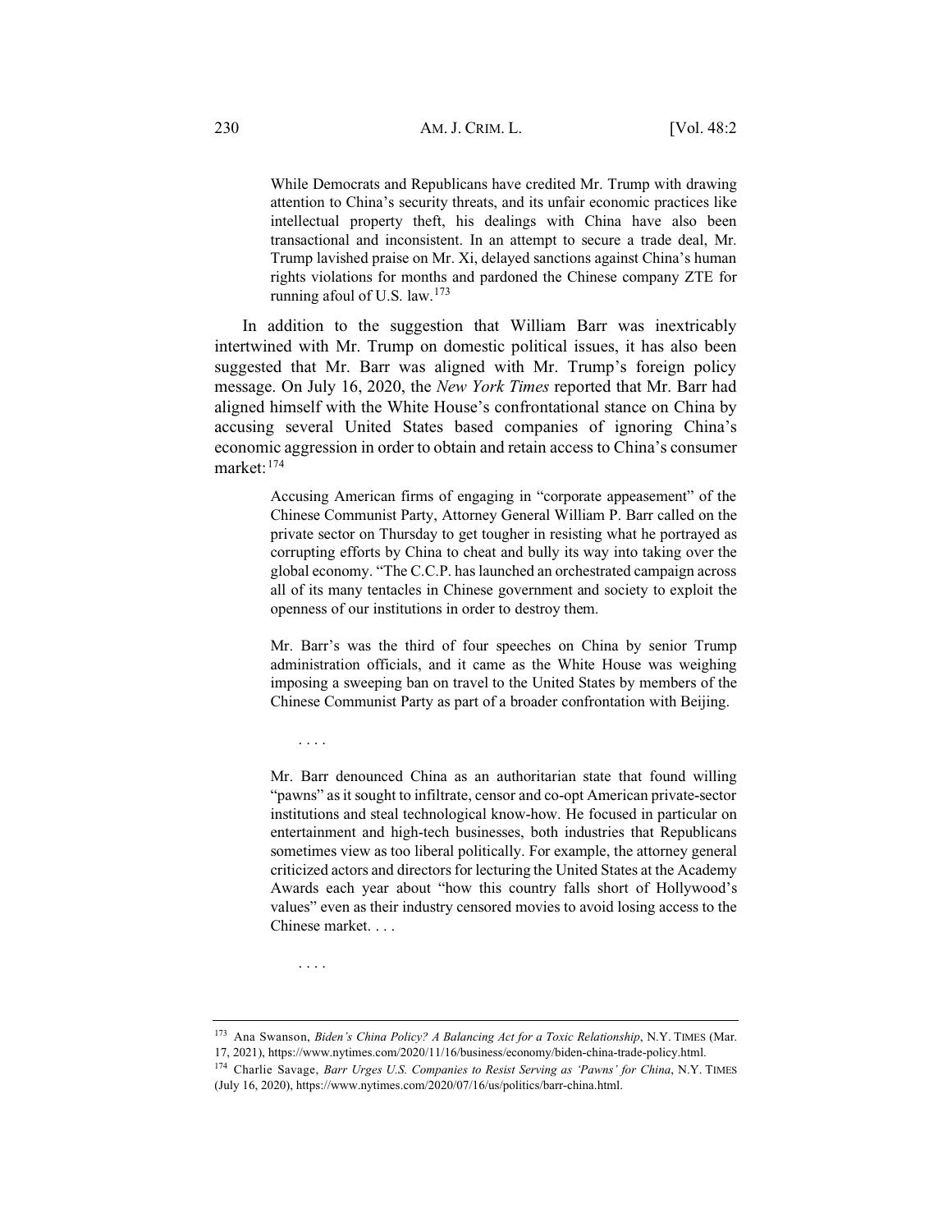> While Democrats and Republicans have credited Mr. Trump with drawing attention to China's security threats, and its unfair economic practices like intellectual property theft, his dealings with China have also been transactional and inconsistent. In an attempt to secure a trade deal, Mr. Trump lavished praise on Mr. Xi, delayed sanctions against China's human rights violations for months and pardoned the Chinese company ZTE for running afoul of U.S. law.[173]

In addition to the suggestion that William Barr was inextricably intertwined with Mr. Trump on domestic political issues, it has also been suggested that Mr. Barr was aligned with Mr. Trump's foreign policy message. On July 16, 2020, the *New York Times* reported that Mr. Barr had aligned himself with the White House's confrontational stance on China by accusing several United States based companies of ignoring China's economic aggression in order to obtain and retain access to China's consumer market:[174]

> Accusing American firms of engaging in "corporate appeasement" of the Chinese Communist Party, Attorney General William P. Barr called on the private sector on Thursday to get tougher in resisting what he portrayed as corrupting efforts by China to cheat and bully its way into taking over the global economy. "The C.C.P. has launched an orchestrated campaign across all of its many tentacles in Chinese government and society to exploit the openness of our institutions in order to destroy them.
>
> Mr. Barr's was the third of four speeches on China by senior Trump administration officials, and it came as the White House was weighing imposing a sweeping ban on travel to the United States by members of the Chinese Communist Party as part of a broader confrontation with Beijing.
>
> . . . .
>
> Mr. Barr denounced China as an authoritarian state that found willing "pawns" as it sought to infiltrate, censor and co-opt American private-sector institutions and steal technological know-how. He focused in particular on entertainment and high-tech businesses, both industries that Republicans sometimes view as too liberal politically. For example, the attorney general criticized actors and directors for lecturing the United States at the Academy Awards each year about "how this country falls short of Hollywood's values" even as their industry censored movies to avoid losing access to the Chinese market. . . .
>
> . . . .

---

[173] Ana Swanson, *Biden's China Policy? A Balancing Act for a Toxic Relationship*, N.Y. TIMES (Mar. 17, 2021), https://www.nytimes.com/2020/11/16/business/economy/biden-china-trade-policy.html.

[174] Charlie Savage, *Barr Urges U.S. Companies to Resist Serving as 'Pawns' for China*, N.Y. TIMES (July 16, 2020), https://www.nytimes.com/2020/07/16/us/politics/barr-china.html.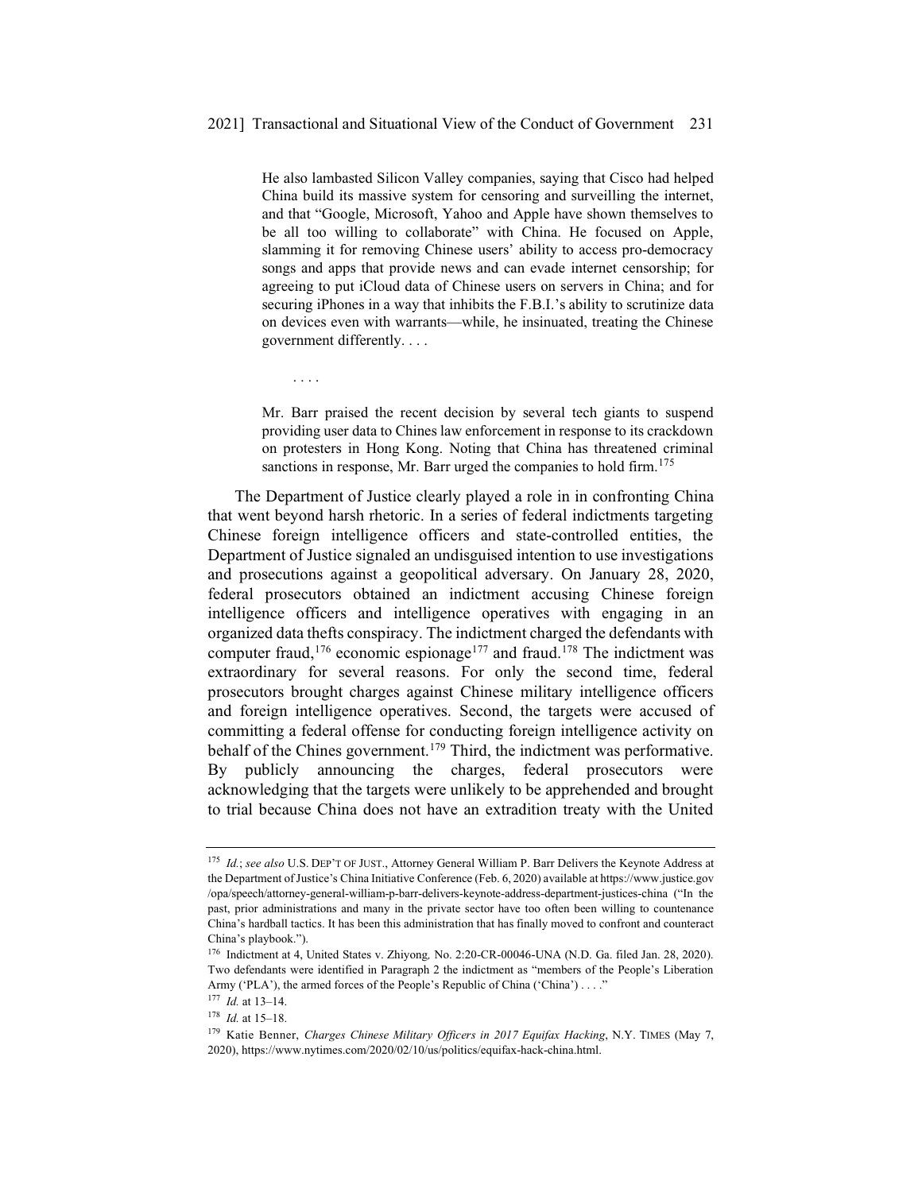> He also lambasted Silicon Valley companies, saying that Cisco had helped China build its massive system for censoring and surveilling the internet, and that "Google, Microsoft, Yahoo and Apple have shown themselves to be all too willing to collaborate" with China. He focused on Apple, slamming it for removing Chinese users' ability to access pro-democracy songs and apps that provide news and can evade internet censorship; for agreeing to put iCloud data of Chinese users on servers in China; and for securing iPhones in a way that inhibits the F.B.I.'s ability to scrutinize data on devices even with warrants—while, he insinuated, treating the Chinese government differently. . . .
>
> . . . .
>
> Mr. Barr praised the recent decision by several tech giants to suspend providing user data to Chines law enforcement in response to its crackdown on protesters in Hong Kong. Noting that China has threatened criminal sanctions in response, Mr. Barr urged the companies to hold firm.[175]

The Department of Justice clearly played a role in in confronting China that went beyond harsh rhetoric. In a series of federal indictments targeting Chinese foreign intelligence officers and state-controlled entities, the Department of Justice signaled an undisguised intention to use investigations and prosecutions against a geopolitical adversary. On January 28, 2020, federal prosecutors obtained an indictment accusing Chinese foreign intelligence officers and intelligence operatives with engaging in an organized data thefts conspiracy. The indictment charged the defendants with computer fraud,[176] economic espionage[177] and fraud.[178] The indictment was extraordinary for several reasons. For only the second time, federal prosecutors brought charges against Chinese military intelligence officers and foreign intelligence operatives. Second, the targets were accused of committing a federal offense for conducting foreign intelligence activity on behalf of the Chines government.[179] Third, the indictment was performative. By publicly announcing the charges, federal prosecutors were acknowledging that the targets were unlikely to be apprehended and brought to trial because China does not have an extradition treaty with the United

---

[175] *Id.*; *see also* U.S. DEP'T OF JUST., Attorney General William P. Barr Delivers the Keynote Address at the Department of Justice's China Initiative Conference (Feb. 6, 2020) available at https://www.justice.gov/opa/speech/attorney-general-william-p-barr-delivers-keynote-address-department-justices-china ("In the past, prior administrations and many in the private sector have too often been willing to countenance China's hardball tactics. It has been this administration that has finally moved to confront and counteract China's playbook.").

[176] Indictment at 4, United States v. Zhiyong*,* No. 2:20-CR-00046-UNA (N.D. Ga. filed Jan. 28, 2020). Two defendants were identified in Paragraph 2 the indictment as "members of the People's Liberation Army ('PLA'), the armed forces of the People's Republic of China ('China') . . . ."

[177] *Id.* at 13–14.

[178] *Id.* at 15–18.

[179] Katie Benner, *Charges Chinese Military Officers in 2017 Equifax Hacking*, N.Y. TIMES (May 7, 2020), https://www.nytimes.com/2020/02/10/us/politics/equifax-hack-china.html.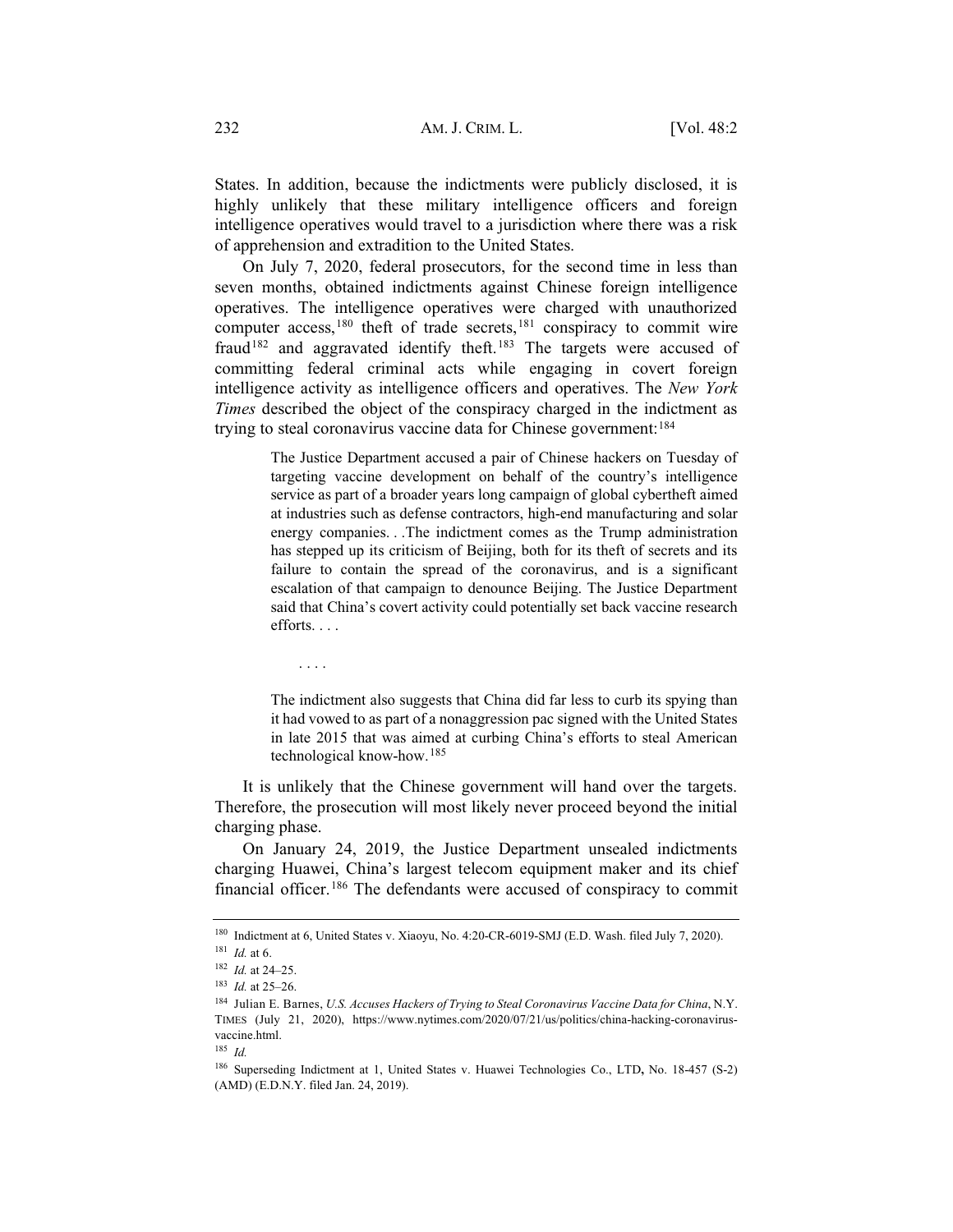States. In addition, because the indictments were publicly disclosed, it is highly unlikely that these military intelligence officers and foreign intelligence operatives would travel to a jurisdiction where there was a risk of apprehension and extradition to the United States.

On July 7, 2020, federal prosecutors, for the second time in less than seven months, obtained indictments against Chinese foreign intelligence operatives. The intelligence operatives were charged with unauthorized computer access,[180] theft of trade secrets,[181] conspiracy to commit wire fraud[182] and aggravated identify theft.[183] The targets were accused of committing federal criminal acts while engaging in covert foreign intelligence activity as intelligence officers and operatives. The *New York Times* described the object of the conspiracy charged in the indictment as trying to steal coronavirus vaccine data for Chinese government:[184]

> The Justice Department accused a pair of Chinese hackers on Tuesday of targeting vaccine development on behalf of the country's intelligence service as part of a broader years long campaign of global cybertheft aimed at industries such as defense contractors, high-end manufacturing and solar energy companies. . .The indictment comes as the Trump administration has stepped up its criticism of Beijing, both for its theft of secrets and its failure to contain the spread of the coronavirus, and is a significant escalation of that campaign to denounce Beijing. The Justice Department said that China's covert activity could potentially set back vaccine research efforts. . . .
>
> . . . .
>
> The indictment also suggests that China did far less to curb its spying than it had vowed to as part of a nonaggression pac signed with the United States in late 2015 that was aimed at curbing China's efforts to steal American technological know-how.[185]

It is unlikely that the Chinese government will hand over the targets. Therefore, the prosecution will most likely never proceed beyond the initial charging phase.

On January 24, 2019, the Justice Department unsealed indictments charging Huawei, China's largest telecom equipment maker and its chief financial officer.[186] The defendants were accused of conspiracy to commit

---

[180] Indictment at 6, United States v. Xiaoyu, No. 4:20-CR-6019-SMJ (E.D. Wash. filed July 7, 2020).

[181] *Id.* at 6.

[182] *Id.* at 24–25.

[183] *Id.* at 25–26.

[184] Julian E. Barnes, *U.S. Accuses Hackers of Trying to Steal Coronavirus Vaccine Data for China*, N.Y. TIMES (July 21, 2020), https://www.nytimes.com/2020/07/21/us/politics/china-hacking-coronavirus-vaccine.html.

[185] *Id.*

[186] Superseding Indictment at 1, United States v. Huawei Technologies Co., LTD, No. 18-457 (S-2) (AMD) (E.D.N.Y. filed Jan. 24, 2019).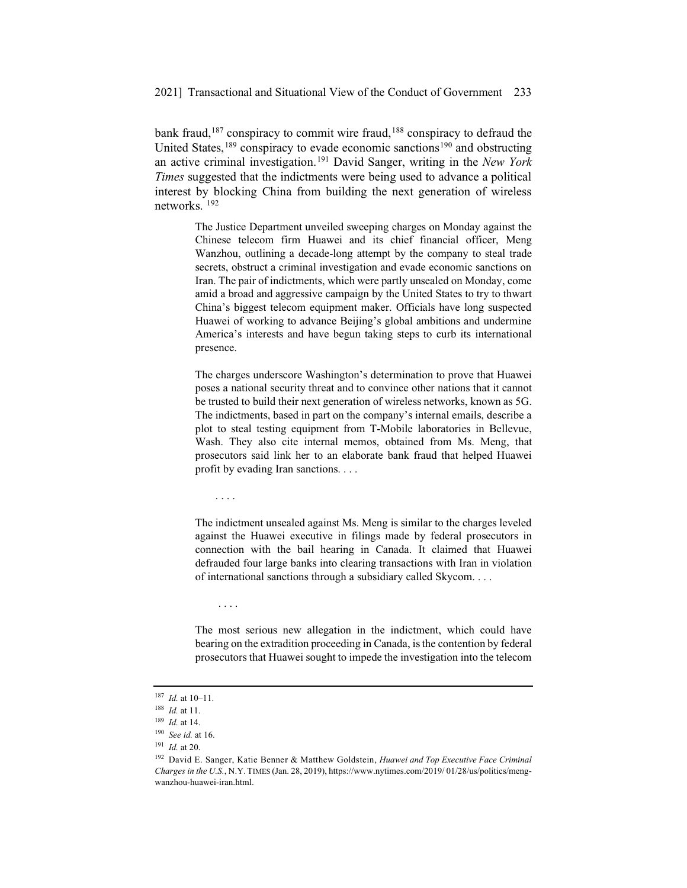bank fraud,[187] conspiracy to commit wire fraud,[188] conspiracy to defraud the United States,[189] conspiracy to evade economic sanctions[190] and obstructing an active criminal investigation.[191] David Sanger, writing in the *New York Times* suggested that the indictments were being used to advance a political interest by blocking China from building the next generation of wireless networks. [192]

> The Justice Department unveiled sweeping charges on Monday against the Chinese telecom firm Huawei and its chief financial officer, Meng Wanzhou, outlining a decade-long attempt by the company to steal trade secrets, obstruct a criminal investigation and evade economic sanctions on Iran. The pair of indictments, which were partly unsealed on Monday, come amid a broad and aggressive campaign by the United States to try to thwart China's biggest telecom equipment maker. Officials have long suspected Huawei of working to advance Beijing's global ambitions and undermine America's interests and have begun taking steps to curb its international presence.
>
> The charges underscore Washington's determination to prove that Huawei poses a national security threat and to convince other nations that it cannot be trusted to build their next generation of wireless networks, known as 5G. The indictments, based in part on the company's internal emails, describe a plot to steal testing equipment from T-Mobile laboratories in Bellevue, Wash. They also cite internal memos, obtained from Ms. Meng, that prosecutors said link her to an elaborate bank fraud that helped Huawei profit by evading Iran sanctions. . . .
>
> . . . .
>
> The indictment unsealed against Ms. Meng is similar to the charges leveled against the Huawei executive in filings made by federal prosecutors in connection with the bail hearing in Canada. It claimed that Huawei defrauded four large banks into clearing transactions with Iran in violation of international sanctions through a subsidiary called Skycom. . . .
>
> . . . .
>
> The most serious new allegation in the indictment, which could have bearing on the extradition proceeding in Canada, is the contention by federal prosecutors that Huawei sought to impede the investigation into the telecom

---

[187] *Id.* at 10–11.

[188] *Id.* at 11.

[189] *Id.* at 14.

[190] *See id.* at 16.

[191] *Id.* at 20.

[192] David E. Sanger, Katie Benner & Matthew Goldstein, *Huawei and Top Executive Face Criminal Charges in the U.S.*, N.Y. TIMES (Jan. 28, 2019), https://www.nytimes.com/2019/ 01/28/us/politics/meng-wanzhou-huawei-iran.html.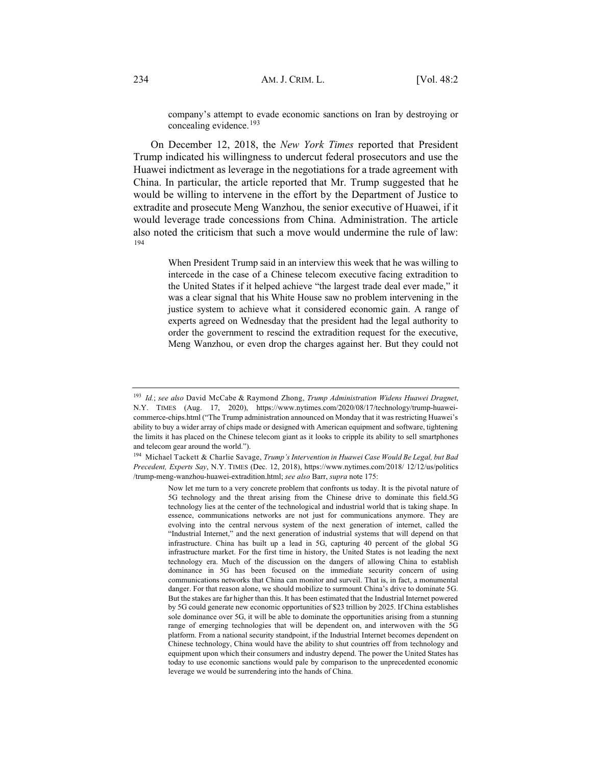> company's attempt to evade economic sanctions on Iran by destroying or concealing evidence.[193]

On December 12, 2018, the *New York Times* reported that President Trump indicated his willingness to undercut federal prosecutors and use the Huawei indictment as leverage in the negotiations for a trade agreement with China. In particular, the article reported that Mr. Trump suggested that he would be willing to intervene in the effort by the Department of Justice to extradite and prosecute Meng Wanzhou, the senior executive of Huawei, if it would leverage trade concessions from China. Administration. The article also noted the criticism that such a move would undermine the rule of law: [194]

> When President Trump said in an interview this week that he was willing to intercede in the case of a Chinese telecom executive facing extradition to the United States if it helped achieve "the largest trade deal ever made," it was a clear signal that his White House saw no problem intervening in the justice system to achieve what it considered economic gain. A range of experts agreed on Wednesday that the president had the legal authority to order the government to rescind the extradition request for the executive, Meng Wanzhou, or even drop the charges against her. But they could not

---

[193] *Id.*; *see also* David McCabe & Raymond Zhong, *Trump Administration Widens Huawei Dragnet*, N.Y. TIMES (Aug. 17, 2020), https://www.nytimes.com/2020/08/17/technology/trump-huawei-commerce-chips.html ("The Trump administration announced on Monday that it was restricting Huawei's ability to buy a wider array of chips made or designed with American equipment and software, tightening the limits it has placed on the Chinese telecom giant as it looks to cripple its ability to sell smartphones and telecom gear around the world.").

[194] Michael Tackett & Charlie Savage, *Trump's Intervention in Huawei Case Would Be Legal, but Bad Precedent, Experts Say*, N.Y. TIMES (Dec. 12, 2018), https://www.nytimes.com/2018/ 12/12/us/politics /trump-meng-wanzhou-huawei-extradition.html; *see also* Barr, *supra* note 175:

> Now let me turn to a very concrete problem that confronts us today. It is the pivotal nature of 5G technology and the threat arising from the Chinese drive to dominate this field.5G technology lies at the center of the technological and industrial world that is taking shape. In essence, communications networks are not just for communications anymore. They are evolving into the central nervous system of the next generation of internet, called the "Industrial Internet," and the next generation of industrial systems that will depend on that infrastructure. China has built up a lead in 5G, capturing 40 percent of the global 5G infrastructure market. For the first time in history, the United States is not leading the next technology era. Much of the discussion on the dangers of allowing China to establish dominance in 5G has been focused on the immediate security concern of using communications networks that China can monitor and surveil. That is, in fact, a monumental danger. For that reason alone, we should mobilize to surmount China's drive to dominate 5G. But the stakes are far higher than this. It has been estimated that the Industrial Internet powered by 5G could generate new economic opportunities of $23 trillion by 2025. If China establishes sole dominance over 5G, it will be able to dominate the opportunities arising from a stunning range of emerging technologies that will be dependent on, and interwoven with the 5G platform. From a national security standpoint, if the Industrial Internet becomes dependent on Chinese technology, China would have the ability to shut countries off from technology and equipment upon which their consumers and industry depend. The power the United States has today to use economic sanctions would pale by comparison to the unprecedented economic leverage we would be surrendering into the hands of China.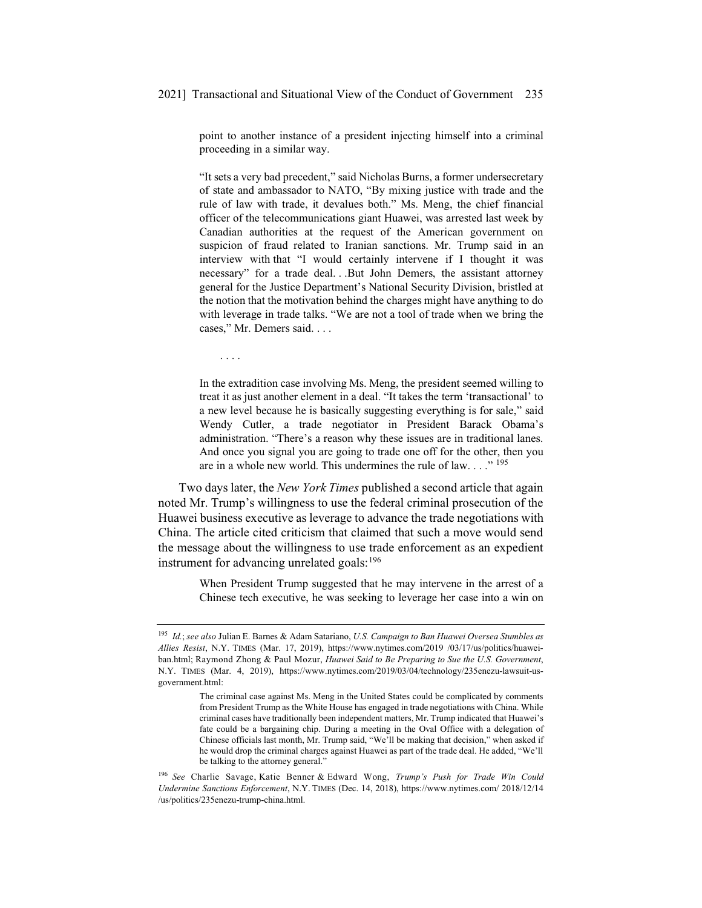point to another instance of a president injecting himself into a criminal proceeding in a similar way.

> "It sets a very bad precedent," said Nicholas Burns, a former undersecretary of state and ambassador to NATO, "By mixing justice with trade and the rule of law with trade, it devalues both." Ms. Meng, the chief financial officer of the telecommunications giant Huawei, was arrested last week by Canadian authorities at the request of the American government on suspicion of fraud related to Iranian sanctions. Mr. Trump said in an interview with that "I would certainly intervene if I thought it was necessary" for a trade deal. . .But John Demers, the assistant attorney general for the Justice Department's National Security Division, bristled at the notion that the motivation behind the charges might have anything to do with leverage in trade talks. "We are not a tool of trade when we bring the cases," Mr. Demers said. . . .
>
> . . . .
>
> In the extradition case involving Ms. Meng, the president seemed willing to treat it as just another element in a deal. "It takes the term 'transactional' to a new level because he is basically suggesting everything is for sale," said Wendy Cutler, a trade negotiator in President Barack Obama's administration. "There's a reason why these issues are in traditional lanes. And once you signal you are going to trade one off for the other, then you are in a whole new world. This undermines the rule of law. . . ." [195]

Two days later, the *New York Times* published a second article that again noted Mr. Trump's willingness to use the federal criminal prosecution of the Huawei business executive as leverage to advance the trade negotiations with China. The article cited criticism that claimed that such a move would send the message about the willingness to use trade enforcement as an expedient instrument for advancing unrelated goals:[196]

> When President Trump suggested that he may intervene in the arrest of a Chinese tech executive, he was seeking to leverage her case into a win on

---

[195] *Id.*; *see also* Julian E. Barnes & Adam Satariano, *U.S. Campaign to Ban Huawei Oversea Stumbles as Allies Resist*, N.Y. TIMES (Mar. 17, 2019), https://www.nytimes.com/2019 /03/17/us/politics/huawei-ban.html; Raymond Zhong & Paul Mozur, *Huawei Said to Be Preparing to Sue the U.S. Government*, N.Y. TIMES (Mar. 4, 2019), https://www.nytimes.com/2019/03/04/technology/235enezu-lawsuit-us-government.html:

> The criminal case against Ms. Meng in the United States could be complicated by comments from President Trump as the White House has engaged in trade negotiations with China. While criminal cases have traditionally been independent matters, Mr. Trump indicated that Huawei's fate could be a bargaining chip. During a meeting in the Oval Office with a delegation of Chinese officials last month, Mr. Trump said, "We'll be making that decision," when asked if he would drop the criminal charges against Huawei as part of the trade deal. He added, "We'll be talking to the attorney general."

[196] *See* Charlie Savage, Katie Benner & Edward Wong, *Trump's Push for Trade Win Could Undermine Sanctions Enforcement*, N.Y. TIMES (Dec. 14, 2018), https://www.nytimes.com/ 2018/12/14 /us/politics/235enezu-trump-china.html.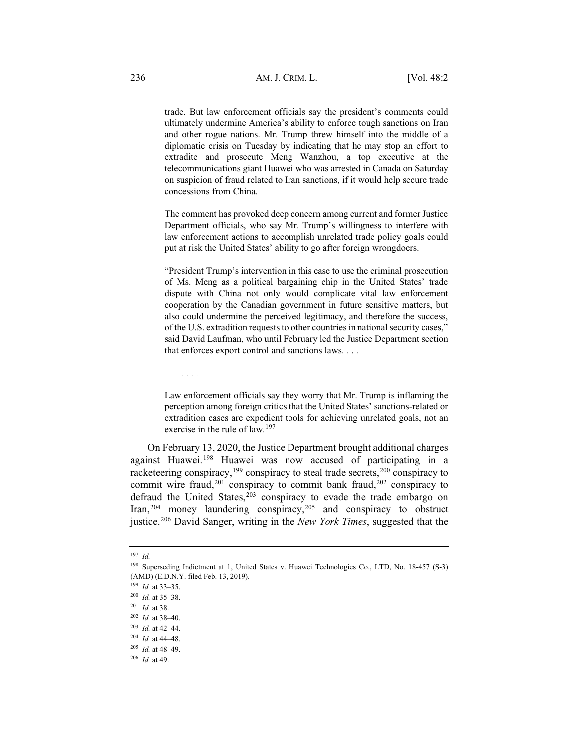> trade. But law enforcement officials say the president's comments could ultimately undermine America's ability to enforce tough sanctions on Iran and other rogue nations. Mr. Trump threw himself into the middle of a diplomatic crisis on Tuesday by indicating that he may stop an effort to extradite and prosecute Meng Wanzhou, a top executive at the telecommunications giant Huawei who was arrested in Canada on Saturday on suspicion of fraud related to Iran sanctions, if it would help secure trade concessions from China.
>
> The comment has provoked deep concern among current and former Justice Department officials, who say Mr. Trump's willingness to interfere with law enforcement actions to accomplish unrelated trade policy goals could put at risk the United States' ability to go after foreign wrongdoers.
>
> "President Trump's intervention in this case to use the criminal prosecution of Ms. Meng as a political bargaining chip in the United States' trade dispute with China not only would complicate vital law enforcement cooperation by the Canadian government in future sensitive matters, but also could undermine the perceived legitimacy, and therefore the success, of the U.S. extradition requests to other countries in national security cases," said David Laufman, who until February led the Justice Department section that enforces export control and sanctions laws. . . .
>
> . . . .
>
> Law enforcement officials say they worry that Mr. Trump is inflaming the perception among foreign critics that the United States' sanctions-related or extradition cases are expedient tools for achieving unrelated goals, not an exercise in the rule of law.[197]

On February 13, 2020, the Justice Department brought additional charges against Huawei.[198] Huawei was now accused of participating in a racketeering conspiracy,[199] conspiracy to steal trade secrets,[200] conspiracy to commit wire fraud,[201] conspiracy to commit bank fraud,[202] conspiracy to defraud the United States,[203] conspiracy to evade the trade embargo on Iran,[204] money laundering conspiracy,[205] and conspiracy to obstruct justice.[206] David Sanger, writing in the *New York Times*, suggested that the

---

[197] *Id.*

[198] Superseding Indictment at 1, United States v. Huawei Technologies Co., LTD, No. 18-457 (S-3) (AMD) (E.D.N.Y. filed Feb. 13, 2019).

[199] *Id.* at 33–35.

[200] *Id.* at 35–38.

[201] *Id.* at 38.

[202] *Id.* at 38–40.

[203] *Id.* at 42–44.

[204] *Id.* at 44–48.

[205] *Id.* at 48–49.

[206] *Id.* at 49.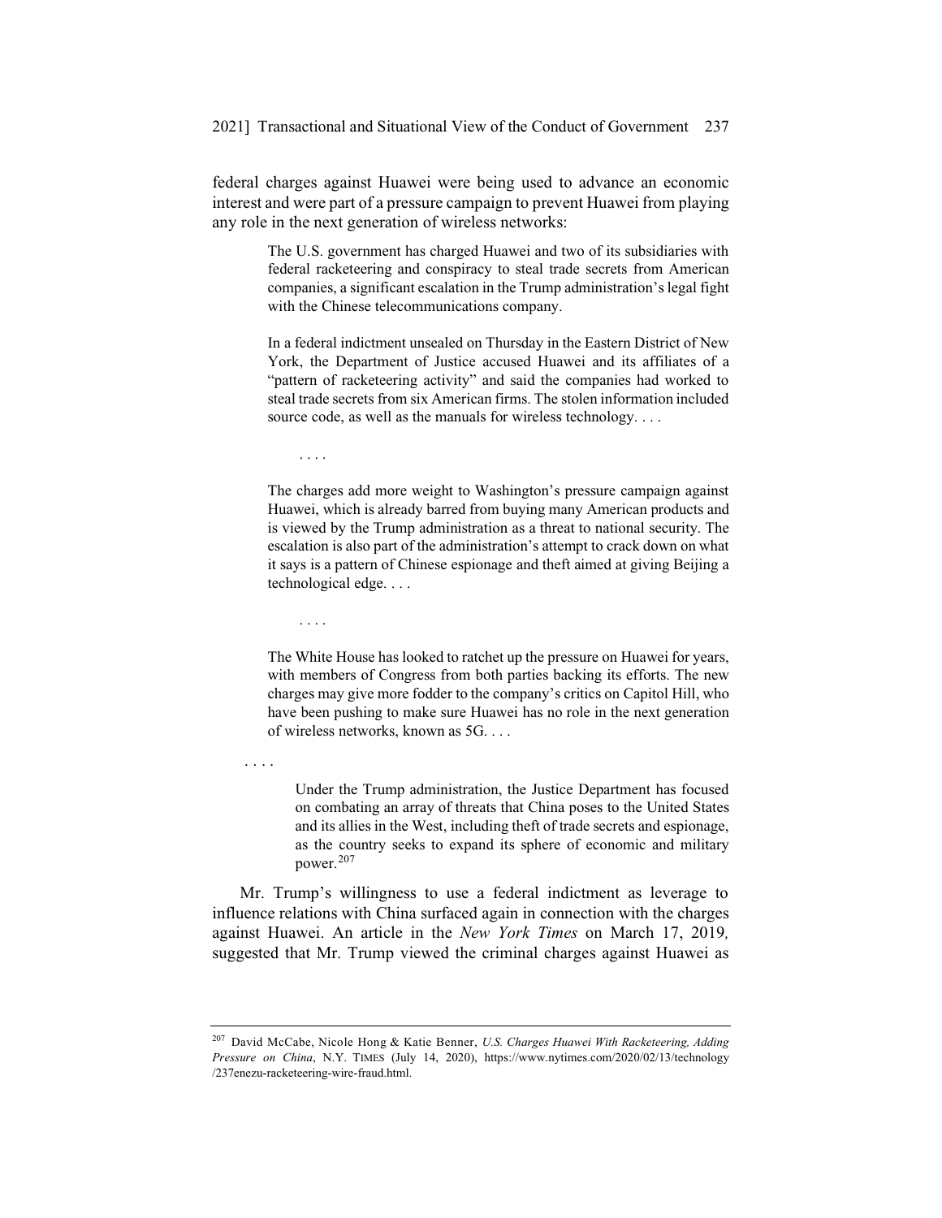federal charges against Huawei were being used to advance an economic interest and were part of a pressure campaign to prevent Huawei from playing any role in the next generation of wireless networks:

> The U.S. government has charged Huawei and two of its subsidiaries with federal racketeering and conspiracy to steal trade secrets from American companies, a significant escalation in the Trump administration's legal fight with the Chinese telecommunications company.
>
> In a federal indictment unsealed on Thursday in the Eastern District of New York, the Department of Justice accused Huawei and its affiliates of a "pattern of racketeering activity" and said the companies had worked to steal trade secrets from six American firms. The stolen information included source code, as well as the manuals for wireless technology. . . .
>
> . . . .
>
> The charges add more weight to Washington's pressure campaign against Huawei, which is already barred from buying many American products and is viewed by the Trump administration as a threat to national security. The escalation is also part of the administration's attempt to crack down on what it says is a pattern of Chinese espionage and theft aimed at giving Beijing a technological edge. . . .
>
> . . . .
>
> The White House has looked to ratchet up the pressure on Huawei for years, with members of Congress from both parties backing its efforts. The new charges may give more fodder to the company's critics on Capitol Hill, who have been pushing to make sure Huawei has no role in the next generation of wireless networks, known as 5G. . . .

. . . .

> Under the Trump administration, the Justice Department has focused on combating an array of threats that China poses to the United States and its allies in the West, including theft of trade secrets and espionage, as the country seeks to expand its sphere of economic and military power.[207]

Mr. Trump's willingness to use a federal indictment as leverage to influence relations with China surfaced again in connection with the charges against Huawei. An article in the *New York Times* on March 17, 2019, suggested that Mr. Trump viewed the criminal charges against Huawei as

---

[207] David McCabe, Nicole Hong & Katie Benner, *U.S. Charges Huawei With Racketeering, Adding Pressure on China*, N.Y. TIMES (July 14, 2020), https://www.nytimes.com/2020/02/13/technology/237enezu-racketeering-wire-fraud.html.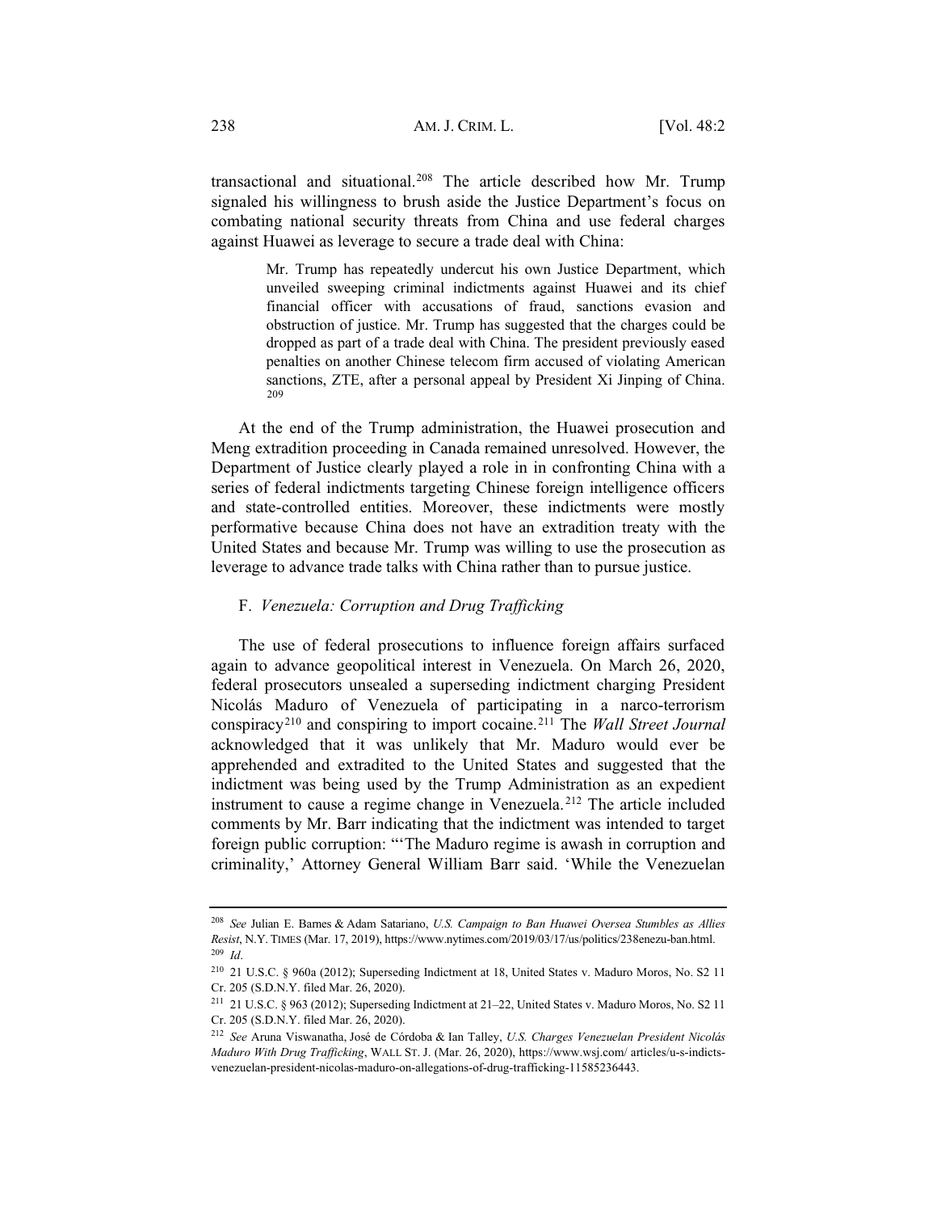transactional and situational.[208] The article described how Mr. Trump signaled his willingness to brush aside the Justice Department's focus on combating national security threats from China and use federal charges against Huawei as leverage to secure a trade deal with China:

> Mr. Trump has repeatedly undercut his own Justice Department, which unveiled sweeping criminal indictments against Huawei and its chief financial officer with accusations of fraud, sanctions evasion and obstruction of justice. Mr. Trump has suggested that the charges could be dropped as part of a trade deal with China. The president previously eased penalties on another Chinese telecom firm accused of violating American sanctions, ZTE, after a personal appeal by President Xi Jinping of China.[209]

At the end of the Trump administration, the Huawei prosecution and Meng extradition proceeding in Canada remained unresolved. However, the Department of Justice clearly played a role in in confronting China with a series of federal indictments targeting Chinese foreign intelligence officers and state-controlled entities. Moreover, these indictments were mostly performative because China does not have an extradition treaty with the United States and because Mr. Trump was willing to use the prosecution as leverage to advance trade talks with China rather than to pursue justice.

### F. *Venezuela: Corruption and Drug Trafficking*

The use of federal prosecutions to influence foreign affairs surfaced again to advance geopolitical interest in Venezuela. On March 26, 2020, federal prosecutors unsealed a superseding indictment charging President Nicolás Maduro of Venezuela of participating in a narco-terrorism conspiracy[210] and conspiring to import cocaine.[211] The *Wall Street Journal* acknowledged that it was unlikely that Mr. Maduro would ever be apprehended and extradited to the United States and suggested that the indictment was being used by the Trump Administration as an expedient instrument to cause a regime change in Venezuela.[212] The article included comments by Mr. Barr indicating that the indictment was intended to target foreign public corruption: "'The Maduro regime is awash in corruption and criminality,' Attorney General William Barr said. 'While the Venezuelan

---

[208] *See* Julian E. Barnes & Adam Satariano, *U.S. Campaign to Ban Huawei Oversea Stumbles as Allies Resist*, N.Y. TIMES (Mar. 17, 2019), https://www.nytimes.com/2019/03/17/us/politics/238enezu-ban.html.

[209] *Id*.

[210] 21 U.S.C. § 960a (2012); Superseding Indictment at 18, United States v. Maduro Moros, No. S2 11 Cr. 205 (S.D.N.Y. filed Mar. 26, 2020).

[211] 21 U.S.C. § 963 (2012); Superseding Indictment at 21–22, United States v. Maduro Moros, No. S2 11 Cr. 205 (S.D.N.Y. filed Mar. 26, 2020).

[212] *See* Aruna Viswanatha, José de Córdoba & Ian Talley, *U.S. Charges Venezuelan President Nicolás Maduro With Drug Trafficking*, WALL ST. J. (Mar. 26, 2020), https://www.wsj.com/ articles/u-s-indicts-venezuelan-president-nicolas-maduro-on-allegations-of-drug-trafficking-11585236443.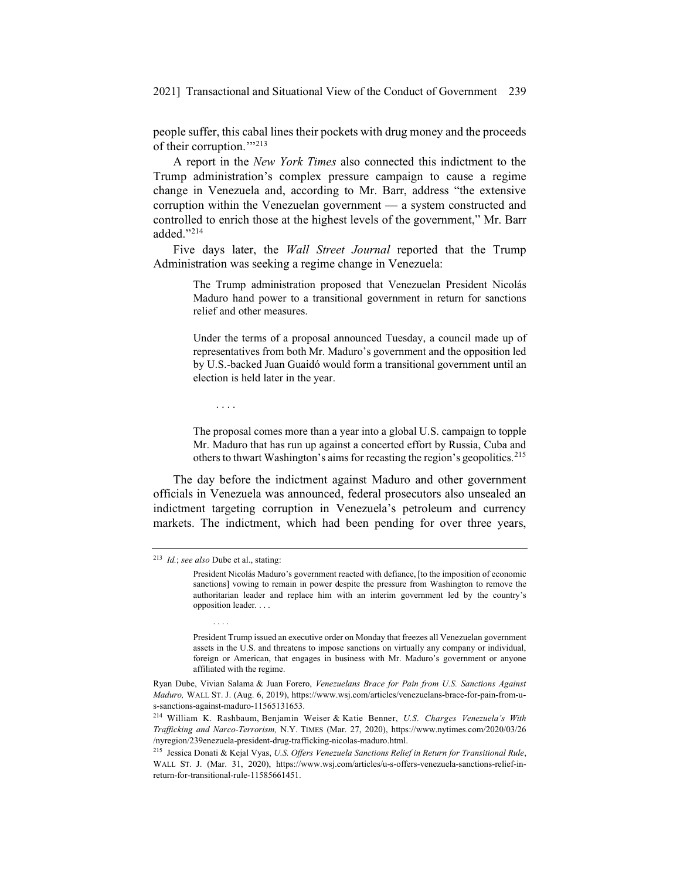people suffer, this cabal lines their pockets with drug money and the proceeds of their corruption.'"[213]

A report in the *New York Times* also connected this indictment to the Trump administration's complex pressure campaign to cause a regime change in Venezuela and, according to Mr. Barr, address "the extensive corruption within the Venezuelan government — a system constructed and controlled to enrich those at the highest levels of the government," Mr. Barr added."[214]

Five days later, the *Wall Street Journal* reported that the Trump Administration was seeking a regime change in Venezuela:

> The Trump administration proposed that Venezuelan President Nicolás Maduro hand power to a transitional government in return for sanctions relief and other measures.
>
> Under the terms of a proposal announced Tuesday, a council made up of representatives from both Mr. Maduro's government and the opposition led by U.S.-backed Juan Guaidó would form a transitional government until an election is held later in the year.
>
> . . . .
>
> The proposal comes more than a year into a global U.S. campaign to topple Mr. Maduro that has run up against a concerted effort by Russia, Cuba and others to thwart Washington's aims for recasting the region's geopolitics.[215]

The day before the indictment against Maduro and other government officials in Venezuela was announced, federal prosecutors also unsealed an indictment targeting corruption in Venezuela's petroleum and currency markets. The indictment, which had been pending for over three years,

---

[213] *Id.*; *see also* Dube et al., stating:

> President Nicolás Maduro's government reacted with defiance, [to the imposition of economic sanctions] vowing to remain in power despite the pressure from Washington to remove the authoritarian leader and replace him with an interim government led by the country's opposition leader. . . .
>
> . . . .
>
> President Trump issued an executive order on Monday that freezes all Venezuelan government assets in the U.S. and threatens to impose sanctions on virtually any company or individual, foreign or American, that engages in business with Mr. Maduro's government or anyone affiliated with the regime.

Ryan Dube, Vivian Salama & Juan Forero, *Venezuelans Brace for Pain from U.S. Sanctions Against Maduro,* WALL ST. J. (Aug. 6, 2019), https://www.wsj.com/articles/venezuelans-brace-for-pain-from-u-s-sanctions-against-maduro-11565131653.

[214] William K. Rashbaum, Benjamin Weiser & Katie Benner, *U.S. Charges Venezuela's With Trafficking and Narco-Terrorism,* N.Y. TIMES (Mar. 27, 2020), https://www.nytimes.com/2020/03/26/nyregion/239enezuela-president-drug-trafficking-nicolas-maduro.html.

[215] Jessica Donati & Kejal Vyas, *U.S. Offers Venezuela Sanctions Relief in Return for Transitional Rule*, WALL ST. J. (Mar. 31, 2020), https://www.wsj.com/articles/u-s-offers-venezuela-sanctions-relief-in-return-for-transitional-rule-11585661451.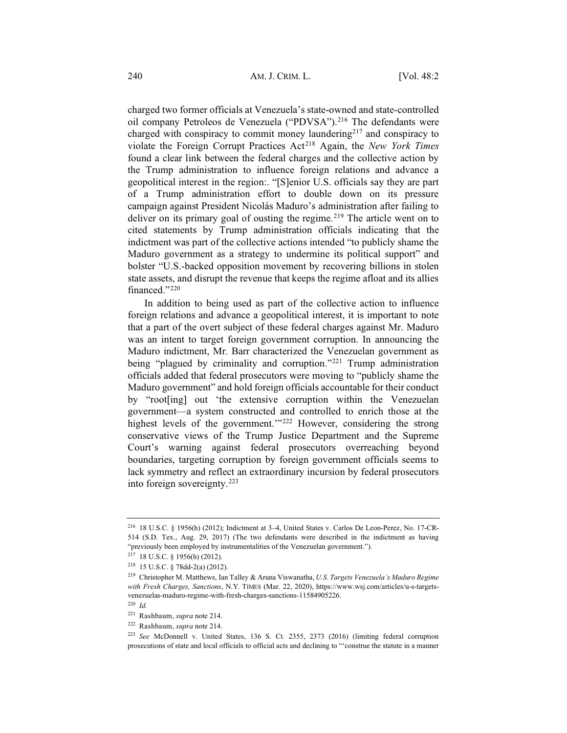charged two former officials at Venezuela's state-owned and state-controlled oil company Petroleos de Venezuela ("PDVSA").[216] The defendants were charged with conspiracy to commit money laundering[217] and conspiracy to violate the Foreign Corrupt Practices Act[218] Again, the *New York Times* found a clear link between the federal charges and the collective action by the Trump administration to influence foreign relations and advance a geopolitical interest in the region:. "[S]enior U.S. officials say they are part of a Trump administration effort to double down on its pressure campaign against President Nicolás Maduro's administration after failing to deliver on its primary goal of ousting the regime.[219] The article went on to cited statements by Trump administration officials indicating that the indictment was part of the collective actions intended "to publicly shame the Maduro government as a strategy to undermine its political support" and bolster "U.S.-backed opposition movement by recovering billions in stolen state assets, and disrupt the revenue that keeps the regime afloat and its allies financed."[220]

In addition to being used as part of the collective action to influence foreign relations and advance a geopolitical interest, it is important to note that a part of the overt subject of these federal charges against Mr. Maduro was an intent to target foreign government corruption. In announcing the Maduro indictment, Mr. Barr characterized the Venezuelan government as being "plagued by criminality and corruption."[221] Trump administration officials added that federal prosecutors were moving to "publicly shame the Maduro government" and hold foreign officials accountable for their conduct by "root[ing] out 'the extensive corruption within the Venezuelan government—a system constructed and controlled to enrich those at the highest levels of the government.'"[222] However, considering the strong conservative views of the Trump Justice Department and the Supreme Court's warning against federal prosecutors overreaching beyond boundaries, targeting corruption by foreign government officials seems to lack symmetry and reflect an extraordinary incursion by federal prosecutors into foreign sovereignty.[223]

---

[216] 18 U.S.C. § 1956(h) (2012); Indictment at 3–4, United States v. Carlos De Leon-Perez, No. 17-CR-514 (S.D. Tex., Aug. 29, 2017) (The two defendants were described in the indictment as having "previously been employed by instrumentalities of the Venezuelan government.").

[217] 18 U.S.C. § 1956(h) (2012).

[218] 15 U.S.C. § 78dd-2(a) (2012).

[219] Christopher M. Matthews, Ian Talley & Aruna Viswanatha, *U.S. Targets Venezuela's Maduro Regime with Fresh Charges, Sanctions*, N.Y. TIMES (Mar. 22, 2020), https://www.wsj.com/articles/u-s-targets-venezuelas-maduro-regime-with-fresh-charges-sanctions-11584905226.

[220] *Id.*

[221] Rashbaum, *supra* note 214.

[222] Rashbaum, *supra* note 214.

[223] *See* McDonnell v. United States, 136 S. Ct. 2355, 2373 (2016) (limiting federal corruption prosecutions of state and local officials to official acts and declining to "'construe the statute in a manner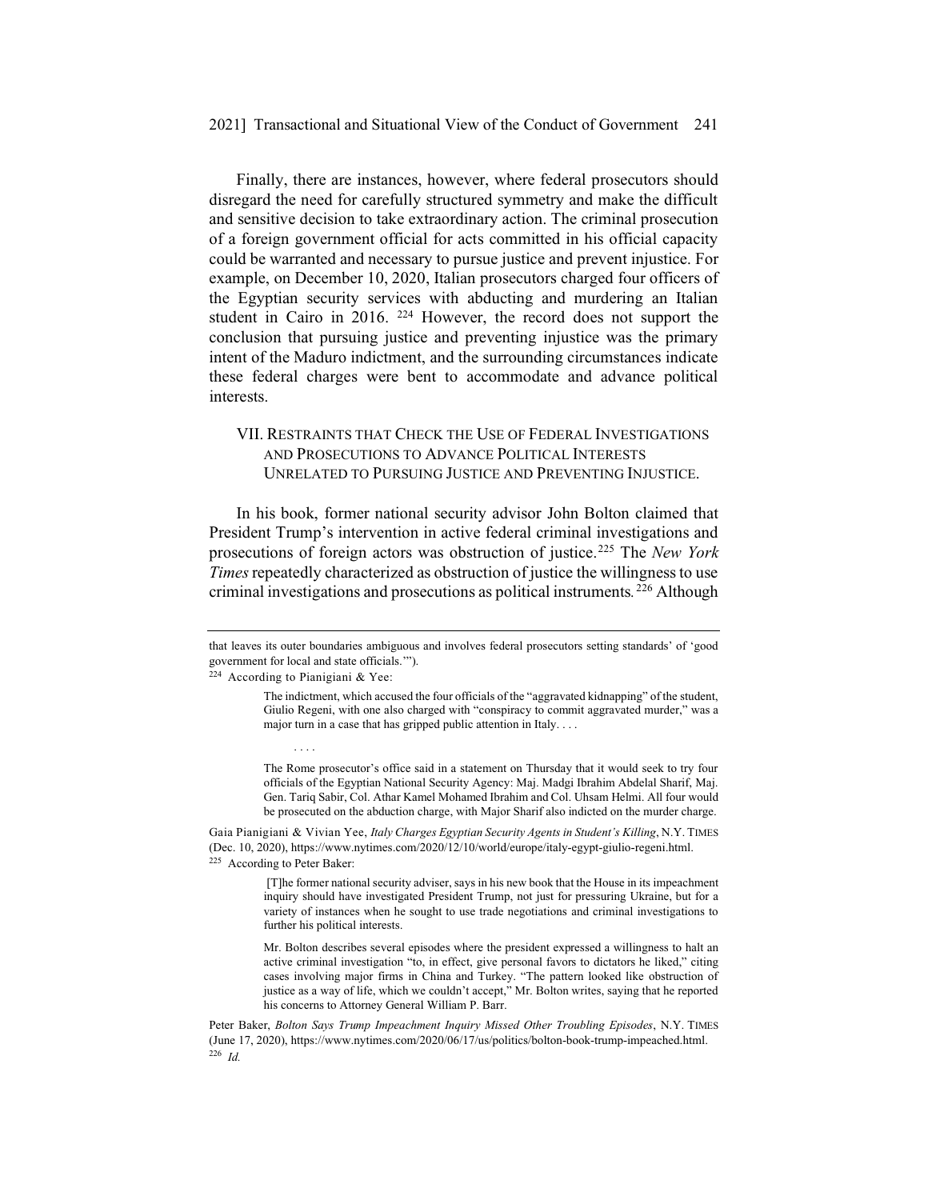Finally, there are instances, however, where federal prosecutors should disregard the need for carefully structured symmetry and make the difficult and sensitive decision to take extraordinary action. The criminal prosecution of a foreign government official for acts committed in his official capacity could be warranted and necessary to pursue justice and prevent injustice. For example, on December 10, 2020, Italian prosecutors charged four officers of the Egyptian security services with abducting and murdering an Italian student in Cairo in 2016.[224] However, the record does not support the conclusion that pursuing justice and preventing injustice was the primary intent of the Maduro indictment, and the surrounding circumstances indicate these federal charges were bent to accommodate and advance political interests.

## VII. Restraints that Check the Use of Federal Investigations and Prosecutions to Advance Political Interests Unrelated to Pursuing Justice and Preventing Injustice.

In his book, former national security advisor John Bolton claimed that President Trump's intervention in active federal criminal investigations and prosecutions of foreign actors was obstruction of justice.[225] The *New York Times* repeatedly characterized as obstruction of justice the willingness to use criminal investigations and prosecutions as political instruments.[226] Although

---

that leaves its outer boundaries ambiguous and involves federal prosecutors setting standards' of 'good government for local and state officials.'").

[224] According to Pianigiani & Yee:

> The indictment, which accused the four officials of the "aggravated kidnapping" of the student, Giulio Regeni, with one also charged with "conspiracy to commit aggravated murder," was a major turn in a case that has gripped public attention in Italy. . . .
>
> . . . .
>
> The Rome prosecutor's office said in a statement on Thursday that it would seek to try four officials of the Egyptian National Security Agency: Maj. Madgi Ibrahim Abdelal Sharif, Maj. Gen. Tariq Sabir, Col. Athar Kamel Mohamed Ibrahim and Col. Uhsam Helmi. All four would be prosecuted on the abduction charge, with Major Sharif also indicted on the murder charge.

Gaia Pianigiani & Vivian Yee, *Italy Charges Egyptian Security Agents in Student's Killing*, N.Y. TIMES (Dec. 10, 2020), https://www.nytimes.com/2020/12/10/world/europe/italy-egypt-giulio-regeni.html.

[225] According to Peter Baker:

> [T]he former national security adviser, says in his new book that the House in its impeachment inquiry should have investigated President Trump, not just for pressuring Ukraine, but for a variety of instances when he sought to use trade negotiations and criminal investigations to further his political interests.
>
> Mr. Bolton describes several episodes where the president expressed a willingness to halt an active criminal investigation "to, in effect, give personal favors to dictators he liked," citing cases involving major firms in China and Turkey. "The pattern looked like obstruction of justice as a way of life, which we couldn't accept," Mr. Bolton writes, saying that he reported his concerns to Attorney General William P. Barr.

Peter Baker, *Bolton Says Trump Impeachment Inquiry Missed Other Troubling Episodes*, N.Y. TIMES (June 17, 2020), https://www.nytimes.com/2020/06/17/us/politics/bolton-book-trump-impeached.html.

[226] *Id.*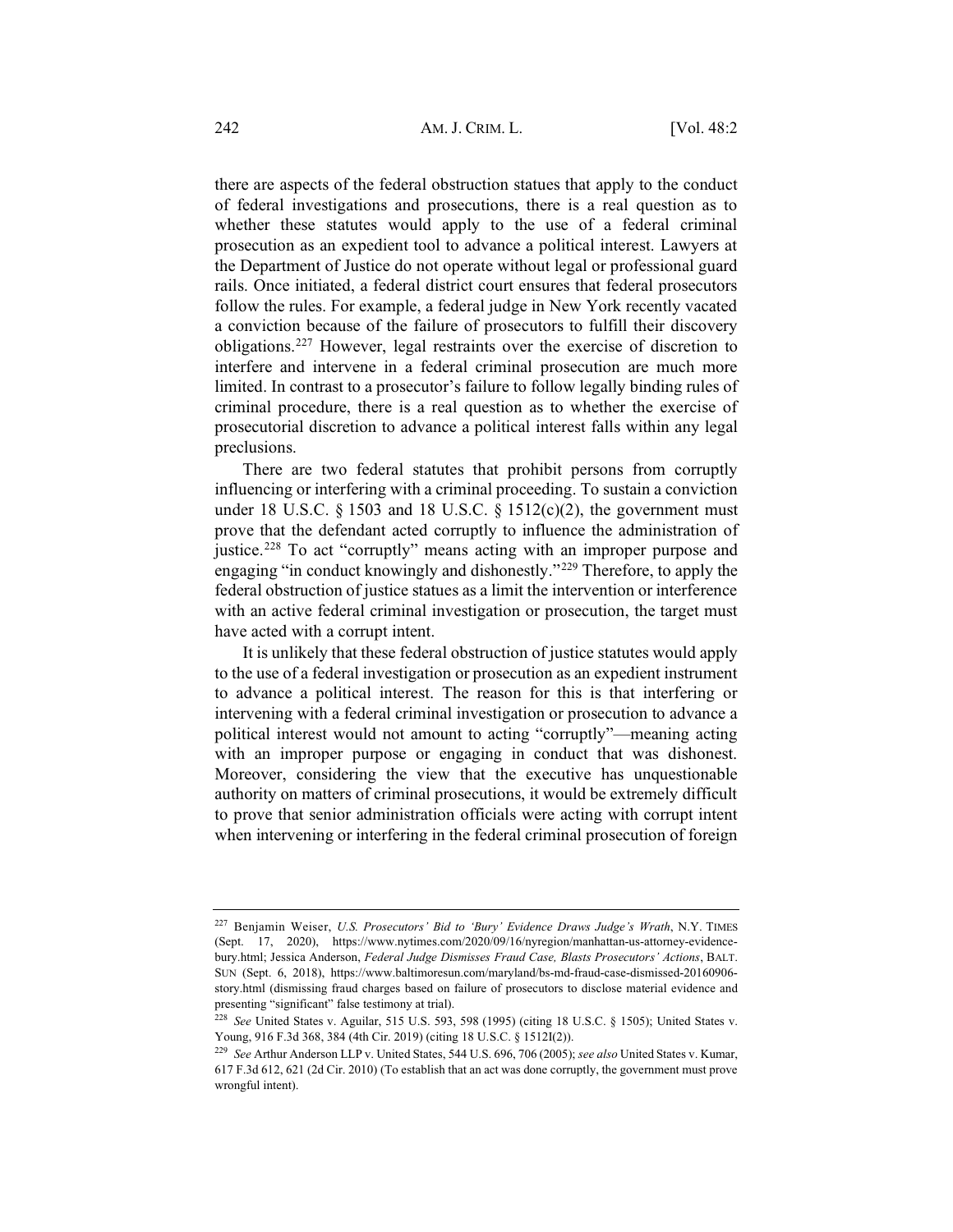there are aspects of the federal obstruction statues that apply to the conduct of federal investigations and prosecutions, there is a real question as to whether these statutes would apply to the use of a federal criminal prosecution as an expedient tool to advance a political interest. Lawyers at the Department of Justice do not operate without legal or professional guard rails. Once initiated, a federal district court ensures that federal prosecutors follow the rules. For example, a federal judge in New York recently vacated a conviction because of the failure of prosecutors to fulfill their discovery obligations.[227] However, legal restraints over the exercise of discretion to interfere and intervene in a federal criminal prosecution are much more limited. In contrast to a prosecutor's failure to follow legally binding rules of criminal procedure, there is a real question as to whether the exercise of prosecutorial discretion to advance a political interest falls within any legal preclusions.

There are two federal statutes that prohibit persons from corruptly influencing or interfering with a criminal proceeding. To sustain a conviction under 18 U.S.C. § 1503 and 18 U.S.C. § 1512(c)(2), the government must prove that the defendant acted corruptly to influence the administration of justice.[228] To act "corruptly" means acting with an improper purpose and engaging "in conduct knowingly and dishonestly."[229] Therefore, to apply the federal obstruction of justice statues as a limit the intervention or interference with an active federal criminal investigation or prosecution, the target must have acted with a corrupt intent.

It is unlikely that these federal obstruction of justice statutes would apply to the use of a federal investigation or prosecution as an expedient instrument to advance a political interest. The reason for this is that interfering or intervening with a federal criminal investigation or prosecution to advance a political interest would not amount to acting "corruptly"—meaning acting with an improper purpose or engaging in conduct that was dishonest. Moreover, considering the view that the executive has unquestionable authority on matters of criminal prosecutions, it would be extremely difficult to prove that senior administration officials were acting with corrupt intent when intervening or interfering in the federal criminal prosecution of foreign

---

[227] Benjamin Weiser, *U.S. Prosecutors' Bid to 'Bury' Evidence Draws Judge's Wrath*, N.Y. TIMES (Sept. 17, 2020), https://www.nytimes.com/2020/09/16/nyregion/manhattan-us-attorney-evidence-bury.html; Jessica Anderson, *Federal Judge Dismisses Fraud Case, Blasts Prosecutors' Actions*, BALT. SUN (Sept. 6, 2018), https://www.baltimoresun.com/maryland/bs-md-fraud-case-dismissed-20160906-story.html (dismissing fraud charges based on failure of prosecutors to disclose material evidence and presenting "significant" false testimony at trial).

[228] *See* United States v. Aguilar, 515 U.S. 593, 598 (1995) (citing 18 U.S.C. § 1505); United States v. Young, 916 F.3d 368, 384 (4th Cir. 2019) (citing 18 U.S.C. § 1512I(2)).

[229] *See* Arthur Anderson LLP v. United States, 544 U.S. 696, 706 (2005); *see also* United States v. Kumar, 617 F.3d 612, 621 (2d Cir. 2010) (To establish that an act was done corruptly, the government must prove wrongful intent).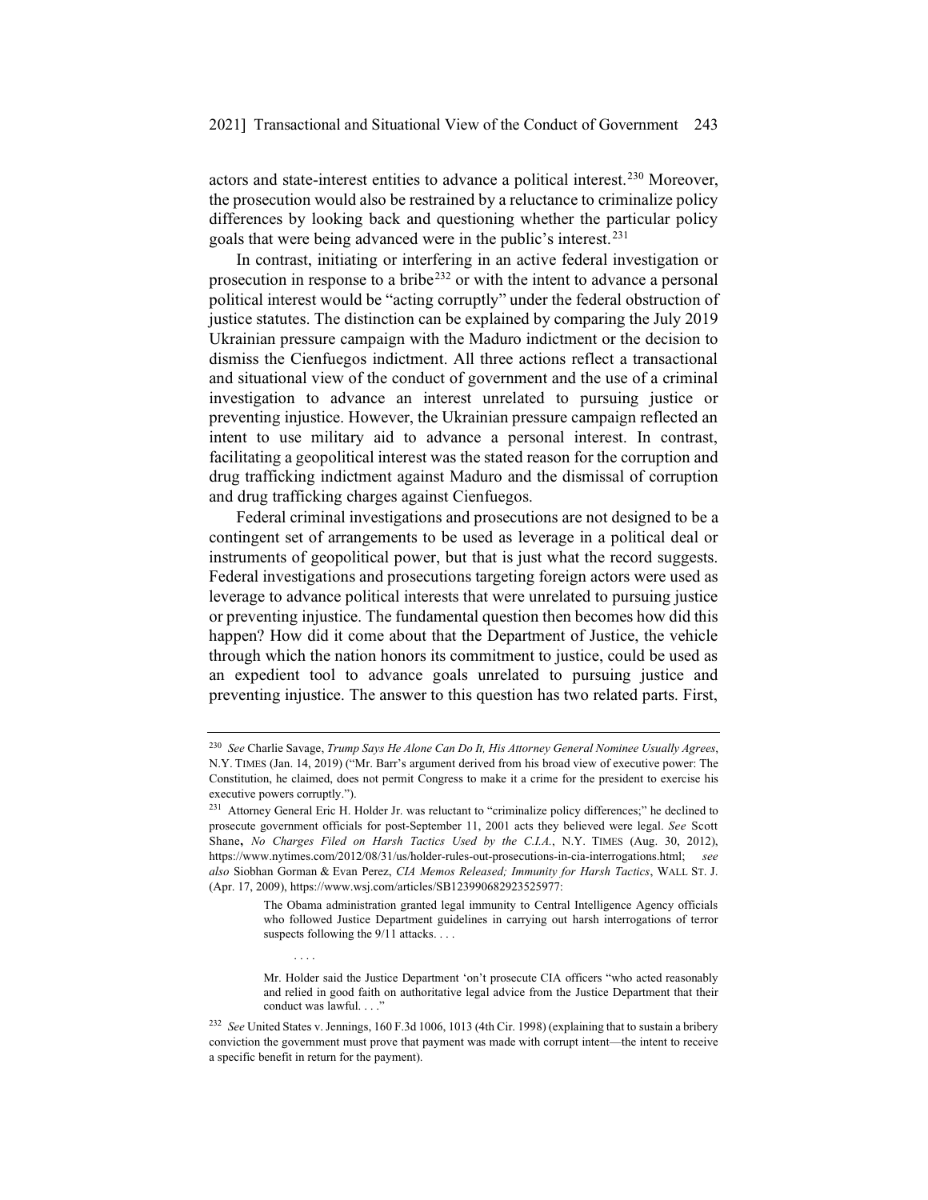actors and state-interest entities to advance a political interest.[230] Moreover, the prosecution would also be restrained by a reluctance to criminalize policy differences by looking back and questioning whether the particular policy goals that were being advanced were in the public's interest.[231]

In contrast, initiating or interfering in an active federal investigation or prosecution in response to a bribe[232] or with the intent to advance a personal political interest would be "acting corruptly" under the federal obstruction of justice statutes. The distinction can be explained by comparing the July 2019 Ukrainian pressure campaign with the Maduro indictment or the decision to dismiss the Cienfuegos indictment. All three actions reflect a transactional and situational view of the conduct of government and the use of a criminal investigation to advance an interest unrelated to pursuing justice or preventing injustice. However, the Ukrainian pressure campaign reflected an intent to use military aid to advance a personal interest. In contrast, facilitating a geopolitical interest was the stated reason for the corruption and drug trafficking indictment against Maduro and the dismissal of corruption and drug trafficking charges against Cienfuegos.

Federal criminal investigations and prosecutions are not designed to be a contingent set of arrangements to be used as leverage in a political deal or instruments of geopolitical power, but that is just what the record suggests. Federal investigations and prosecutions targeting foreign actors were used as leverage to advance political interests that were unrelated to pursuing justice or preventing injustice. The fundamental question then becomes how did this happen? How did it come about that the Department of Justice, the vehicle through which the nation honors its commitment to justice, could be used as an expedient tool to advance goals unrelated to pursuing justice and preventing injustice. The answer to this question has two related parts. First,

---

[230] *See* Charlie Savage, *Trump Says He Alone Can Do It, His Attorney General Nominee Usually Agrees*, N.Y. TIMES (Jan. 14, 2019) ("Mr. Barr's argument derived from his broad view of executive power: The Constitution, he claimed, does not permit Congress to make it a crime for the president to exercise his executive powers corruptly.").

[231] Attorney General Eric H. Holder Jr. was reluctant to "criminalize policy differences;" he declined to prosecute government officials for post-September 11, 2001 acts they believed were legal. *See* Scott Shane, *No Charges Filed on Harsh Tactics Used by the C.I.A.*, N.Y. TIMES (Aug. 30, 2012), https://www.nytimes.com/2012/08/31/us/holder-rules-out-prosecutions-in-cia-interrogations.html; *see also* Siobhan Gorman & Evan Perez, *CIA Memos Released; Immunity for Harsh Tactics*, WALL ST. J. (Apr. 17, 2009), https://www.wsj.com/articles/SB123990682923525977:

> The Obama administration granted legal immunity to Central Intelligence Agency officials who followed Justice Department guidelines in carrying out harsh interrogations of terror suspects following the 9/11 attacks. . . .
>
> . . . .
>
> Mr. Holder said the Justice Department 'on't prosecute CIA officers "who acted reasonably and relied in good faith on authoritative legal advice from the Justice Department that their conduct was lawful. . . ."

[232] *See* United States v. Jennings, 160 F.3d 1006, 1013 (4th Cir. 1998) (explaining that to sustain a bribery conviction the government must prove that payment was made with corrupt intent—the intent to receive a specific benefit in return for the payment).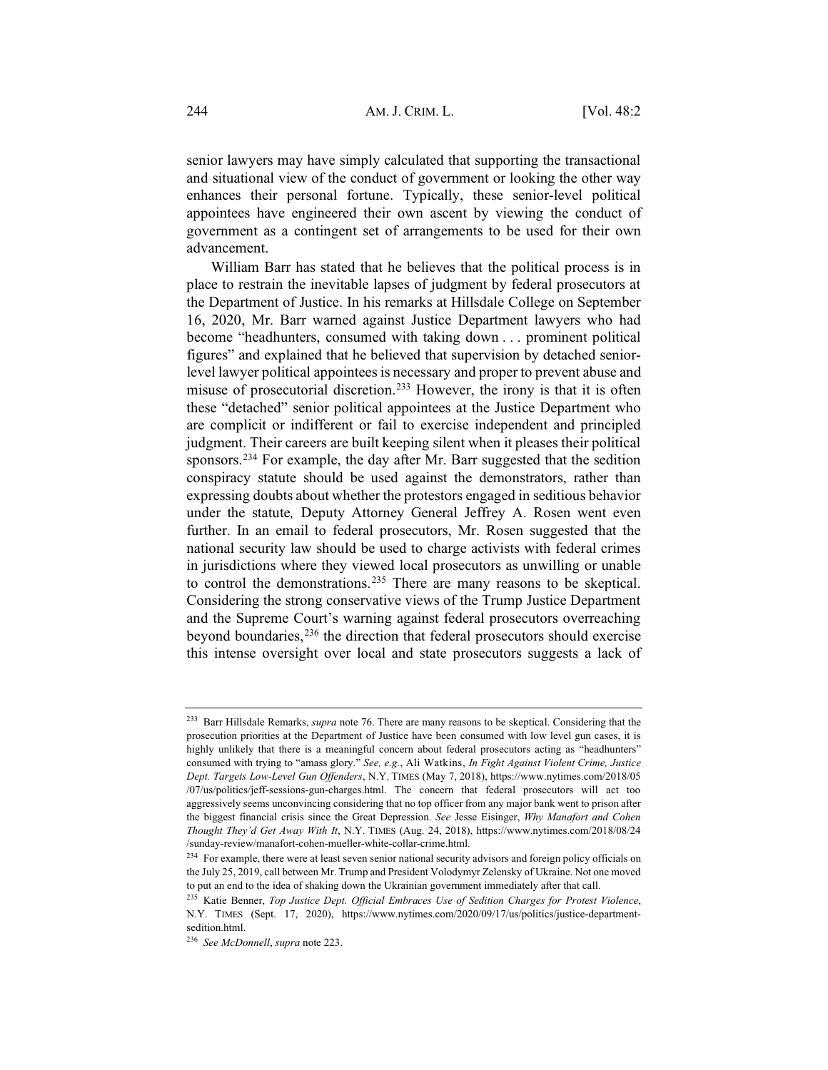senior lawyers may have simply calculated that supporting the transactional and situational view of the conduct of government or looking the other way enhances their personal fortune. Typically, these senior-level political appointees have engineered their own ascent by viewing the conduct of government as a contingent set of arrangements to be used for their own advancement.

William Barr has stated that he believes that the political process is in place to restrain the inevitable lapses of judgment by federal prosecutors at the Department of Justice. In his remarks at Hillsdale College on September 16, 2020, Mr. Barr warned against Justice Department lawyers who had become "headhunters, consumed with taking down . . . prominent political figures" and explained that he believed that supervision by detached senior-level lawyer political appointees is necessary and proper to prevent abuse and misuse of prosecutorial discretion.[233] However, the irony is that it is often these "detached" senior political appointees at the Justice Department who are complicit or indifferent or fail to exercise independent and principled judgment. Their careers are built keeping silent when it pleases their political sponsors.[234] For example, the day after Mr. Barr suggested that the sedition conspiracy statute should be used against the demonstrators, rather than expressing doubts about whether the protestors engaged in seditious behavior under the statute*,* Deputy Attorney General Jeffrey A. Rosen went even further. In an email to federal prosecutors, Mr. Rosen suggested that the national security law should be used to charge activists with federal crimes in jurisdictions where they viewed local prosecutors as unwilling or unable to control the demonstrations.[235] There are many reasons to be skeptical. Considering the strong conservative views of the Trump Justice Department and the Supreme Court's warning against federal prosecutors overreaching beyond boundaries,[236] the direction that federal prosecutors should exercise this intense oversight over local and state prosecutors suggests a lack of

---

[233] Barr Hillsdale Remarks, *supra* note 76. There are many reasons to be skeptical. Considering that the prosecution priorities at the Department of Justice have been consumed with low level gun cases, it is highly unlikely that there is a meaningful concern about federal prosecutors acting as "headhunters" consumed with trying to "amass glory." *See, e.g.*, Ali Watkins, *In Fight Against Violent Crime, Justice Dept. Targets Low-Level Gun Offenders*, N.Y. TIMES (May 7, 2018), https://www.nytimes.com/2018/05/07/us/politics/jeff-sessions-gun-charges.html. The concern that federal prosecutors will act too aggressively seems unconvincing considering that no top officer from any major bank went to prison after the biggest financial crisis since the Great Depression. *See* Jesse Eisinger, *Why Manafort and Cohen Thought They'd Get Away With It*, N.Y. TIMES (Aug. 24, 2018), https://www.nytimes.com/2018/08/24/sunday-review/manafort-cohen-mueller-white-collar-crime.html.

[234] For example, there were at least seven senior national security advisors and foreign policy officials on the July 25, 2019, call between Mr. Trump and President Volodymyr Zelensky of Ukraine. Not one moved to put an end to the idea of shaking down the Ukrainian government immediately after that call.

[235] Katie Benner, *Top Justice Dept. Official Embraces Use of Sedition Charges for Protest Violence*, N.Y. TIMES (Sept. 17, 2020), https://www.nytimes.com/2020/09/17/us/politics/justice-department-sedition.html.

[236] *See McDonnell*, *supra* note 223.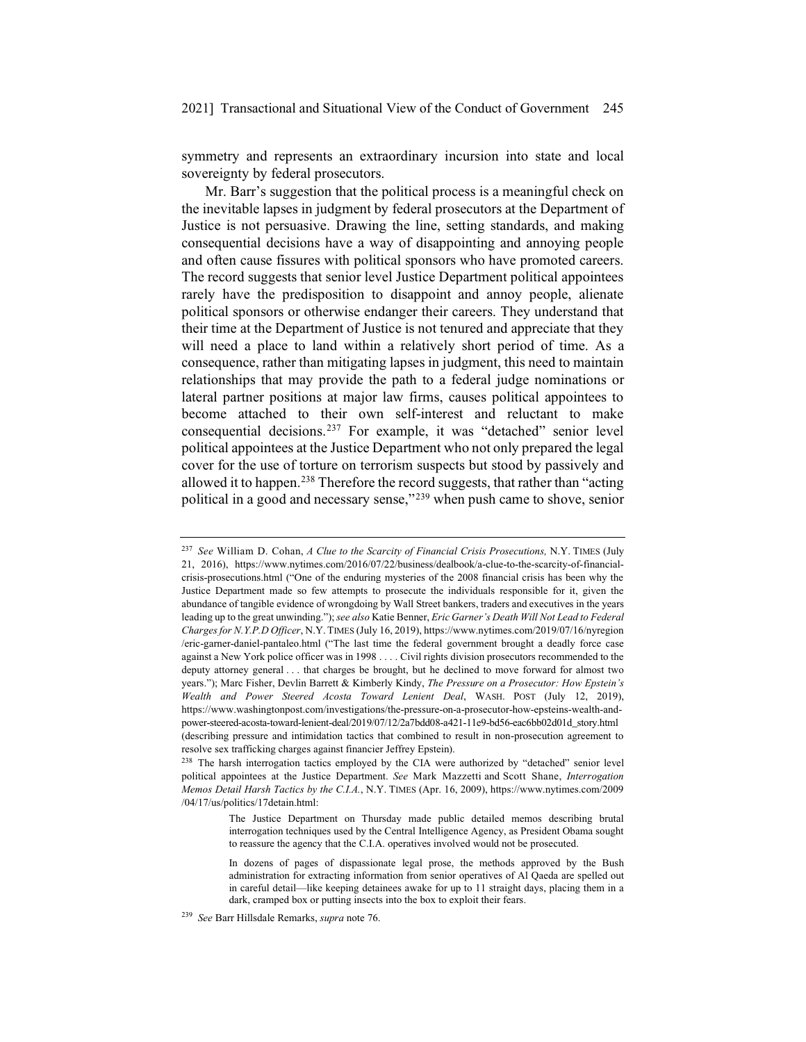symmetry and represents an extraordinary incursion into state and local sovereignty by federal prosecutors.

Mr. Barr's suggestion that the political process is a meaningful check on the inevitable lapses in judgment by federal prosecutors at the Department of Justice is not persuasive. Drawing the line, setting standards, and making consequential decisions have a way of disappointing and annoying people and often cause fissures with political sponsors who have promoted careers. The record suggests that senior level Justice Department political appointees rarely have the predisposition to disappoint and annoy people, alienate political sponsors or otherwise endanger their careers. They understand that their time at the Department of Justice is not tenured and appreciate that they will need a place to land within a relatively short period of time. As a consequence, rather than mitigating lapses in judgment, this need to maintain relationships that may provide the path to a federal judge nominations or lateral partner positions at major law firms, causes political appointees to become attached to their own self-interest and reluctant to make consequential decisions.[237] For example, it was "detached" senior level political appointees at the Justice Department who not only prepared the legal cover for the use of torture on terrorism suspects but stood by passively and allowed it to happen.[238] Therefore the record suggests, that rather than "acting political in a good and necessary sense,"[239] when push came to shove, senior

---

[237] *See* William D. Cohan, *A Clue to the Scarcity of Financial Crisis Prosecutions,* N.Y. TIMES (July 21, 2016), https://www.nytimes.com/2016/07/22/business/dealbook/a-clue-to-the-scarcity-of-financial-crisis-prosecutions.html ("One of the enduring mysteries of the 2008 financial crisis has been why the Justice Department made so few attempts to prosecute the individuals responsible for it, given the abundance of tangible evidence of wrongdoing by Wall Street bankers, traders and executives in the years leading up to the great unwinding."); *see also* Katie Benner, *Eric Garner's Death Will Not Lead to Federal Charges for N.Y.P.D Officer*, N.Y. TIMES (July 16, 2019), https://www.nytimes.com/2019/07/16/nyregion/eric-garner-daniel-pantaleo.html ("The last time the federal government brought a deadly force case against a New York police officer was in 1998 . . . . Civil rights division prosecutors recommended to the deputy attorney general . . . that charges be brought, but he declined to move forward for almost two years."); Marc Fisher, Devlin Barrett & Kimberly Kindy, *The Pressure on a Prosecutor: How Epstein's Wealth and Power Steered Acosta Toward Lenient Deal*, WASH. POST (July 12, 2019), https://www.washingtonpost.com/investigations/the-pressure-on-a-prosecutor-how-epsteins-wealth-and-power-steered-acosta-toward-lenient-deal/2019/07/12/2a7bdd08-a421-11e9-bd56-eac6bb02d01d_story.html (describing pressure and intimidation tactics that combined to result in non-prosecution agreement to resolve sex trafficking charges against financier Jeffrey Epstein).

[238] The harsh interrogation tactics employed by the CIA were authorized by "detached" senior level political appointees at the Justice Department. *See* Mark Mazzetti and Scott Shane, *Interrogation Memos Detail Harsh Tactics by the C.I.A.*, N.Y. TIMES (Apr. 16, 2009), https://www.nytimes.com/2009/04/17/us/politics/17detain.html:

> The Justice Department on Thursday made public detailed memos describing brutal interrogation techniques used by the Central Intelligence Agency, as President Obama sought to reassure the agency that the C.I.A. operatives involved would not be prosecuted.
>
> In dozens of pages of dispassionate legal prose, the methods approved by the Bush administration for extracting information from senior operatives of Al Qaeda are spelled out in careful detail—like keeping detainees awake for up to 11 straight days, placing them in a dark, cramped box or putting insects into the box to exploit their fears.

[239] *See* Barr Hillsdale Remarks, *supra* note 76.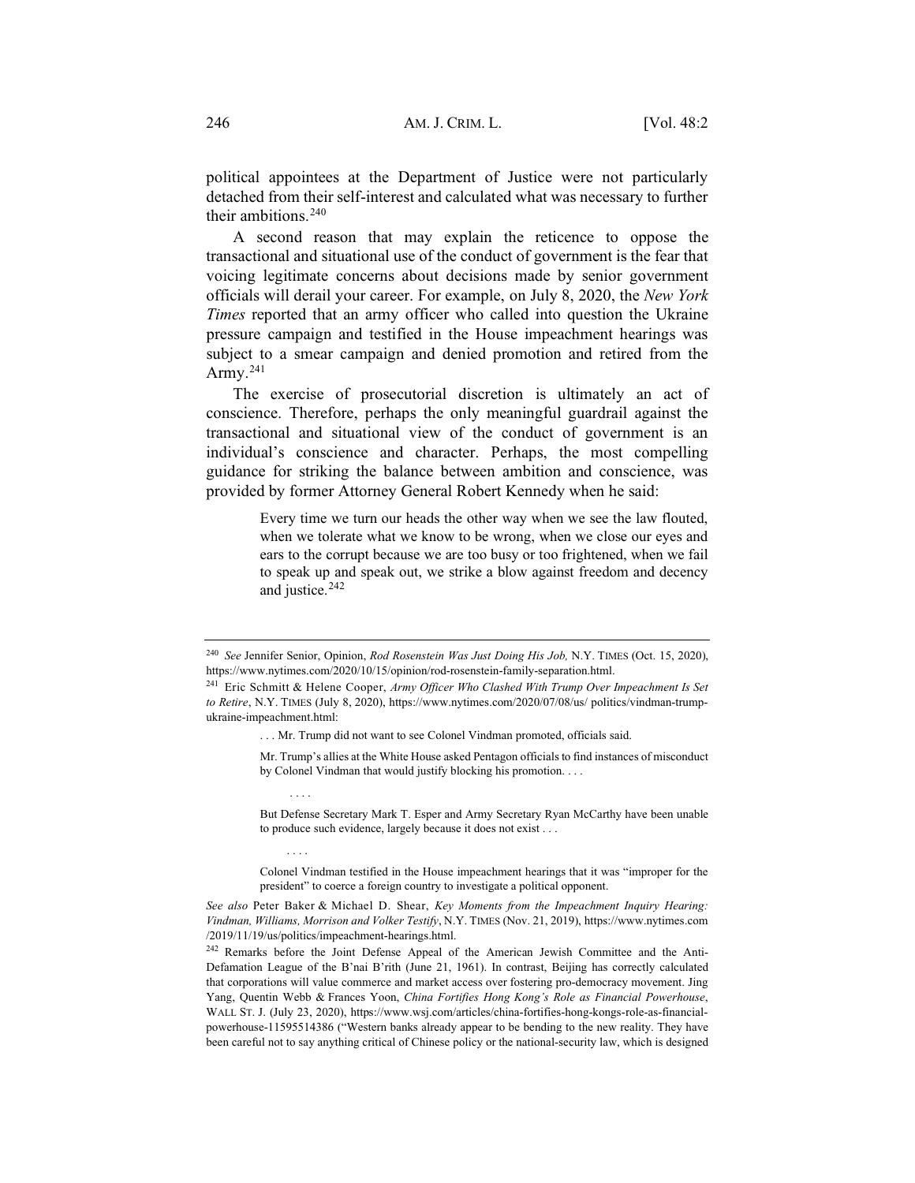political appointees at the Department of Justice were not particularly detached from their self-interest and calculated what was necessary to further their ambitions.[240]

A second reason that may explain the reticence to oppose the transactional and situational use of the conduct of government is the fear that voicing legitimate concerns about decisions made by senior government officials will derail your career. For example, on July 8, 2020, the *New York Times* reported that an army officer who called into question the Ukraine pressure campaign and testified in the House impeachment hearings was subject to a smear campaign and denied promotion and retired from the Army.[241]

The exercise of prosecutorial discretion is ultimately an act of conscience. Therefore, perhaps the only meaningful guardrail against the transactional and situational view of the conduct of government is an individual's conscience and character. Perhaps, the most compelling guidance for striking the balance between ambition and conscience, was provided by former Attorney General Robert Kennedy when he said:

> Every time we turn our heads the other way when we see the law flouted, when we tolerate what we know to be wrong, when we close our eyes and ears to the corrupt because we are too busy or too frightened, when we fail to speak up and speak out, we strike a blow against freedom and decency and justice.[242]

---

[240] *See* Jennifer Senior, Opinion, *Rod Rosenstein Was Just Doing His Job,* N.Y. TIMES (Oct. 15, 2020), https://www.nytimes.com/2020/10/15/opinion/rod-rosenstein-family-separation.html.

[241] Eric Schmitt & Helene Cooper, *Army Officer Who Clashed With Trump Over Impeachment Is Set to Retire*, N.Y. TIMES (July 8, 2020), https://www.nytimes.com/2020/07/08/us/ politics/vindman-trump-ukraine-impeachment.html:

> . . . Mr. Trump did not want to see Colonel Vindman promoted, officials said.
>
> Mr. Trump's allies at the White House asked Pentagon officials to find instances of misconduct by Colonel Vindman that would justify blocking his promotion. . . .
>
> . . . .
>
> But Defense Secretary Mark T. Esper and Army Secretary Ryan McCarthy have been unable to produce such evidence, largely because it does not exist . . .
>
> . . . .
>
> Colonel Vindman testified in the House impeachment hearings that it was "improper for the president" to coerce a foreign country to investigate a political opponent.

*See also* Peter Baker & Michael D. Shear, *Key Moments from the Impeachment Inquiry Hearing: Vindman, Williams, Morrison and Volker Testify*, N.Y. TIMES (Nov. 21, 2019), https://www.nytimes.com /2019/11/19/us/politics/impeachment-hearings.html.

[242] Remarks before the Joint Defense Appeal of the American Jewish Committee and the Anti-Defamation League of the B'nai B'rith (June 21, 1961). In contrast, Beijing has correctly calculated that corporations will value commerce and market access over fostering pro-democracy movement. Jing Yang, Quentin Webb & Frances Yoon, *China Fortifies Hong Kong's Role as Financial Powerhouse*, WALL ST. J. (July 23, 2020), https://www.wsj.com/articles/china-fortifies-hong-kongs-role-as-financial-powerhouse-11595514386 ("Western banks already appear to be bending to the new reality. They have been careful not to say anything critical of Chinese policy or the national-security law, which is designed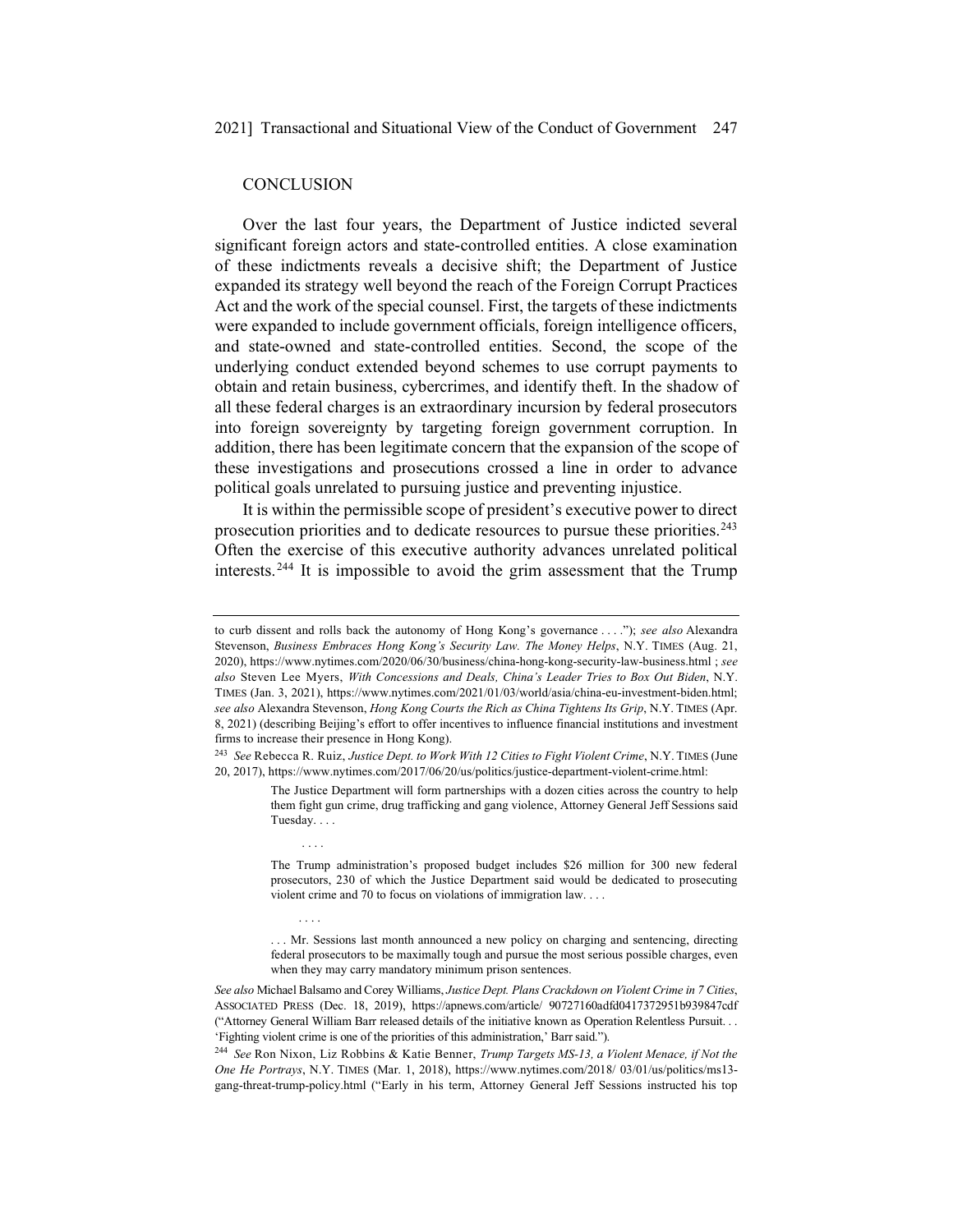## CONCLUSION

Over the last four years, the Department of Justice indicted several significant foreign actors and state-controlled entities. A close examination of these indictments reveals a decisive shift; the Department of Justice expanded its strategy well beyond the reach of the Foreign Corrupt Practices Act and the work of the special counsel. First, the targets of these indictments were expanded to include government officials, foreign intelligence officers, and state-owned and state-controlled entities. Second, the scope of the underlying conduct extended beyond schemes to use corrupt payments to obtain and retain business, cybercrimes, and identify theft. In the shadow of all these federal charges is an extraordinary incursion by federal prosecutors into foreign sovereignty by targeting foreign government corruption. In addition, there has been legitimate concern that the expansion of the scope of these investigations and prosecutions crossed a line in order to advance political goals unrelated to pursuing justice and preventing injustice.

It is within the permissible scope of president's executive power to direct prosecution priorities and to dedicate resources to pursue these priorities.[243] Often the exercise of this executive authority advances unrelated political interests.[244] It is impossible to avoid the grim assessment that the Trump

---

to curb dissent and rolls back the autonomy of Hong Kong's governance . . . ."); *see also* Alexandra Stevenson, *Business Embraces Hong Kong's Security Law. The Money Helps*, N.Y. TIMES (Aug. 21, 2020), https://www.nytimes.com/2020/06/30/business/china-hong-kong-security-law-business.html ; *see also* Steven Lee Myers, *With Concessions and Deals, China's Leader Tries to Box Out Biden*, N.Y. TIMES (Jan. 3, 2021), https://www.nytimes.com/2021/01/03/world/asia/china-eu-investment-biden.html; *see also* Alexandra Stevenson, *Hong Kong Courts the Rich as China Tightens Its Grip*, N.Y. TIMES (Apr. 8, 2021) (describing Beijing's effort to offer incentives to influence financial institutions and investment firms to increase their presence in Hong Kong).

[243] *See* Rebecca R. Ruiz, *Justice Dept. to Work With 12 Cities to Fight Violent Crime*, N.Y. TIMES (June 20, 2017), https://www.nytimes.com/2017/06/20/us/politics/justice-department-violent-crime.html:

> The Justice Department will form partnerships with a dozen cities across the country to help them fight gun crime, drug trafficking and gang violence, Attorney General Jeff Sessions said Tuesday. . . .
>
> . . . .
>
> The Trump administration's proposed budget includes $26 million for 300 new federal prosecutors, 230 of which the Justice Department said would be dedicated to prosecuting violent crime and 70 to focus on violations of immigration law. . . .
>
> . . . .
>
> . . . Mr. Sessions last month announced a new policy on charging and sentencing, directing federal prosecutors to be maximally tough and pursue the most serious possible charges, even when they may carry mandatory minimum prison sentences.

*See also* Michael Balsamo and Corey Williams, *Justice Dept. Plans Crackdown on Violent Crime in 7 Cities*, ASSOCIATED PRESS (Dec. 18, 2019), https://apnews.com/article/ 90727160adfd0417372951b939847cdf ("Attorney General William Barr released details of the initiative known as Operation Relentless Pursuit. . . 'Fighting violent crime is one of the priorities of this administration,' Barr said.").

[244] *See* Ron Nixon, Liz Robbins & Katie Benner, *Trump Targets MS-13, a Violent Menace, if Not the One He Portrays*, N.Y. TIMES (Mar. 1, 2018), https://www.nytimes.com/2018/ 03/01/us/politics/ms13-gang-threat-trump-policy.html ("Early in his term, Attorney General Jeff Sessions instructed his top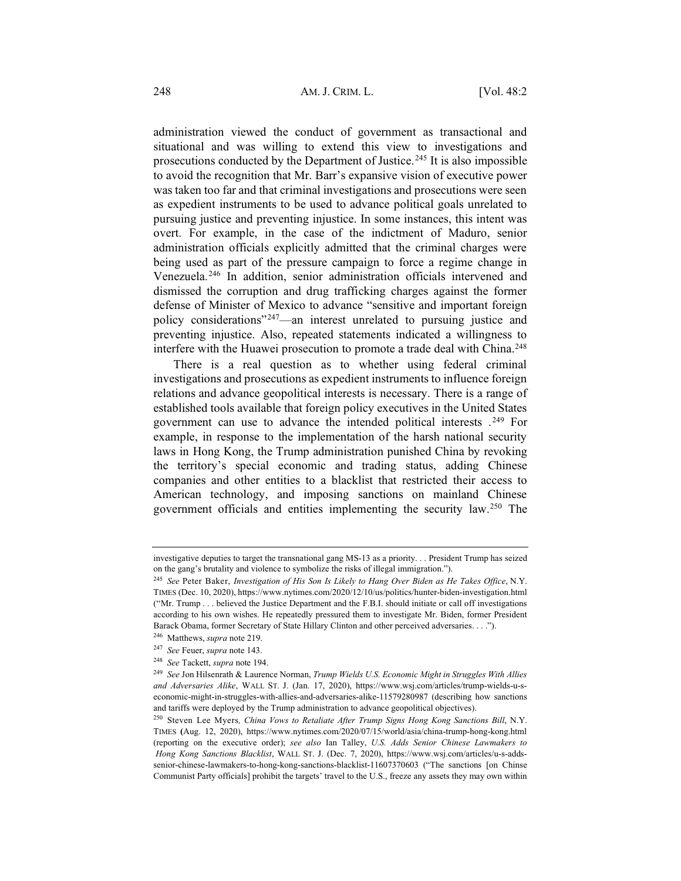administration viewed the conduct of government as transactional and situational and was willing to extend this view to investigations and prosecutions conducted by the Department of Justice.[245] It is also impossible to avoid the recognition that Mr. Barr's expansive vision of executive power was taken too far and that criminal investigations and prosecutions were seen as expedient instruments to be used to advance political goals unrelated to pursuing justice and preventing injustice. In some instances, this intent was overt. For example, in the case of the indictment of Maduro, senior administration officials explicitly admitted that the criminal charges were being used as part of the pressure campaign to force a regime change in Venezuela.[246] In addition, senior administration officials intervened and dismissed the corruption and drug trafficking charges against the former defense of Minister of Mexico to advance "sensitive and important foreign policy considerations"[247]—an interest unrelated to pursuing justice and preventing injustice. Also, repeated statements indicated a willingness to interfere with the Huawei prosecution to promote a trade deal with China.[248]

There is a real question as to whether using federal criminal investigations and prosecutions as expedient instruments to influence foreign relations and advance geopolitical interests is necessary. There is a range of established tools available that foreign policy executives in the United States government can use to advance the intended political interests .[249] For example, in response to the implementation of the harsh national security laws in Hong Kong, the Trump administration punished China by revoking the territory's special economic and trading status, adding Chinese companies and other entities to a blacklist that restricted their access to American technology, and imposing sanctions on mainland Chinese government officials and entities implementing the security law.[250] The

---

investigative deputies to target the transnational gang MS-13 as a priority. . . President Trump has seized on the gang's brutality and violence to symbolize the risks of illegal immigration.").

[245] *See* Peter Baker, *Investigation of His Son Is Likely to Hang Over Biden as He Takes Office*, N.Y. TIMES (Dec. 10, 2020), https://www.nytimes.com/2020/12/10/us/politics/hunter-biden-investigation.html ("Mr. Trump . . . believed the Justice Department and the F.B.I. should initiate or call off investigations according to his own wishes. He repeatedly pressured them to investigate Mr. Biden, former President Barack Obama, former Secretary of State Hillary Clinton and other perceived adversaries. . . .").

[246] Matthews, *supra* note 219.

[247] *See* Feuer, *supra* note 143.

[248] *See* Tackett, *supra* note 194.

[249] *See* Jon Hilsenrath & Laurence Norman, *Trump Wields U.S. Economic Might in Struggles With Allies and Adversaries Alike*, WALL ST. J. (Jan. 17, 2020), https://www.wsj.com/articles/trump-wields-u-s-economic-might-in-struggles-with-allies-and-adversaries-alike-11579280987 (describing how sanctions and tariffs were deployed by the Trump administration to advance geopolitical objectives).

[250] Steven Lee Myers*, China Vows to Retaliate After Trump Signs Hong Kong Sanctions Bill*, N.Y. TIMES (Aug. 12, 2020), https://www.nytimes.com/2020/07/15/world/asia/china-trump-hong-kong.html (reporting on the executive order); *see also* Ian Talley, *U.S. Adds Senior Chinese Lawmakers to Hong Kong Sanctions Blacklist*, WALL ST. J. (Dec. 7, 2020), https://www.wsj.com/articles/u-s-adds-senior-chinese-lawmakers-to-hong-kong-sanctions-blacklist-11607370603 ("The sanctions [on Chinse Communist Party officials] prohibit the targets' travel to the U.S., freeze any assets they may own within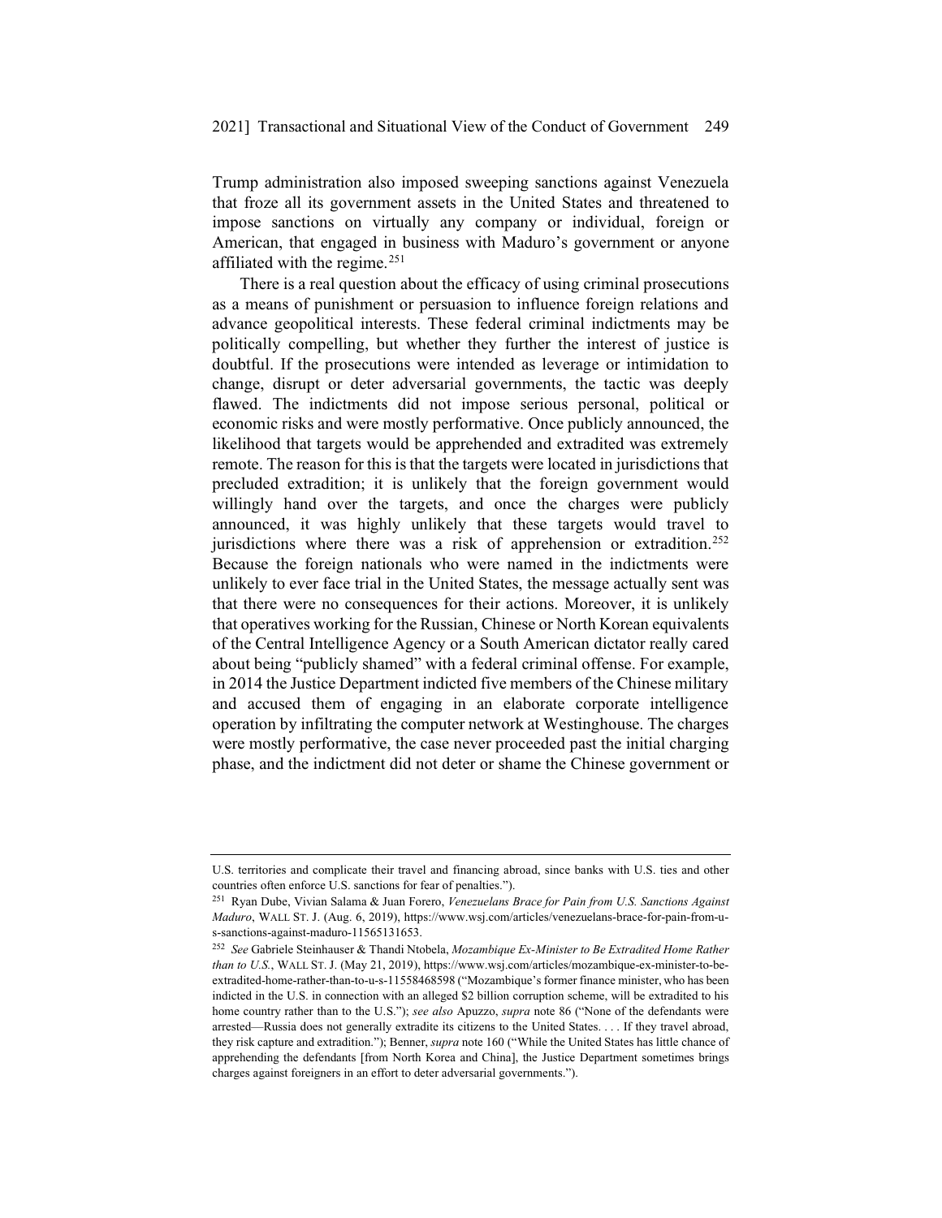Trump administration also imposed sweeping sanctions against Venezuela that froze all its government assets in the United States and threatened to impose sanctions on virtually any company or individual, foreign or American, that engaged in business with Maduro's government or anyone affiliated with the regime.[251]

There is a real question about the efficacy of using criminal prosecutions as a means of punishment or persuasion to influence foreign relations and advance geopolitical interests. These federal criminal indictments may be politically compelling, but whether they further the interest of justice is doubtful. If the prosecutions were intended as leverage or intimidation to change, disrupt or deter adversarial governments, the tactic was deeply flawed. The indictments did not impose serious personal, political or economic risks and were mostly performative. Once publicly announced, the likelihood that targets would be apprehended and extradited was extremely remote. The reason for this is that the targets were located in jurisdictions that precluded extradition; it is unlikely that the foreign government would willingly hand over the targets, and once the charges were publicly announced, it was highly unlikely that these targets would travel to jurisdictions where there was a risk of apprehension or extradition.[252] Because the foreign nationals who were named in the indictments were unlikely to ever face trial in the United States, the message actually sent was that there were no consequences for their actions. Moreover, it is unlikely that operatives working for the Russian, Chinese or North Korean equivalents of the Central Intelligence Agency or a South American dictator really cared about being "publicly shamed" with a federal criminal offense. For example, in 2014 the Justice Department indicted five members of the Chinese military and accused them of engaging in an elaborate corporate intelligence operation by infiltrating the computer network at Westinghouse. The charges were mostly performative, the case never proceeded past the initial charging phase, and the indictment did not deter or shame the Chinese government or

---

U.S. territories and complicate their travel and financing abroad, since banks with U.S. ties and other countries often enforce U.S. sanctions for fear of penalties.").

[251] Ryan Dube, Vivian Salama & Juan Forero, *Venezuelans Brace for Pain from U.S. Sanctions Against Maduro*, WALL ST. J. (Aug. 6, 2019), https://www.wsj.com/articles/venezuelans-brace-for-pain-from-u-s-sanctions-against-maduro-11565131653.

[252] *See* Gabriele Steinhauser & Thandi Ntobela, *Mozambique Ex-Minister to Be Extradited Home Rather than to U.S.*, WALL ST. J. (May 21, 2019), https://www.wsj.com/articles/mozambique-ex-minister-to-be-extradited-home-rather-than-to-u-s-11558468598 ("Mozambique's former finance minister, who has been indicted in the U.S. in connection with an alleged $2 billion corruption scheme, will be extradited to his home country rather than to the U.S."); *see also* Apuzzo, *supra* note 86 ("None of the defendants were arrested—Russia does not generally extradite its citizens to the United States. . . . If they travel abroad, they risk capture and extradition."); Benner, *supra* note 160 ("While the United States has little chance of apprehending the defendants [from North Korea and China], the Justice Department sometimes brings charges against foreigners in an effort to deter adversarial governments.").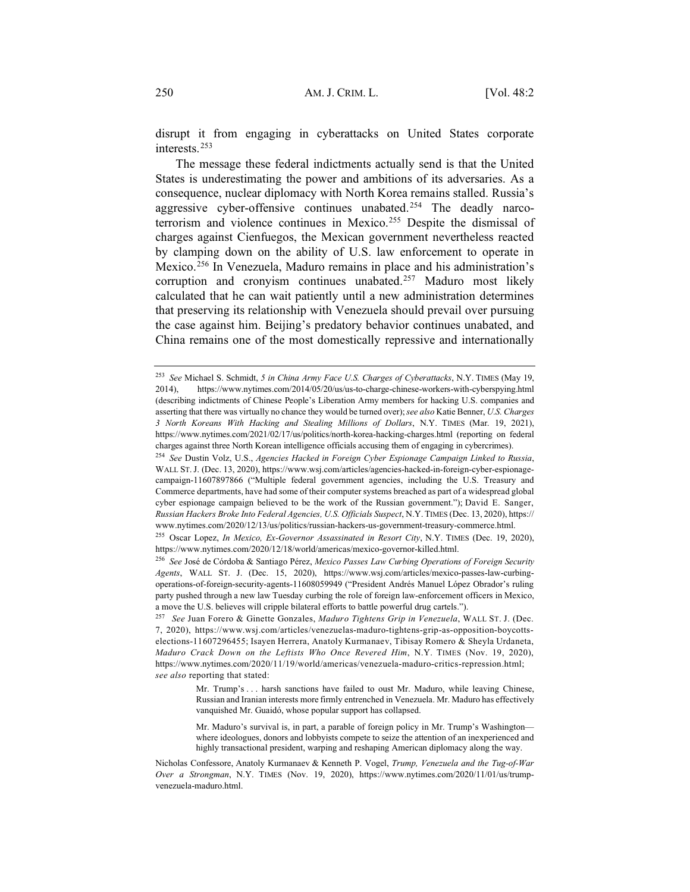disrupt it from engaging in cyberattacks on United States corporate interests.[253]

The message these federal indictments actually send is that the United States is underestimating the power and ambitions of its adversaries. As a consequence, nuclear diplomacy with North Korea remains stalled. Russia's aggressive cyber-offensive continues unabated.[254] The deadly narco-terrorism and violence continues in Mexico.[255] Despite the dismissal of charges against Cienfuegos, the Mexican government nevertheless reacted by clamping down on the ability of U.S. law enforcement to operate in Mexico.[256] In Venezuela, Maduro remains in place and his administration's corruption and cronyism continues unabated.[257] Maduro most likely calculated that he can wait patiently until a new administration determines that preserving its relationship with Venezuela should prevail over pursuing the case against him. Beijing's predatory behavior continues unabated, and China remains one of the most domestically repressive and internationally

---

[253] *See* Michael S. Schmidt, *5 in China Army Face U.S. Charges of Cyberattacks*, N.Y. TIMES (May 19, 2014), https://www.nytimes.com/2014/05/20/us/us-to-charge-chinese-workers-with-cyberspying.html (describing indictments of Chinese People's Liberation Army members for hacking U.S. companies and asserting that there was virtually no chance they would be turned over); *see also* Katie Benner, *U.S. Charges 3 North Koreans With Hacking and Stealing Millions of Dollars*, N.Y. TIMES (Mar. 19, 2021), https://www.nytimes.com/2021/02/17/us/politics/north-korea-hacking-charges.html (reporting on federal charges against three North Korean intelligence officials accusing them of engaging in cybercrimes).

[254] *See* Dustin Volz, U.S., *Agencies Hacked in Foreign Cyber Espionage Campaign Linked to Russia*, WALL ST. J. (Dec. 13, 2020), https://www.wsj.com/articles/agencies-hacked-in-foreign-cyber-espionage-campaign-11607897866 ("Multiple federal government agencies, including the U.S. Treasury and Commerce departments, have had some of their computer systems breached as part of a widespread global cyber espionage campaign believed to be the work of the Russian government."); David E. Sanger, *Russian Hackers Broke Into Federal Agencies, U.S. Officials Suspect*, N.Y. TIMES (Dec. 13, 2020), https://www.nytimes.com/2020/12/13/us/politics/russian-hackers-us-government-treasury-commerce.html.

[255] Oscar Lopez, *In Mexico, Ex-Governor Assassinated in Resort City*, N.Y. TIMES (Dec. 19, 2020), https://www.nytimes.com/2020/12/18/world/americas/mexico-governor-killed.html.

[256] *See* José de Córdoba & Santiago Pérez, *Mexico Passes Law Curbing Operations of Foreign Security Agents*, WALL ST. J. (Dec. 15, 2020), https://www.wsj.com/articles/mexico-passes-law-curbing-operations-of-foreign-security-agents-11608059949 ("President Andrés Manuel López Obrador's ruling party pushed through a new law Tuesday curbing the role of foreign law-enforcement officers in Mexico, a move the U.S. believes will cripple bilateral efforts to battle powerful drug cartels.").

[257] *See* Juan Forero & Ginette Gonzales, *Maduro Tightens Grip in Venezuela*, WALL ST. J. (Dec. 7, 2020), https://www.wsj.com/articles/venezuelas-maduro-tightens-grip-as-opposition-boycotts-elections-11607296455; Isayen Herrera, Anatoly Kurmanaev, Tibisay Romero & Sheyla Urdaneta, *Maduro Crack Down on the Leftists Who Once Revered Him*, N.Y. TIMES (Nov. 19, 2020), https://www.nytimes.com/2020/11/19/world/americas/venezuela-maduro-critics-repression.html; *see also* reporting that stated:

> Mr. Trump's . . . harsh sanctions have failed to oust Mr. Maduro, while leaving Chinese, Russian and Iranian interests more firmly entrenched in Venezuela. Mr. Maduro has effectively vanquished Mr. Guaidó, whose popular support has collapsed.
>
> Mr. Maduro's survival is, in part, a parable of foreign policy in Mr. Trump's Washington—where ideologues, donors and lobbyists compete to seize the attention of an inexperienced and highly transactional president, warping and reshaping American diplomacy along the way.

Nicholas Confessore, Anatoly Kurmanaev & Kenneth P. Vogel, *Trump, Venezuela and the Tug-of-War Over a Strongman*, N.Y. TIMES (Nov. 19, 2020), https://www.nytimes.com/2020/11/01/us/trump-venezuela-maduro.html.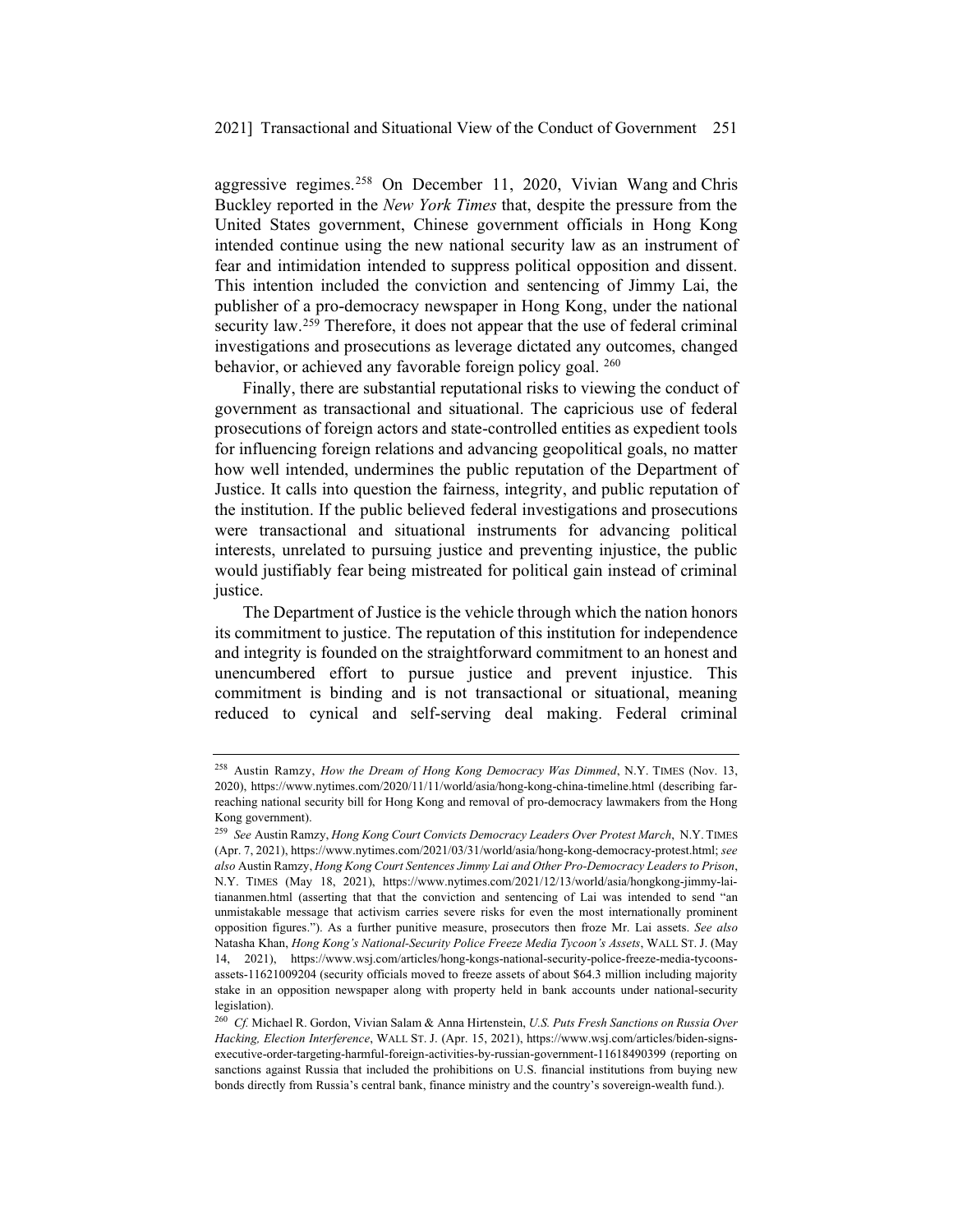aggressive regimes.[258] On December 11, 2020, Vivian Wang and Chris Buckley reported in the *New York Times* that, despite the pressure from the United States government, Chinese government officials in Hong Kong intended continue using the new national security law as an instrument of fear and intimidation intended to suppress political opposition and dissent. This intention included the conviction and sentencing of Jimmy Lai, the publisher of a pro-democracy newspaper in Hong Kong, under the national security law.[259] Therefore, it does not appear that the use of federal criminal investigations and prosecutions as leverage dictated any outcomes, changed behavior, or achieved any favorable foreign policy goal. [260]

Finally, there are substantial reputational risks to viewing the conduct of government as transactional and situational. The capricious use of federal prosecutions of foreign actors and state-controlled entities as expedient tools for influencing foreign relations and advancing geopolitical goals, no matter how well intended, undermines the public reputation of the Department of Justice. It calls into question the fairness, integrity, and public reputation of the institution. If the public believed federal investigations and prosecutions were transactional and situational instruments for advancing political interests, unrelated to pursuing justice and preventing injustice, the public would justifiably fear being mistreated for political gain instead of criminal justice.

The Department of Justice is the vehicle through which the nation honors its commitment to justice. The reputation of this institution for independence and integrity is founded on the straightforward commitment to an honest and unencumbered effort to pursue justice and prevent injustice. This commitment is binding and is not transactional or situational, meaning reduced to cynical and self-serving deal making. Federal criminal

---

[258] Austin Ramzy, *How the Dream of Hong Kong Democracy Was Dimmed*, N.Y. TIMES (Nov. 13, 2020), https://www.nytimes.com/2020/11/11/world/asia/hong-kong-china-timeline.html (describing far-reaching national security bill for Hong Kong and removal of pro-democracy lawmakers from the Hong Kong government).

[259] *See* Austin Ramzy, *Hong Kong Court Convicts Democracy Leaders Over Protest March*, N.Y. TIMES (Apr. 7, 2021), https://www.nytimes.com/2021/03/31/world/asia/hong-kong-democracy-protest.html; *see also* Austin Ramzy, *Hong Kong Court Sentences Jimmy Lai and Other Pro-Democracy Leaders to Prison*, N.Y. TIMES (May 18, 2021), https://www.nytimes.com/2021/12/13/world/asia/hongkong-jimmy-lai-tiananmen.html (asserting that that the conviction and sentencing of Lai was intended to send "an unmistakable message that activism carries severe risks for even the most internationally prominent opposition figures."). As a further punitive measure, prosecutors then froze Mr. Lai assets. *See also* Natasha Khan, *Hong Kong's National-Security Police Freeze Media Tycoon's Assets*, WALL ST. J. (May 14, 2021), https://www.wsj.com/articles/hong-kongs-national-security-police-freeze-media-tycoons-assets-11621009204 (security officials moved to freeze assets of about $64.3 million including majority stake in an opposition newspaper along with property held in bank accounts under national-security legislation).

[260] *Cf.* Michael R. Gordon, Vivian Salam & Anna Hirtenstein, *U.S. Puts Fresh Sanctions on Russia Over Hacking, Election Interference*, WALL ST. J. (Apr. 15, 2021), https://www.wsj.com/articles/biden-signs-executive-order-targeting-harmful-foreign-activities-by-russian-government-11618490399 (reporting on sanctions against Russia that included the prohibitions on U.S. financial institutions from buying new bonds directly from Russia's central bank, finance ministry and the country's sovereign-wealth fund.).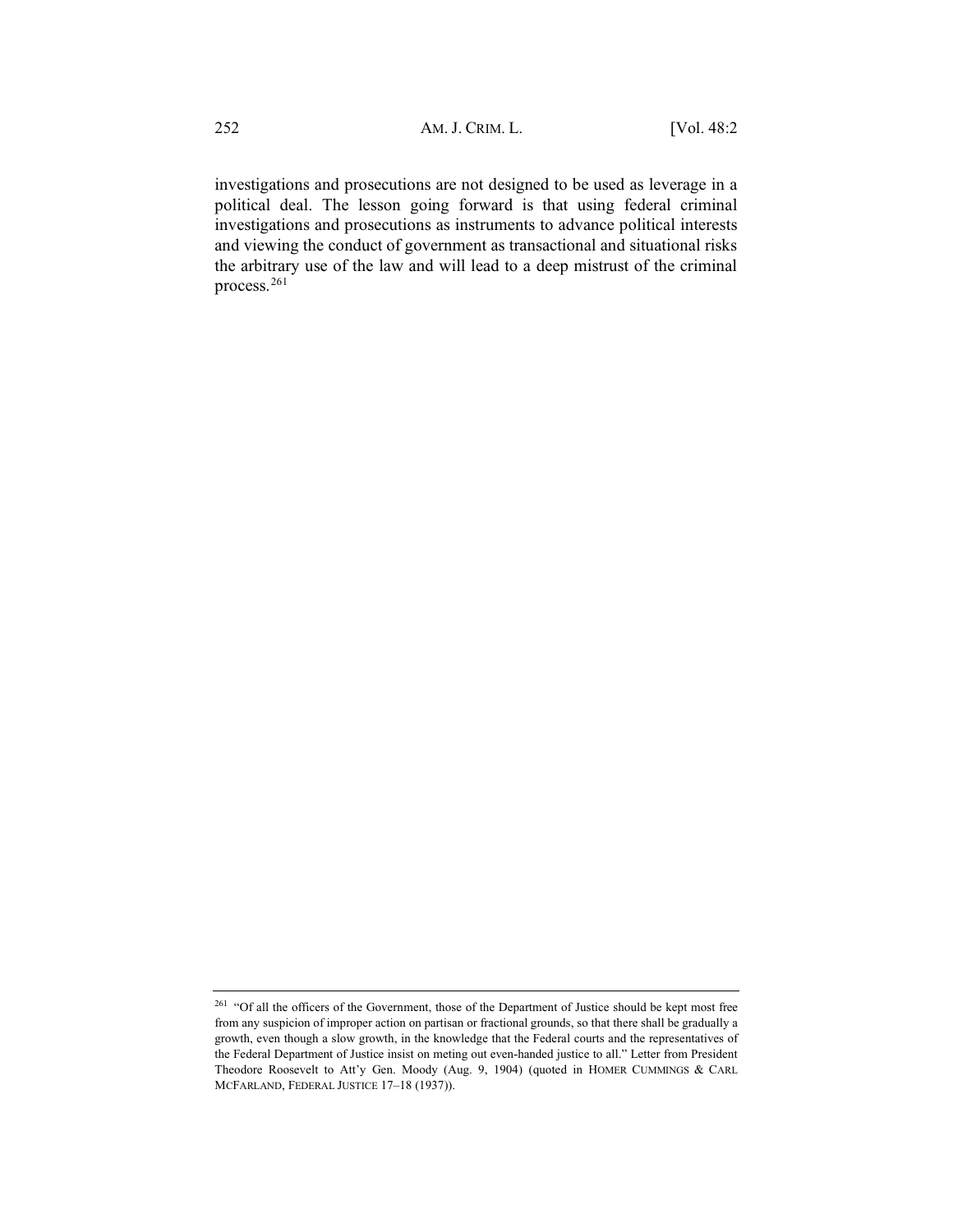investigations and prosecutions are not designed to be used as leverage in a political deal. The lesson going forward is that using federal criminal investigations and prosecutions as instruments to advance political interests and viewing the conduct of government as transactional and situational risks the arbitrary use of the law and will lead to a deep mistrust of the criminal process.[261]

---

[261] "Of all the officers of the Government, those of the Department of Justice should be kept most free from any suspicion of improper action on partisan or fractional grounds, so that there shall be gradually a growth, even though a slow growth, in the knowledge that the Federal courts and the representatives of the Federal Department of Justice insist on meting out even-handed justice to all." Letter from President Theodore Roosevelt to Att'y Gen. Moody (Aug. 9, 1904) (quoted in HOMER CUMMINGS & CARL MCFARLAND, FEDERAL JUSTICE 17–18 (1937)).